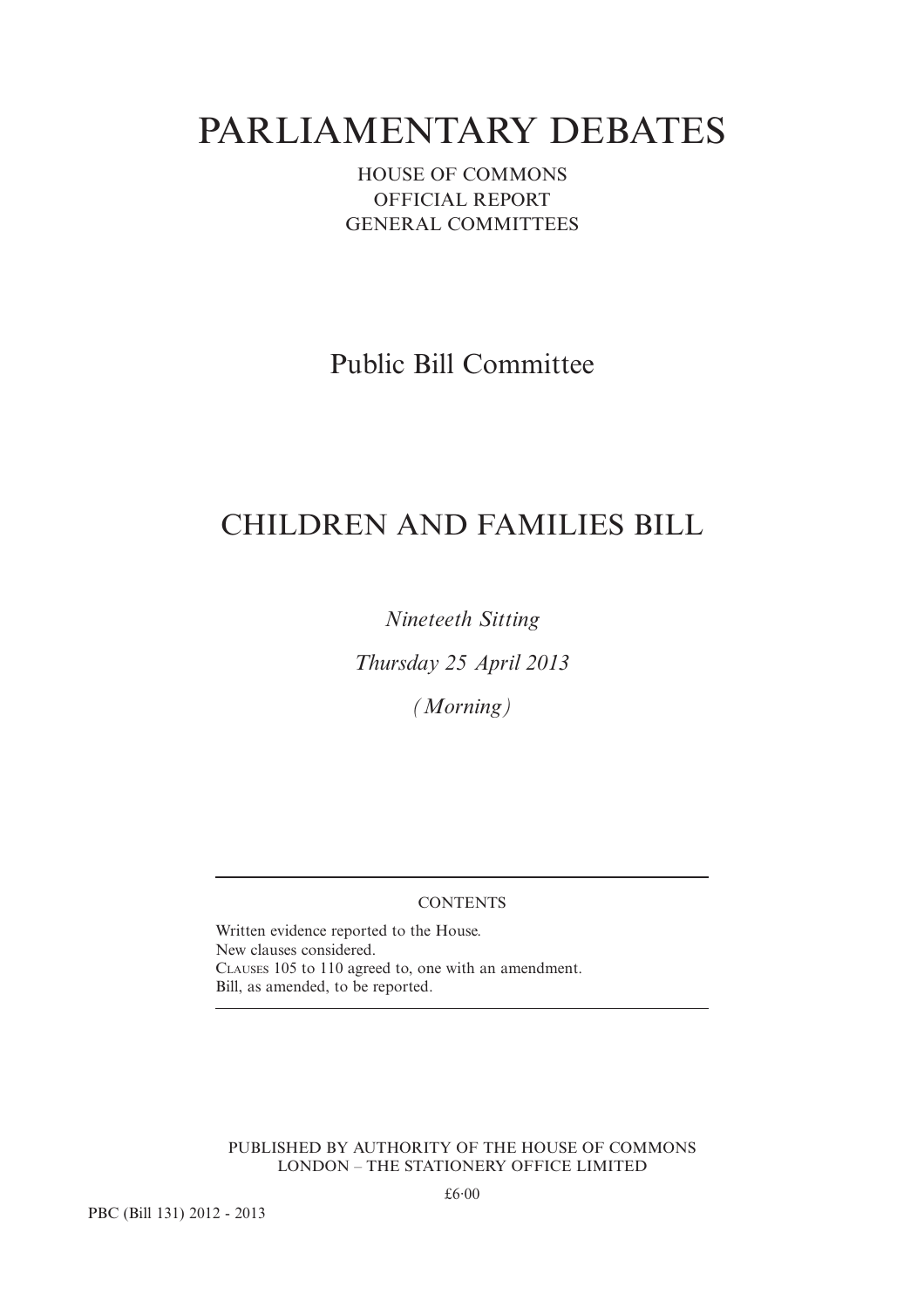# PARLIAMENTARY DEBATES

HOUSE OF COMMONS
OFFICIAL REPORT
GENERAL COMMITTEES

## Public Bill Committee

## CHILDREN AND FAMILIES BILL

*Nineteeth Sitting*

*Thursday 25 April 2013*

*(Morning)*

---

CONTENTS

Written evidence reported to the House.
New clauses considered.
CLAUSES 105 to 110 agreed to, one with an amendment.
Bill, as amended, to be reported.

---

PUBLISHED BY AUTHORITY OF THE HOUSE OF COMMONS
LONDON – THE STATIONERY OFFICE LIMITED

£6·00

PBC (Bill 131) 2012 - 2013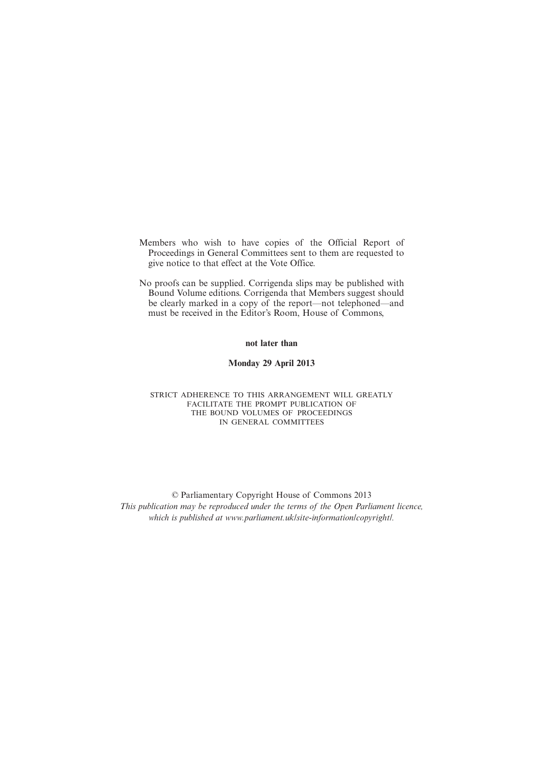Members who wish to have copies of the Official Report of Proceedings in General Committees sent to them are requested to give notice to that effect at the Vote Office.

No proofs can be supplied. Corrigenda slips may be published with Bound Volume editions. Corrigenda that Members suggest should be clearly marked in a copy of the report—not telephoned—and must be received in the Editor's Room, House of Commons,

**not later than**

**Monday 29 April 2013**

STRICT ADHERENCE TO THIS ARRANGEMENT WILL GREATLY FACILITATE THE PROMPT PUBLICATION OF THE BOUND VOLUMES OF PROCEEDINGS IN GENERAL COMMITTEES

© Parliamentary Copyright House of Commons 2013
*This publication may be reproduced under the terms of the Open Parliament licence, which is published at www.parliament.uk/site-information/copyright/.*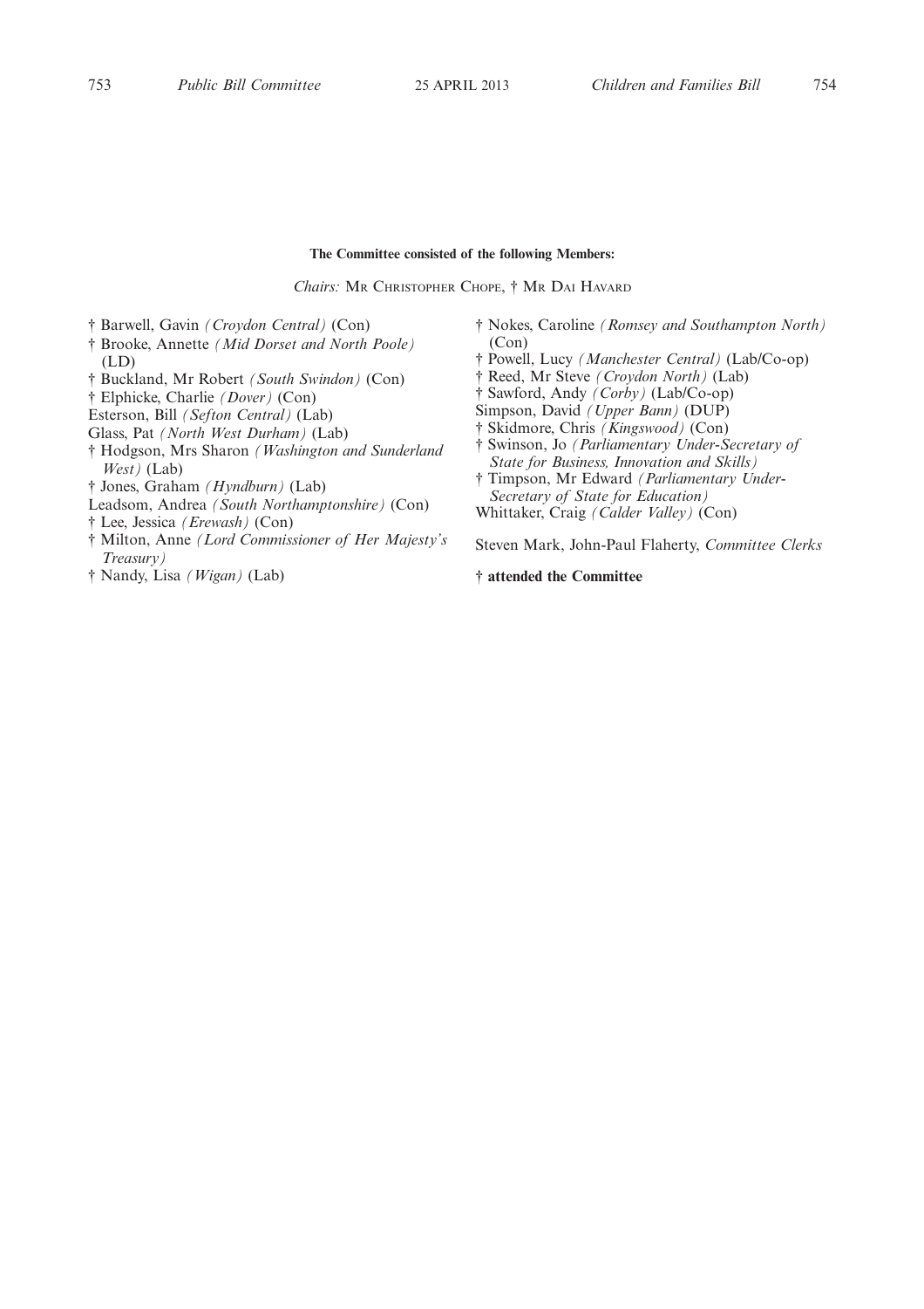**The Committee consisted of the following Members:**

*Chairs:* Mr Christopher Chope, † Mr Dai Havard

† Barwell, Gavin *(Croydon Central)* (Con)
† Brooke, Annette *(Mid Dorset and North Poole)* (LD)
† Buckland, Mr Robert *(South Swindon)* (Con)
† Elphicke, Charlie *(Dover)* (Con)
Esterson, Bill *(Sefton Central)* (Lab)
Glass, Pat *(North West Durham)* (Lab)
† Hodgson, Mrs Sharon *(Washington and Sunderland West)* (Lab)
† Jones, Graham *(Hyndburn)* (Lab)
Leadsom, Andrea *(South Northamptonshire)* (Con)
† Lee, Jessica *(Erewash)* (Con)
† Milton, Anne *(Lord Commissioner of Her Majesty's Treasury)*
† Nandy, Lisa *(Wigan)* (Lab)
† Nokes, Caroline *(Romsey and Southampton North)* (Con)
† Powell, Lucy *(Manchester Central)* (Lab/Co-op)
† Reed, Mr Steve *(Croydon North)* (Lab)
† Sawford, Andy *(Corby)* (Lab/Co-op)
Simpson, David *(Upper Bann)* (DUP)
† Skidmore, Chris *(Kingswood)* (Con)
† Swinson, Jo *(Parliamentary Under-Secretary of State for Business, Innovation and Skills)*
† Timpson, Mr Edward *(Parliamentary Under-Secretary of State for Education)*
Whittaker, Craig *(Calder Valley)* (Con)

Steven Mark, John-Paul Flaherty, *Committee Clerks*

**† attended the Committee**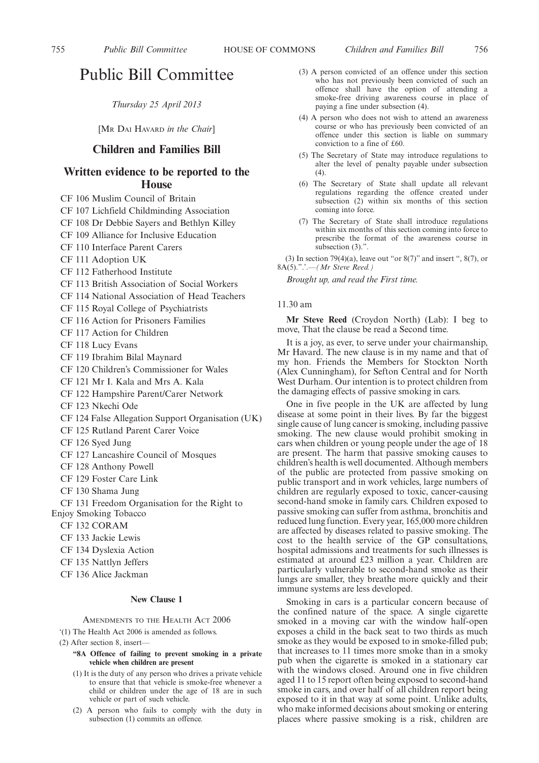# Public Bill Committee

*Thursday 25 April 2013*

[MR DAI HAVARD *in the Chair*]

## Children and Families Bill

## Written evidence to be reported to the House

CF 106 Muslim Council of Britain

CF 107 Lichfield Childminding Association

CF 108 Dr Debbie Sayers and Bethlyn Killey

CF 109 Alliance for Inclusive Education

CF 110 Interface Parent Carers

CF 111 Adoption UK

CF 112 Fatherhood Institute

CF 113 British Association of Social Workers

CF 114 National Association of Head Teachers

CF 115 Royal College of Psychiatrists

CF 116 Action for Prisoners Families

CF 117 Action for Children

CF 118 Lucy Evans

CF 119 Ibrahim Bilal Maynard

CF 120 Children's Commissioner for Wales

CF 121 Mr I. Kala and Mrs A. Kala

CF 122 Hampshire Parent/Carer Network

CF 123 Nkechi Ode

CF 124 False Allegation Support Organisation (UK)

CF 125 Rutland Parent Carer Voice

CF 126 Syed Jung

CF 127 Lancashire Council of Mosques

CF 128 Anthony Powell

CF 129 Foster Care Link

CF 130 Shama Jung

CF 131 Freedom Organisation for the Right to Enjoy Smoking Tobacco

CF 132 CORAM

CF 133 Jackie Lewis

CF 134 Dyslexia Action

CF 135 Nattlyn Jeffers

CF 136 Alice Jackman

### New Clause 1

AMENDMENTS TO THE HEALTH ACT 2006

'(1) The Health Act 2006 is amended as follows.

(2) After section 8, insert—

**"8A Offence of failing to prevent smoking in a private vehicle when children are present**

(1) It is the duty of any person who drives a private vehicle to ensure that that vehicle is smoke-free whenever a child or children under the age of 18 are in such vehicle or part of such vehicle.

(2) A person who fails to comply with the duty in subsection (1) commits an offence.

(3) A person convicted of an offence under this section who has not previously been convicted of such an offence shall have the option of attending a smoke-free driving awareness course in place of paying a fine under subsection (4).

(4) A person who does not wish to attend an awareness course or who has previously been convicted of an offence under this section is liable on summary conviction to a fine of £60.

(5) The Secretary of State may introduce regulations to alter the level of penalty payable under subsection (4).

(6) The Secretary of State shall update all relevant regulations regarding the offence created under subsection (2) within six months of this section coming into force.

(7) The Secretary of State shall introduce regulations within six months of this section coming into force to prescribe the format of the awareness course in subsection (3).".

(3) In section 79(4)(a), leave out "or 8(7)" and insert ", 8(7), or 8A(5).".'.—*(Mr Steve Reed.)*

*Brought up, and read the First time.*

11.30 am

**Mr Steve Reed** (Croydon North) (Lab): I beg to move, That the clause be read a Second time.

It is a joy, as ever, to serve under your chairmanship, Mr Havard. The new clause is in my name and that of my hon. Friends the Members for Stockton North (Alex Cunningham), for Sefton Central and for North West Durham. Our intention is to protect children from the damaging effects of passive smoking in cars.

One in five people in the UK are affected by lung disease at some point in their lives. By far the biggest single cause of lung cancer is smoking, including passive smoking. The new clause would prohibit smoking in cars when children or young people under the age of 18 are present. The harm that passive smoking causes to children's health is well documented. Although members of the public are protected from passive smoking on public transport and in work vehicles, large numbers of children are regularly exposed to toxic, cancer-causing second-hand smoke in family cars. Children exposed to passive smoking can suffer from asthma, bronchitis and reduced lung function. Every year, 165,000 more children are affected by diseases related to passive smoking. The cost to the health service of the GP consultations, hospital admissions and treatments for such illnesses is estimated at around £23 million a year. Children are particularly vulnerable to second-hand smoke as their lungs are smaller, they breathe more quickly and their immune systems are less developed.

Smoking in cars is a particular concern because of the confined nature of the space. A single cigarette smoked in a moving car with the window half-open exposes a child in the back seat to two thirds as much smoke as they would be exposed to in smoke-filled pub; that increases to 11 times more smoke than in a smoky pub when the cigarette is smoked in a stationary car with the windows closed. Around one in five children aged 11 to 15 report often being exposed to second-hand smoke in cars, and over half of all children report being exposed to it in that way at some point. Unlike adults, who make informed decisions about smoking or entering places where passive smoking is a risk, children are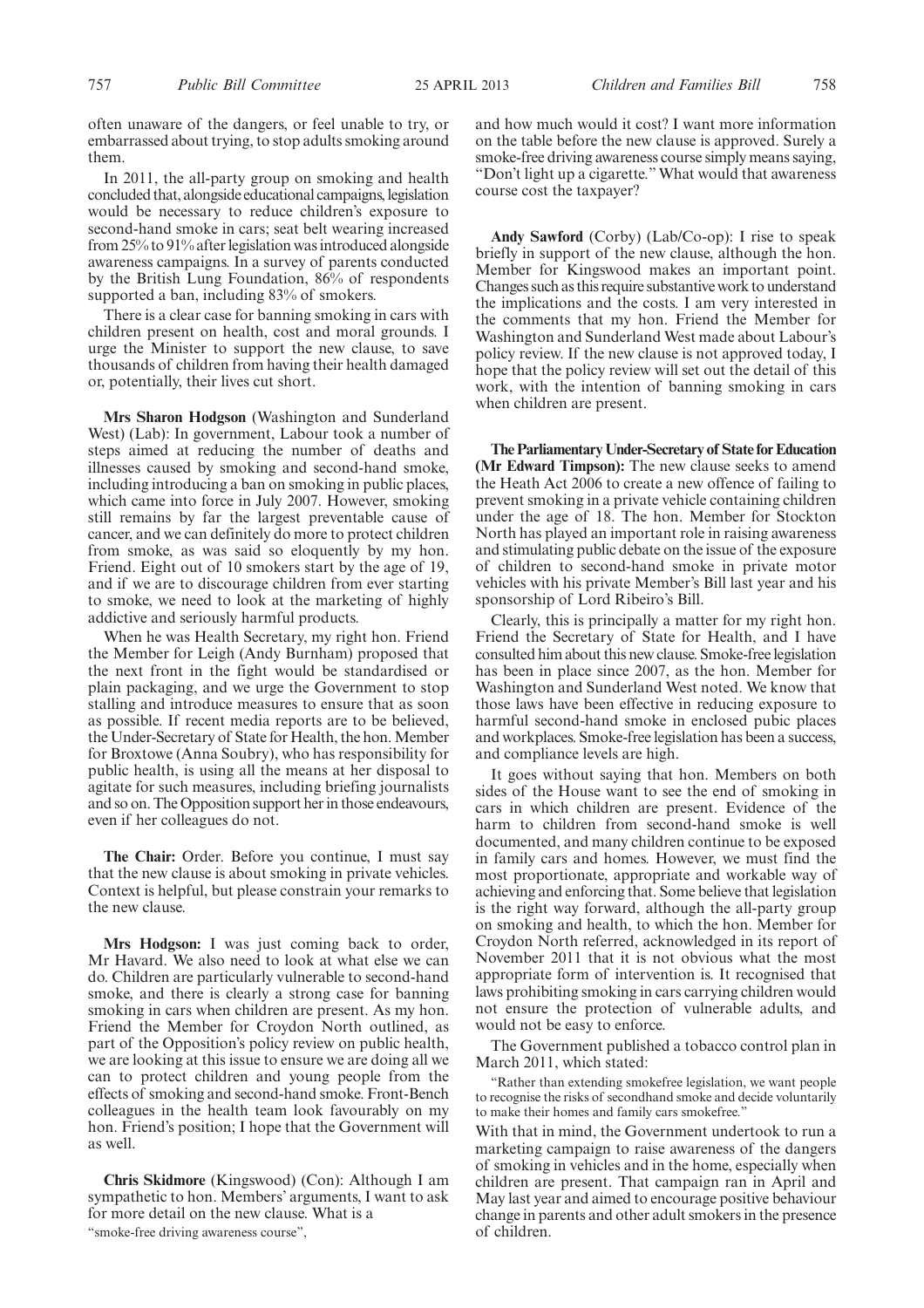often unaware of the dangers, or feel unable to try, or embarrassed about trying, to stop adults smoking around them.

In 2011, the all-party group on smoking and health concluded that, alongside educational campaigns, legislation would be necessary to reduce children's exposure to second-hand smoke in cars; seat belt wearing increased from 25% to 91% after legislation was introduced alongside awareness campaigns. In a survey of parents conducted by the British Lung Foundation, 86% of respondents supported a ban, including 83% of smokers.

There is a clear case for banning smoking in cars with children present on health, cost and moral grounds. I urge the Minister to support the new clause, to save thousands of children from having their health damaged or, potentially, their lives cut short.

**Mrs Sharon Hodgson** (Washington and Sunderland West) (Lab): In government, Labour took a number of steps aimed at reducing the number of deaths and illnesses caused by smoking and second-hand smoke, including introducing a ban on smoking in public places, which came into force in July 2007. However, smoking still remains by far the largest preventable cause of cancer, and we can definitely do more to protect children from smoke, as was said so eloquently by my hon. Friend. Eight out of 10 smokers start by the age of 19, and if we are to discourage children from ever starting to smoke, we need to look at the marketing of highly addictive and seriously harmful products.

When he was Health Secretary, my right hon. Friend the Member for Leigh (Andy Burnham) proposed that the next front in the fight would be standardised or plain packaging, and we urge the Government to stop stalling and introduce measures to ensure that as soon as possible. If recent media reports are to be believed, the Under-Secretary of State for Health, the hon. Member for Broxtowe (Anna Soubry), who has responsibility for public health, is using all the means at her disposal to agitate for such measures, including briefing journalists and so on. The Opposition support her in those endeavours, even if her colleagues do not.

**The Chair:** Order. Before you continue, I must say that the new clause is about smoking in private vehicles. Context is helpful, but please constrain your remarks to the new clause.

**Mrs Hodgson:** I was just coming back to order, Mr Havard. We also need to look at what else we can do. Children are particularly vulnerable to second-hand smoke, and there is clearly a strong case for banning smoking in cars when children are present. As my hon. Friend the Member for Croydon North outlined, as part of the Opposition's policy review on public health, we are looking at this issue to ensure we are doing all we can to protect children and young people from the effects of smoking and second-hand smoke. Front-Bench colleagues in the health team look favourably on my hon. Friend's position; I hope that the Government will as well.

**Chris Skidmore** (Kingswood) (Con): Although I am sympathetic to hon. Members' arguments, I want to ask for more detail on the new clause. What is a

"smoke-free driving awareness course",

and how much would it cost? I want more information on the table before the new clause is approved. Surely a smoke-free driving awareness course simply means saying, "Don't light up a cigarette." What would that awareness course cost the taxpayer?

**Andy Sawford** (Corby) (Lab/Co-op): I rise to speak briefly in support of the new clause, although the hon. Member for Kingswood makes an important point. Changes such as this require substantive work to understand the implications and the costs. I am very interested in the comments that my hon. Friend the Member for Washington and Sunderland West made about Labour's policy review. If the new clause is not approved today, I hope that the policy review will set out the detail of this work, with the intention of banning smoking in cars when children are present.

**The Parliamentary Under-Secretary of State for Education (Mr Edward Timpson):** The new clause seeks to amend the Heath Act 2006 to create a new offence of failing to prevent smoking in a private vehicle containing children under the age of 18. The hon. Member for Stockton North has played an important role in raising awareness and stimulating public debate on the issue of the exposure of children to second-hand smoke in private motor vehicles with his private Member's Bill last year and his sponsorship of Lord Ribeiro's Bill.

Clearly, this is principally a matter for my right hon. Friend the Secretary of State for Health, and I have consulted him about this new clause. Smoke-free legislation has been in place since 2007, as the hon. Member for Washington and Sunderland West noted. We know that those laws have been effective in reducing exposure to harmful second-hand smoke in enclosed pubic places and workplaces. Smoke-free legislation has been a success, and compliance levels are high.

It goes without saying that hon. Members on both sides of the House want to see the end of smoking in cars in which children are present. Evidence of the harm to children from second-hand smoke is well documented, and many children continue to be exposed in family cars and homes. However, we must find the most proportionate, appropriate and workable way of achieving and enforcing that. Some believe that legislation is the right way forward, although the all-party group on smoking and health, to which the hon. Member for Croydon North referred, acknowledged in its report of November 2011 that it is not obvious what the most appropriate form of intervention is. It recognised that laws prohibiting smoking in cars carrying children would not ensure the protection of vulnerable adults, and would not be easy to enforce.

The Government published a tobacco control plan in March 2011, which stated:

"Rather than extending smokefree legislation, we want people to recognise the risks of secondhand smoke and decide voluntarily to make their homes and family cars smokefree."

With that in mind, the Government undertook to run a marketing campaign to raise awareness of the dangers of smoking in vehicles and in the home, especially when children are present. That campaign ran in April and May last year and aimed to encourage positive behaviour change in parents and other adult smokers in the presence of children.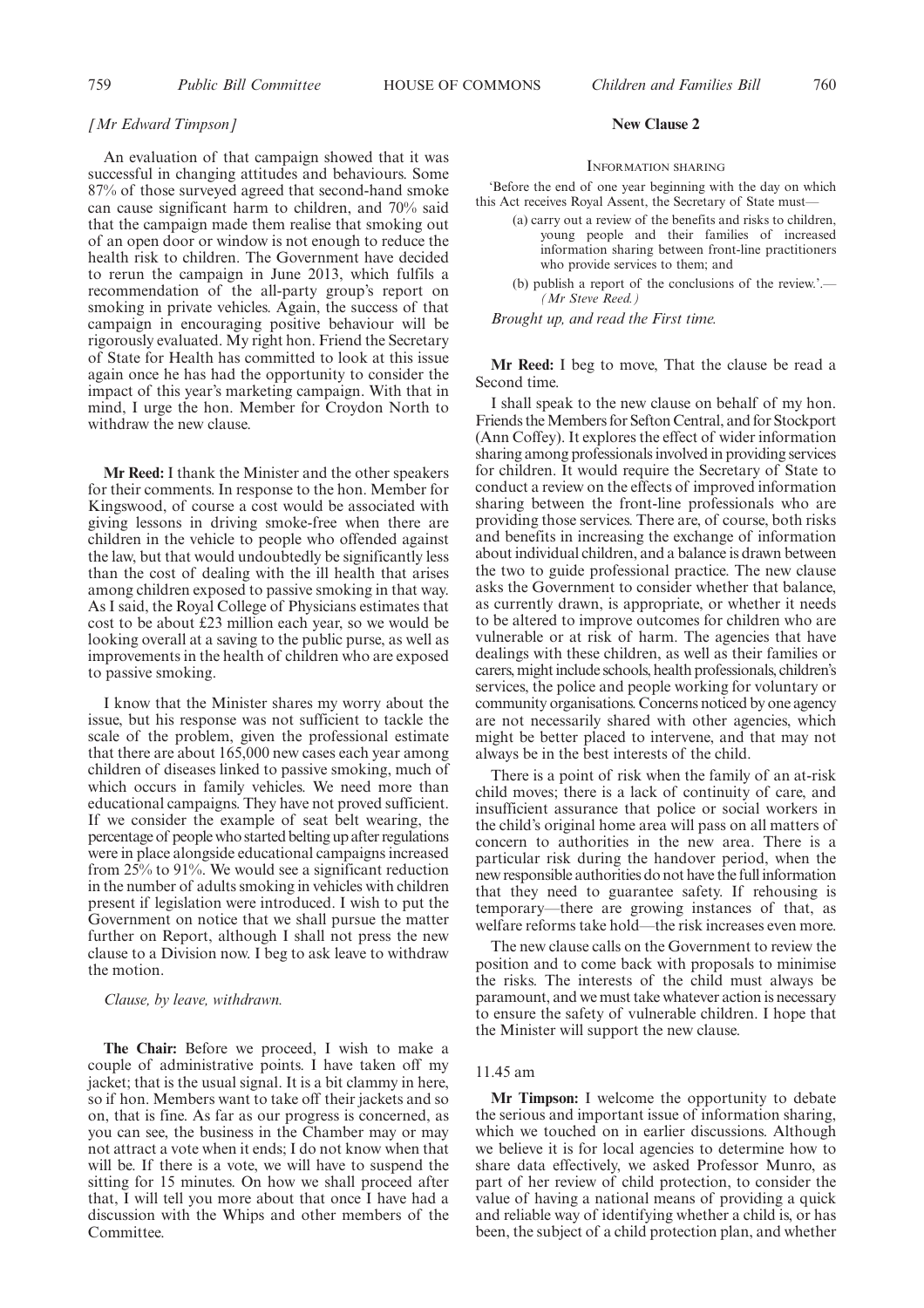*[Mr Edward Timpson]*

An evaluation of that campaign showed that it was successful in changing attitudes and behaviours. Some 87% of those surveyed agreed that second-hand smoke can cause significant harm to children, and 70% said that the campaign made them realise that smoking out of an open door or window is not enough to reduce the health risk to children. The Government have decided to rerun the campaign in June 2013, which fulfils a recommendation of the all-party group's report on smoking in private vehicles. Again, the success of that campaign in encouraging positive behaviour will be rigorously evaluated. My right hon. Friend the Secretary of State for Health has committed to look at this issue again once he has had the opportunity to consider the impact of this year's marketing campaign. With that in mind, I urge the hon. Member for Croydon North to withdraw the new clause.

**Mr Reed:** I thank the Minister and the other speakers for their comments. In response to the hon. Member for Kingswood, of course a cost would be associated with giving lessons in driving smoke-free when there are children in the vehicle to people who offended against the law, but that would undoubtedly be significantly less than the cost of dealing with the ill health that arises among children exposed to passive smoking in that way. As I said, the Royal College of Physicians estimates that cost to be about £23 million each year, so we would be looking overall at a saving to the public purse, as well as improvements in the health of children who are exposed to passive smoking.

I know that the Minister shares my worry about the issue, but his response was not sufficient to tackle the scale of the problem, given the professional estimate that there are about 165,000 new cases each year among children of diseases linked to passive smoking, much of which occurs in family vehicles. We need more than educational campaigns. They have not proved sufficient. If we consider the example of seat belt wearing, the percentage of people who started belting up after regulations were in place alongside educational campaigns increased from 25% to 91%. We would see a significant reduction in the number of adults smoking in vehicles with children present if legislation were introduced. I wish to put the Government on notice that we shall pursue the matter further on Report, although I shall not press the new clause to a Division now. I beg to ask leave to withdraw the motion.

*Clause, by leave, withdrawn.*

**The Chair:** Before we proceed, I wish to make a couple of administrative points. I have taken off my jacket; that is the usual signal. It is a bit clammy in here, so if hon. Members want to take off their jackets and so on, that is fine. As far as our progress is concerned, as you can see, the business in the Chamber may or may not attract a vote when it ends; I do not know when that will be. If there is a vote, we will have to suspend the sitting for 15 minutes. On how we shall proceed after that, I will tell you more about that once I have had a discussion with the Whips and other members of the Committee.

## New Clause 2

### Information sharing

'Before the end of one year beginning with the day on which this Act receives Royal Assent, the Secretary of State must—

(a) carry out a review of the benefits and risks to children, young people and their families of increased information sharing between front-line practitioners who provide services to them; and

(b) publish a report of the conclusions of the review.'.—*(Mr Steve Reed.)*

*Brought up, and read the First time.*

**Mr Reed:** I beg to move, That the clause be read a Second time.

I shall speak to the new clause on behalf of my hon. Friends the Members for Sefton Central, and for Stockport (Ann Coffey). It explores the effect of wider information sharing among professionals involved in providing services for children. It would require the Secretary of State to conduct a review on the effects of improved information sharing between the front-line professionals who are providing those services. There are, of course, both risks and benefits in increasing the exchange of information about individual children, and a balance is drawn between the two to guide professional practice. The new clause asks the Government to consider whether that balance, as currently drawn, is appropriate, or whether it needs to be altered to improve outcomes for children who are vulnerable or at risk of harm. The agencies that have dealings with these children, as well as their families or carers, might include schools, health professionals, children's services, the police and people working for voluntary or community organisations. Concerns noticed by one agency are not necessarily shared with other agencies, which might be better placed to intervene, and that may not always be in the best interests of the child.

There is a point of risk when the family of an at-risk child moves; there is a lack of continuity of care, and insufficient assurance that police or social workers in the child's original home area will pass on all matters of concern to authorities in the new area. There is a particular risk during the handover period, when the new responsible authorities do not have the full information that they need to guarantee safety. If rehousing is temporary—there are growing instances of that, as welfare reforms take hold—the risk increases even more.

The new clause calls on the Government to review the position and to come back with proposals to minimise the risks. The interests of the child must always be paramount, and we must take whatever action is necessary to ensure the safety of vulnerable children. I hope that the Minister will support the new clause.

11.45 am

**Mr Timpson:** I welcome the opportunity to debate the serious and important issue of information sharing, which we touched on in earlier discussions. Although we believe it is for local agencies to determine how to share data effectively, we asked Professor Munro, as part of her review of child protection, to consider the value of having a national means of providing a quick and reliable way of identifying whether a child is, or has been, the subject of a child protection plan, and whether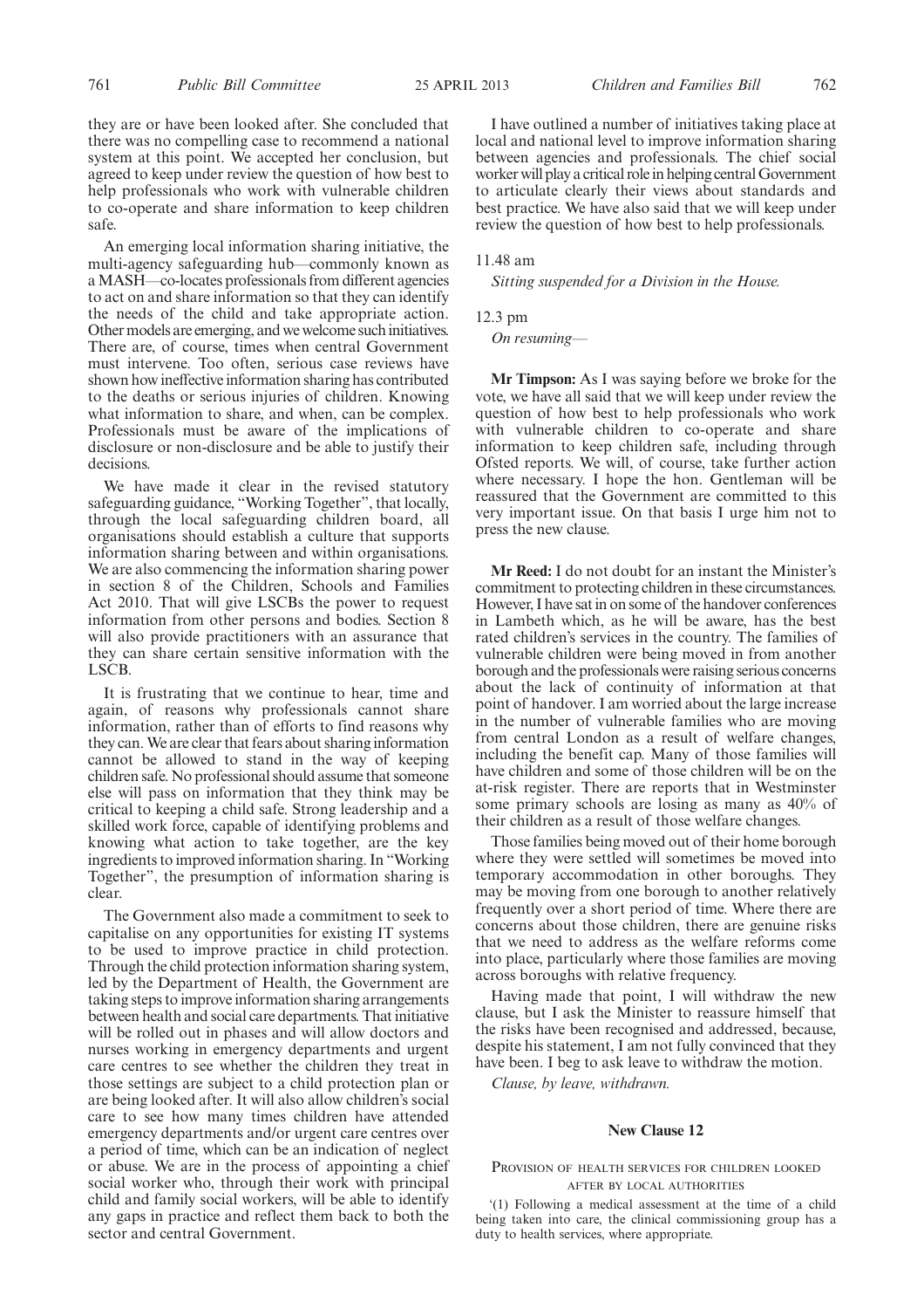they are or have been looked after. She concluded that there was no compelling case to recommend a national system at this point. We accepted her conclusion, but agreed to keep under review the question of how best to help professionals who work with vulnerable children to co-operate and share information to keep children safe.

An emerging local information sharing initiative, the multi-agency safeguarding hub—commonly known as a MASH—co-locates professionals from different agencies to act on and share information so that they can identify the needs of the child and take appropriate action. Other models are emerging, and we welcome such initiatives. There are, of course, times when central Government must intervene. Too often, serious case reviews have shown how ineffective information sharing has contributed to the deaths or serious injuries of children. Knowing what information to share, and when, can be complex. Professionals must be aware of the implications of disclosure or non-disclosure and be able to justify their decisions.

We have made it clear in the revised statutory safeguarding guidance, "Working Together", that locally, through the local safeguarding children board, all organisations should establish a culture that supports information sharing between and within organisations. We are also commencing the information sharing power in section 8 of the Children, Schools and Families Act 2010. That will give LSCBs the power to request information from other persons and bodies. Section 8 will also provide practitioners with an assurance that they can share certain sensitive information with the LSCB.

It is frustrating that we continue to hear, time and again, of reasons why professionals cannot share information, rather than of efforts to find reasons why they can. We are clear that fears about sharing information cannot be allowed to stand in the way of keeping children safe. No professional should assume that someone else will pass on information that they think may be critical to keeping a child safe. Strong leadership and a skilled work force, capable of identifying problems and knowing what action to take together, are the key ingredients to improved information sharing. In "Working Together", the presumption of information sharing is clear.

The Government also made a commitment to seek to capitalise on any opportunities for existing IT systems to be used to improve practice in child protection. Through the child protection information sharing system, led by the Department of Health, the Government are taking steps to improve information sharing arrangements between health and social care departments. That initiative will be rolled out in phases and will allow doctors and nurses working in emergency departments and urgent care centres to see whether the children they treat in those settings are subject to a child protection plan or are being looked after. It will also allow children's social care to see how many times children have attended emergency departments and/or urgent care centres over a period of time, which can be an indication of neglect or abuse. We are in the process of appointing a chief social worker who, through their work with principal child and family social workers, will be able to identify any gaps in practice and reflect them back to both the sector and central Government.

I have outlined a number of initiatives taking place at local and national level to improve information sharing between agencies and professionals. The chief social worker will play a critical role in helping central Government to articulate clearly their views about standards and best practice. We have also said that we will keep under review the question of how best to help professionals.

11.48 am

*Sitting suspended for a Division in the House.*

12.3 pm

*On resuming—*

**Mr Timpson:** As I was saying before we broke for the vote, we have all said that we will keep under review the question of how best to help professionals who work with vulnerable children to co-operate and share information to keep children safe, including through Ofsted reports. We will, of course, take further action where necessary. I hope the hon. Gentleman will be reassured that the Government are committed to this very important issue. On that basis I urge him not to press the new clause.

**Mr Reed:** I do not doubt for an instant the Minister's commitment to protecting children in these circumstances. However, I have sat in on some of the handover conferences in Lambeth which, as he will be aware, has the best rated children's services in the country. The families of vulnerable children were being moved in from another borough and the professionals were raising serious concerns about the lack of continuity of information at that point of handover. I am worried about the large increase in the number of vulnerable families who are moving from central London as a result of welfare changes, including the benefit cap. Many of those families will have children and some of those children will be on the at-risk register. There are reports that in Westminster some primary schools are losing as many as 40% of their children as a result of those welfare changes.

Those families being moved out of their home borough where they were settled will sometimes be moved into temporary accommodation in other boroughs. They may be moving from one borough to another relatively frequently over a short period of time. Where there are concerns about those children, there are genuine risks that we need to address as the welfare reforms come into place, particularly where those families are moving across boroughs with relative frequency.

Having made that point, I will withdraw the new clause, but I ask the Minister to reassure himself that the risks have been recognised and addressed, because, despite his statement, I am not fully convinced that they have been. I beg to ask leave to withdraw the motion.

*Clause, by leave, withdrawn.*

### New Clause 12

PROVISION OF HEALTH SERVICES FOR CHILDREN LOOKED AFTER BY LOCAL AUTHORITIES

'(1) Following a medical assessment at the time of a child being taken into care, the clinical commissioning group has a duty to health services, where appropriate.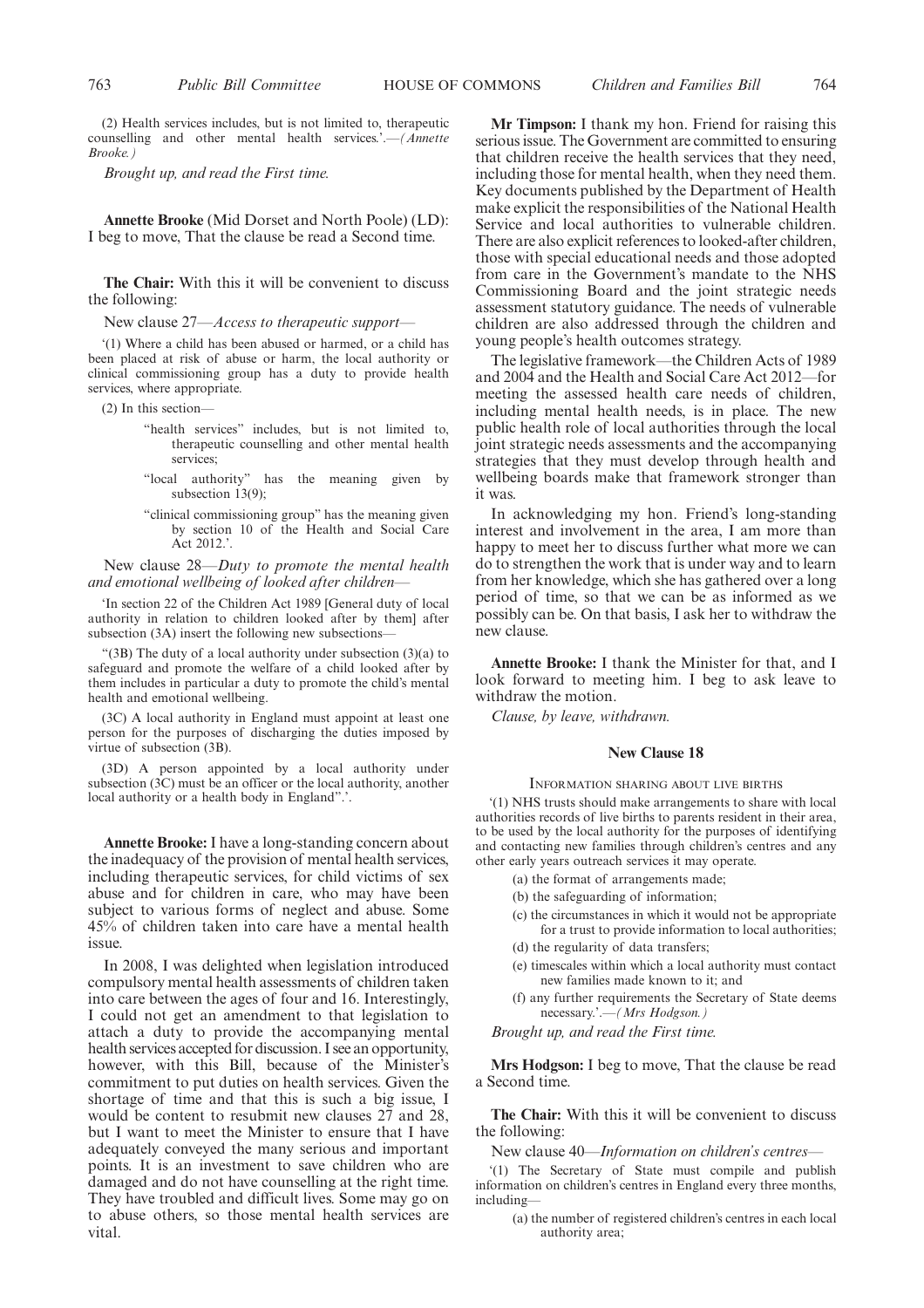(2) Health services includes, but is not limited to, therapeutic counselling and other mental health services.'.—*(Annette Brooke.)*

*Brought up, and read the First time.*

**Annette Brooke** (Mid Dorset and North Poole) (LD): I beg to move, That the clause be read a Second time.

**The Chair:** With this it will be convenient to discuss the following:

New clause 27—*Access to therapeutic support*—

'(1) Where a child has been abused or harmed, or a child has been placed at risk of abuse or harm, the local authority or clinical commissioning group has a duty to provide health services, where appropriate.

(2) In this section—

"health services" includes, but is not limited to, therapeutic counselling and other mental health services;

"local authority" has the meaning given by subsection 13(9);

"clinical commissioning group" has the meaning given by section 10 of the Health and Social Care Act 2012.'.

New clause 28—*Duty to promote the mental health and emotional wellbeing of looked after children*—

'In section 22 of the Children Act 1989 [General duty of local authority in relation to children looked after by them] after subsection (3A) insert the following new subsections—

"(3B) The duty of a local authority under subsection (3)(a) to safeguard and promote the welfare of a child looked after by them includes in particular a duty to promote the child's mental health and emotional wellbeing.

(3C) A local authority in England must appoint at least one person for the purposes of discharging the duties imposed by virtue of subsection (3B).

(3D) A person appointed by a local authority under subsection (3C) must be an officer or the local authority, another local authority or a health body in England".'.

**Annette Brooke:** I have a long-standing concern about the inadequacy of the provision of mental health services, including therapeutic services, for child victims of sex abuse and for children in care, who may have been subject to various forms of neglect and abuse. Some 45% of children taken into care have a mental health issue.

In 2008, I was delighted when legislation introduced compulsory mental health assessments of children taken into care between the ages of four and 16. Interestingly, I could not get an amendment to that legislation to attach a duty to provide the accompanying mental health services accepted for discussion. I see an opportunity, however, with this Bill, because of the Minister's commitment to put duties on health services. Given the shortage of time and that this is such a big issue, I would be content to resubmit new clauses 27 and 28, but I want to meet the Minister to ensure that I have adequately conveyed the many serious and important points. It is an investment to save children who are damaged and do not have counselling at the right time. They have troubled and difficult lives. Some may go on to abuse others, so those mental health services are vital.

**Mr Timpson:** I thank my hon. Friend for raising this serious issue. The Government are committed to ensuring that children receive the health services that they need, including those for mental health, when they need them. Key documents published by the Department of Health make explicit the responsibilities of the National Health Service and local authorities to vulnerable children. There are also explicit references to looked-after children, those with special educational needs and those adopted from care in the Government's mandate to the NHS Commissioning Board and the joint strategic needs assessment statutory guidance. The needs of vulnerable children are also addressed through the children and young people's health outcomes strategy.

The legislative framework—the Children Acts of 1989 and 2004 and the Health and Social Care Act 2012—for meeting the assessed health care needs of children, including mental health needs, is in place. The new public health role of local authorities through the local joint strategic needs assessments and the accompanying strategies that they must develop through health and wellbeing boards make that framework stronger than it was.

In acknowledging my hon. Friend's long-standing interest and involvement in the area, I am more than happy to meet her to discuss further what more we can do to strengthen the work that is under way and to learn from her knowledge, which she has gathered over a long period of time, so that we can be as informed as we possibly can be. On that basis, I ask her to withdraw the new clause.

**Annette Brooke:** I thank the Minister for that, and I look forward to meeting him. I beg to ask leave to withdraw the motion.

*Clause, by leave, withdrawn.*

## New Clause 18

### Information sharing about live births

'(1) NHS trusts should make arrangements to share with local authorities records of live births to parents resident in their area, to be used by the local authority for the purposes of identifying and contacting new families through children's centres and any other early years outreach services it may operate.

(a) the format of arrangements made;

(b) the safeguarding of information;

(c) the circumstances in which it would not be appropriate for a trust to provide information to local authorities;

(d) the regularity of data transfers;

(e) timescales within which a local authority must contact new families made known to it; and

(f) any further requirements the Secretary of State deems necessary.'.—*(Mrs Hodgson.)*

*Brought up, and read the First time.*

**Mrs Hodgson:** I beg to move, That the clause be read a Second time.

**The Chair:** With this it will be convenient to discuss the following:

New clause 40—*Information on children's centres*—

'(1) The Secretary of State must compile and publish information on children's centres in England every three months, including—

(a) the number of registered children's centres in each local authority area;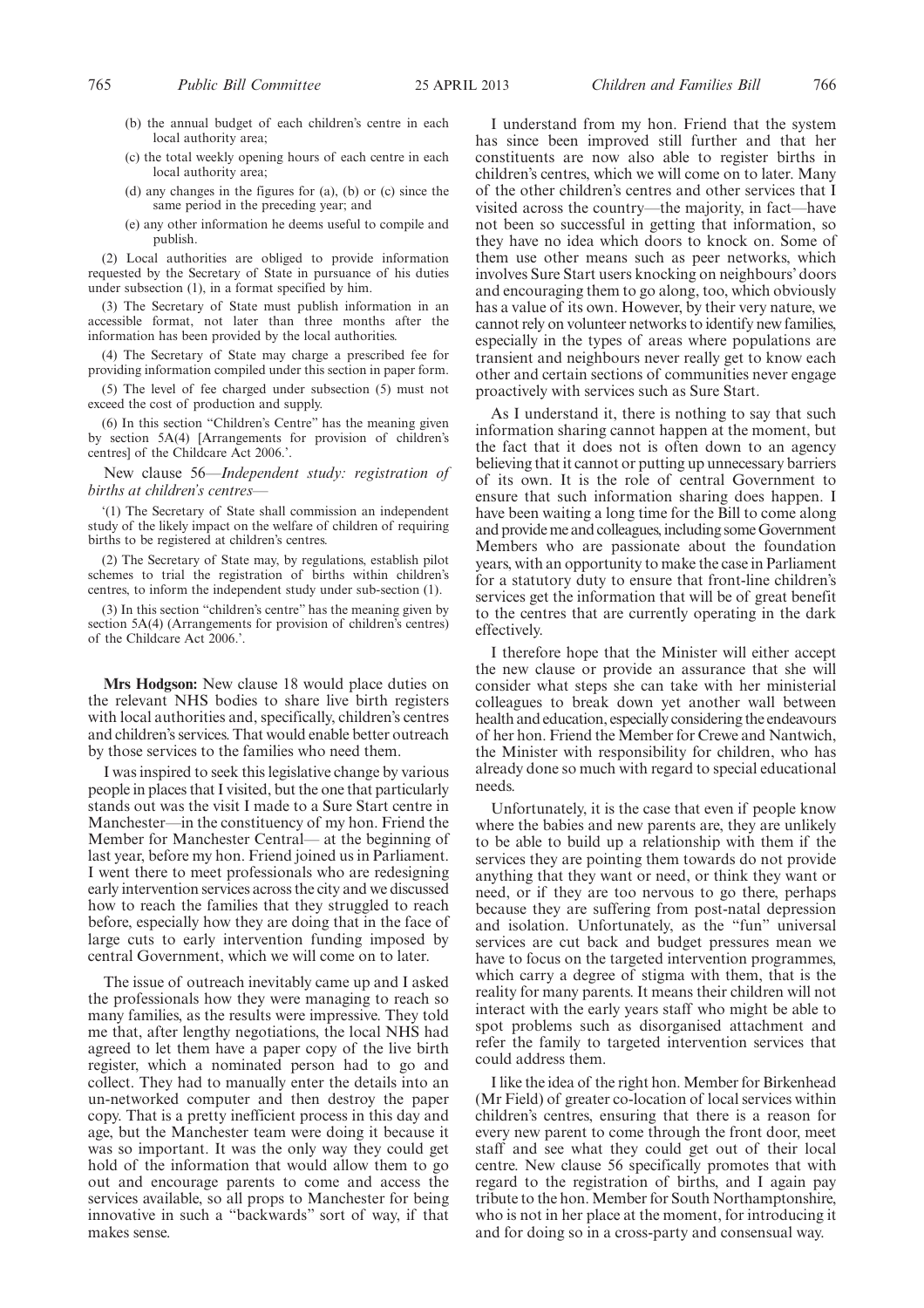(b) the annual budget of each children's centre in each local authority area;

(c) the total weekly opening hours of each centre in each local authority area;

(d) any changes in the figures for (a), (b) or (c) since the same period in the preceding year; and

(e) any other information he deems useful to compile and publish.

(2) Local authorities are obliged to provide information requested by the Secretary of State in pursuance of his duties under subsection (1), in a format specified by him.

(3) The Secretary of State must publish information in an accessible format, not later than three months after the information has been provided by the local authorities.

(4) The Secretary of State may charge a prescribed fee for providing information compiled under this section in paper form.

(5) The level of fee charged under subsection (5) must not exceed the cost of production and supply.

(6) In this section "Children's Centre" has the meaning given by section 5A(4) [Arrangements for provision of children's centres] of the Childcare Act 2006.'.

New clause 56—*Independent study: registration of births at children's centres*—

'(1) The Secretary of State shall commission an independent study of the likely impact on the welfare of children of requiring births to be registered at children's centres.

(2) The Secretary of State may, by regulations, establish pilot schemes to trial the registration of births within children's centres, to inform the independent study under sub-section (1).

(3) In this section "children's centre" has the meaning given by section 5A(4) (Arrangements for provision of children's centres) of the Childcare Act 2006.'.

**Mrs Hodgson:** New clause 18 would place duties on the relevant NHS bodies to share live birth registers with local authorities and, specifically, children's centres and children's services. That would enable better outreach by those services to the families who need them.

I was inspired to seek this legislative change by various people in places that I visited, but the one that particularly stands out was the visit I made to a Sure Start centre in Manchester—in the constituency of my hon. Friend the Member for Manchester Central— at the beginning of last year, before my hon. Friend joined us in Parliament. I went there to meet professionals who are redesigning early intervention services across the city and we discussed how to reach the families that they struggled to reach before, especially how they are doing that in the face of large cuts to early intervention funding imposed by central Government, which we will come on to later.

The issue of outreach inevitably came up and I asked the professionals how they were managing to reach so many families, as the results were impressive. They told me that, after lengthy negotiations, the local NHS had agreed to let them have a paper copy of the live birth register, which a nominated person had to go and collect. They had to manually enter the details into an un-networked computer and then destroy the paper copy. That is a pretty inefficient process in this day and age, but the Manchester team were doing it because it was so important. It was the only way they could get hold of the information that would allow them to go out and encourage parents to come and access the services available, so all props to Manchester for being innovative in such a "backwards" sort of way, if that makes sense.

I understand from my hon. Friend that the system has since been improved still further and that her constituents are now also able to register births in children's centres, which we will come on to later. Many of the other children's centres and other services that I visited across the country—the majority, in fact—have not been so successful in getting that information, so they have no idea which doors to knock on. Some of them use other means such as peer networks, which involves Sure Start users knocking on neighbours' doors and encouraging them to go along, too, which obviously has a value of its own. However, by their very nature, we cannot rely on volunteer networks to identify new families, especially in the types of areas where populations are transient and neighbours never really get to know each other and certain sections of communities never engage proactively with services such as Sure Start.

As I understand it, there is nothing to say that such information sharing cannot happen at the moment, but the fact that it does not is often down to an agency believing that it cannot or putting up unnecessary barriers of its own. It is the role of central Government to ensure that such information sharing does happen. I have been waiting a long time for the Bill to come along and provide me and colleagues, including some Government Members who are passionate about the foundation years, with an opportunity to make the case in Parliament for a statutory duty to ensure that front-line children's services get the information that will be of great benefit to the centres that are currently operating in the dark effectively.

I therefore hope that the Minister will either accept the new clause or provide an assurance that she will consider what steps she can take with her ministerial colleagues to break down yet another wall between health and education, especially considering the endeavours of her hon. Friend the Member for Crewe and Nantwich, the Minister with responsibility for children, who has already done so much with regard to special educational needs.

Unfortunately, it is the case that even if people know where the babies and new parents are, they are unlikely to be able to build up a relationship with them if the services they are pointing them towards do not provide anything that they want or need, or think they want or need, or if they are too nervous to go there, perhaps because they are suffering from post-natal depression and isolation. Unfortunately, as the "fun" universal services are cut back and budget pressures mean we have to focus on the targeted intervention programmes, which carry a degree of stigma with them, that is the reality for many parents. It means their children will not interact with the early years staff who might be able to spot problems such as disorganised attachment and refer the family to targeted intervention services that could address them.

I like the idea of the right hon. Member for Birkenhead (Mr Field) of greater co-location of local services within children's centres, ensuring that there is a reason for every new parent to come through the front door, meet staff and see what they could get out of their local centre. New clause 56 specifically promotes that with regard to the registration of births, and I again pay tribute to the hon. Member for South Northamptonshire, who is not in her place at the moment, for introducing it and for doing so in a cross-party and consensual way.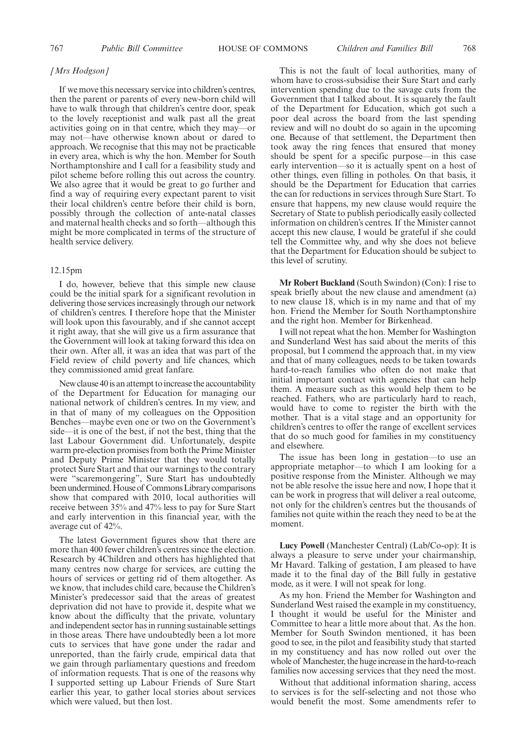*[Mrs Hodgson]*

If we move this necessary service into children's centres, then the parent or parents of every new-born child will have to walk through that children's centre door, speak to the lovely receptionist and walk past all the great activities going on in that centre, which they may—or may not—have otherwise known about or dared to approach. We recognise that this may not be practicable in every area, which is why the hon. Member for South Northamptonshire and I call for a feasibility study and pilot scheme before rolling this out across the country. We also agree that it would be great to go further and find a way of requiring every expectant parent to visit their local children's centre before their child is born, possibly through the collection of ante-natal classes and maternal health checks and so forth—although this might be more complicated in terms of the structure of health service delivery.

12.15pm

I do, however, believe that this simple new clause could be the initial spark for a significant revolution in delivering those services increasingly through our network of children's centres. I therefore hope that the Minister will look upon this favourably, and if she cannot accept it right away, that she will give us a firm assurance that the Government will look at taking forward this idea on their own. After all, it was an idea that was part of the Field review of child poverty and life chances, which they commissioned amid great fanfare.

New clause 40 is an attempt to increase the accountability of the Department for Education for managing our national network of children's centres. In my view, and in that of many of my colleagues on the Opposition Benches—maybe even one or two on the Government's side—it is one of the best, if not the best, thing that the last Labour Government did. Unfortunately, despite warm pre-election promises from both the Prime Minister and Deputy Prime Minister that they would totally protect Sure Start and that our warnings to the contrary were "scaremongering", Sure Start has undoubtedly been undermined. House of Commons Library comparisons show that compared with 2010, local authorities will receive between 35% and 47% less to pay for Sure Start and early intervention in this financial year, with the average cut of 42%.

The latest Government figures show that there are more than 400 fewer children's centres since the election. Research by 4Children and others has highlighted that many centres now charge for services, are cutting the hours of services or getting rid of them altogether. As we know, that includes child care, because the Children's Minister's predecessor said that the areas of greatest deprivation did not have to provide it, despite what we know about the difficulty that the private, voluntary and independent sector has in running sustainable settings in those areas. There have undoubtedly been a lot more cuts to services that have gone under the radar and unreported, than the fairly crude, empirical data that we gain through parliamentary questions and freedom of information requests. That is one of the reasons why I supported setting up Labour Friends of Sure Start earlier this year, to gather local stories about services which were valued, but then lost.

This is not the fault of local authorities, many of whom have to cross-subsidise their Sure Start and early intervention spending due to the savage cuts from the Government that I talked about. It is squarely the fault of the Department for Education, which got such a poor deal across the board from the last spending review and will no doubt do so again in the upcoming one. Because of that settlement, the Department then took away the ring fences that ensured that money should be spent for a specific purpose—in this case early intervention—so it is actually spent on a host of other things, even filling in potholes. On that basis, it should be the Department for Education that carries the can for reductions in services through Sure Start. To ensure that happens, my new clause would require the Secretary of State to publish periodically easily collected information on children's centres. If the Minister cannot accept this new clause, I would be grateful if she could tell the Committee why, and why she does not believe that the Department for Education should be subject to this level of scrutiny.

**Mr Robert Buckland** (South Swindon) (Con): I rise to speak briefly about the new clause and amendment (a) to new clause 18, which is in my name and that of my hon. Friend the Member for South Northamptonshire and the right hon. Member for Birkenhead.

I will not repeat what the hon. Member for Washington and Sunderland West has said about the merits of this proposal, but I commend the approach that, in my view and that of many colleagues, needs to be taken towards hard-to-reach families who often do not make that initial important contact with agencies that can help them. A measure such as this would help them to be reached. Fathers, who are particularly hard to reach, would have to come to register the birth with the mother. That is a vital stage and an opportunity for children's centres to offer the range of excellent services that do so much good for families in my constituency and elsewhere.

The issue has been long in gestation—to use an appropriate metaphor—to which I am looking for a positive response from the Minister. Although we may not be able resolve the issue here and now, I hope that it can be work in progress that will deliver a real outcome, not only for the children's centres but the thousands of families not quite within the reach they need to be at the moment.

**Lucy Powell** (Manchester Central) (Lab/Co-op): It is always a pleasure to serve under your chairmanship, Mr Havard. Talking of gestation, I am pleased to have made it to the final day of the Bill fully in gestative mode, as it were. I will not speak for long.

As my hon. Friend the Member for Washington and Sunderland West raised the example in my constituency, I thought it would be useful for the Minister and Committee to hear a little more about that. As the hon. Member for South Swindon mentioned, it has been good to see, in the pilot and feasibility study that started in my constituency and has now rolled out over the whole of Manchester, the huge increase in the hard-to-reach families now accessing services that they need the most.

Without that additional information sharing, access to services is for the self-selecting and not those who would benefit the most. Some amendments refer to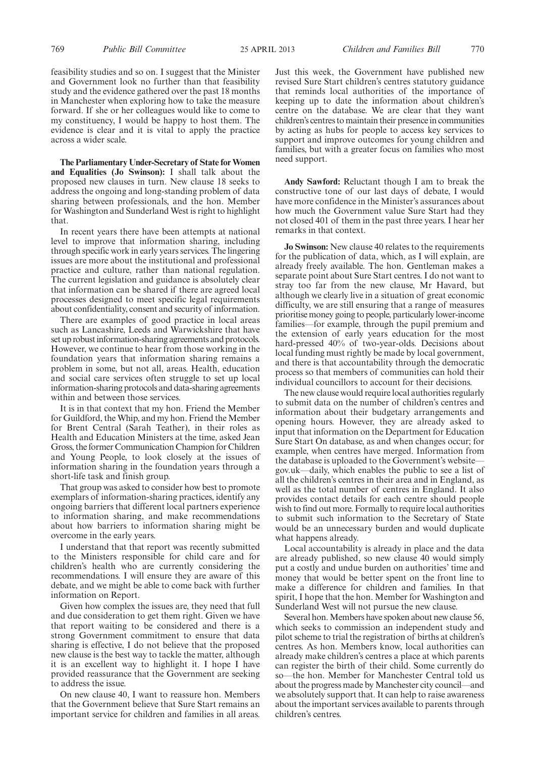feasibility studies and so on. I suggest that the Minister and Government look no further than that feasibility study and the evidence gathered over the past 18 months in Manchester when exploring how to take the measure forward. If she or her colleagues would like to come to my constituency, I would be happy to host them. The evidence is clear and it is vital to apply the practice across a wider scale.

**The Parliamentary Under-Secretary of State for Women and Equalities (Jo Swinson):** I shall talk about the proposed new clauses in turn. New clause 18 seeks to address the ongoing and long-standing problem of data sharing between professionals, and the hon. Member for Washington and Sunderland West is right to highlight that.

In recent years there have been attempts at national level to improve that information sharing, including through specific work in early years services. The lingering issues are more about the institutional and professional practice and culture, rather than national regulation. The current legislation and guidance is absolutely clear that information can be shared if there are agreed local processes designed to meet specific legal requirements about confidentiality, consent and security of information.

There are examples of good practice in local areas such as Lancashire, Leeds and Warwickshire that have set up robust information-sharing agreements and protocols. However, we continue to hear from those working in the foundation years that information sharing remains a problem in some, but not all, areas. Health, education and social care services often struggle to set up local information-sharing protocols and data-sharing agreements within and between those services.

It is in that context that my hon. Friend the Member for Guildford, the Whip, and my hon. Friend the Member for Brent Central (Sarah Teather), in their roles as Health and Education Ministers at the time, asked Jean Gross, the former Communication Champion for Children and Young People, to look closely at the issues of information sharing in the foundation years through a short-life task and finish group.

That group was asked to consider how best to promote exemplars of information-sharing practices, identify any ongoing barriers that different local partners experience to information sharing, and make recommendations about how barriers to information sharing might be overcome in the early years.

I understand that that report was recently submitted to the Ministers responsible for child care and for children's health who are currently considering the recommendations. I will ensure they are aware of this debate, and we might be able to come back with further information on Report.

Given how complex the issues are, they need that full and due consideration to get them right. Given we have that report waiting to be considered and there is a strong Government commitment to ensure that data sharing is effective, I do not believe that the proposed new clause is the best way to tackle the matter, although it is an excellent way to highlight it. I hope I have provided reassurance that the Government are seeking to address the issue.

On new clause 40, I want to reassure hon. Members that the Government believe that Sure Start remains an important service for children and families in all areas. Just this week, the Government have published new revised Sure Start children's centres statutory guidance that reminds local authorities of the importance of keeping up to date the information about children's centre on the database. We are clear that they want children's centres to maintain their presence in communities by acting as hubs for people to access key services to support and improve outcomes for young children and families, but with a greater focus on families who most need support.

**Andy Sawford:** Reluctant though I am to break the constructive tone of our last days of debate, I would have more confidence in the Minister's assurances about how much the Government value Sure Start had they not closed 401 of them in the past three years. I hear her remarks in that context.

**Jo Swinson:** New clause 40 relates to the requirements for the publication of data, which, as I will explain, are already freely available. The hon. Gentleman makes a separate point about Sure Start centres. I do not want to stray too far from the new clause, Mr Havard, but although we clearly live in a situation of great economic difficulty, we are still ensuring that a range of measures prioritise money going to people, particularly lower-income families—for example, through the pupil premium and the extension of early years education for the most hard-pressed 40% of two-year-olds. Decisions about local funding must rightly be made by local government, and there is that accountability through the democratic process so that members of communities can hold their individual councillors to account for their decisions.

The new clause would require local authorities regularly to submit data on the number of children's centres and information about their budgetary arrangements and opening hours. However, they are already asked to input that information on the Department for Education Sure Start On database, as and when changes occur; for example, when centres have merged. Information from the database is uploaded to the Government's website—gov.uk—daily, which enables the public to see a list of all the children's centres in their area and in England, as well as the total number of centres in England. It also provides contact details for each centre should people wish to find out more. Formally to require local authorities to submit such information to the Secretary of State would be an unnecessary burden and would duplicate what happens already.

Local accountability is already in place and the data are already published, so new clause 40 would simply put a costly and undue burden on authorities' time and money that would be better spent on the front line to make a difference for children and families. In that spirit, I hope that the hon. Member for Washington and Sunderland West will not pursue the new clause.

Several hon. Members have spoken about new clause 56, which seeks to commission an independent study and pilot scheme to trial the registration of births at children's centres. As hon. Members know, local authorities can already make children's centres a place at which parents can register the birth of their child. Some currently do so—the hon. Member for Manchester Central told us about the progress made by Manchester city council—and we absolutely support that. It can help to raise awareness about the important services available to parents through children's centres.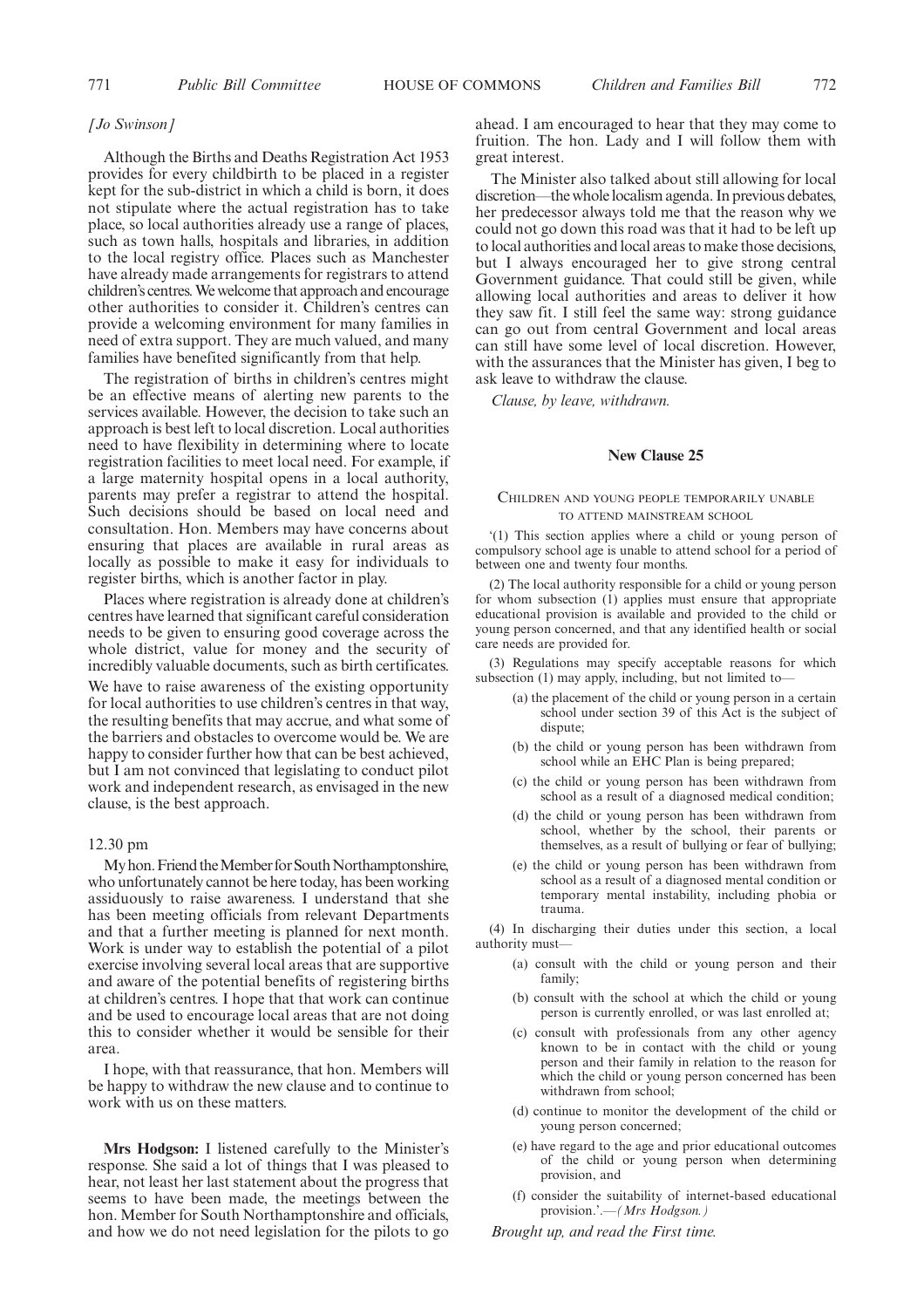*[Jo Swinson]*

Although the Births and Deaths Registration Act 1953 provides for every childbirth to be placed in a register kept for the sub-district in which a child is born, it does not stipulate where the actual registration has to take place, so local authorities already use a range of places, such as town halls, hospitals and libraries, in addition to the local registry office. Places such as Manchester have already made arrangements for registrars to attend children's centres. We welcome that approach and encourage other authorities to consider it. Children's centres can provide a welcoming environment for many families in need of extra support. They are much valued, and many families have benefited significantly from that help.

The registration of births in children's centres might be an effective means of alerting new parents to the services available. However, the decision to take such an approach is best left to local discretion. Local authorities need to have flexibility in determining where to locate registration facilities to meet local need. For example, if a large maternity hospital opens in a local authority, parents may prefer a registrar to attend the hospital. Such decisions should be based on local need and consultation. Hon. Members may have concerns about ensuring that places are available in rural areas as locally as possible to make it easy for individuals to register births, which is another factor in play.

Places where registration is already done at children's centres have learned that significant careful consideration needs to be given to ensuring good coverage across the whole district, value for money and the security of incredibly valuable documents, such as birth certificates. We have to raise awareness of the existing opportunity for local authorities to use children's centres in that way, the resulting benefits that may accrue, and what some of the barriers and obstacles to overcome would be. We are happy to consider further how that can be best achieved, but I am not convinced that legislating to conduct pilot work and independent research, as envisaged in the new clause, is the best approach.

12.30 pm

My hon. Friend the Member for South Northamptonshire, who unfortunately cannot be here today, has been working assiduously to raise awareness. I understand that she has been meeting officials from relevant Departments and that a further meeting is planned for next month. Work is under way to establish the potential of a pilot exercise involving several local areas that are supportive and aware of the potential benefits of registering births at children's centres. I hope that that work can continue and be used to encourage local areas that are not doing this to consider whether it would be sensible for their area.

I hope, with that reassurance, that hon. Members will be happy to withdraw the new clause and to continue to work with us on these matters.

**Mrs Hodgson:** I listened carefully to the Minister's response. She said a lot of things that I was pleased to hear, not least her last statement about the progress that seems to have been made, the meetings between the hon. Member for South Northamptonshire and officials, and how we do not need legislation for the pilots to go ahead. I am encouraged to hear that they may come to fruition. The hon. Lady and I will follow them with great interest.

The Minister also talked about still allowing for local discretion—the whole localism agenda. In previous debates, her predecessor always told me that the reason why we could not go down this road was that it had to be left up to local authorities and local areas to make those decisions, but I always encouraged her to give strong central Government guidance. That could still be given, while allowing local authorities and areas to deliver it how they saw fit. I still feel the same way: strong guidance can go out from central Government and local areas can still have some level of local discretion. However, with the assurances that the Minister has given, I beg to ask leave to withdraw the clause.

*Clause, by leave, withdrawn.*

## New Clause 25

### Children and young people temporarily unable to attend mainstream school

'(1) This section applies where a child or young person of compulsory school age is unable to attend school for a period of between one and twenty four months.

(2) The local authority responsible for a child or young person for whom subsection (1) applies must ensure that appropriate educational provision is available and provided to the child or young person concerned, and that any identified health or social care needs are provided for.

(3) Regulations may specify acceptable reasons for which subsection (1) may apply, including, but not limited to—

- (a) the placement of the child or young person in a certain school under section 39 of this Act is the subject of dispute;
- (b) the child or young person has been withdrawn from school while an EHC Plan is being prepared;
- (c) the child or young person has been withdrawn from school as a result of a diagnosed medical condition;
- (d) the child or young person has been withdrawn from school, whether by the school, their parents or themselves, as a result of bullying or fear of bullying;
- (e) the child or young person has been withdrawn from school as a result of a diagnosed mental condition or temporary mental instability, including phobia or trauma.

(4) In discharging their duties under this section, a local authority must—

- (a) consult with the child or young person and their family;
- (b) consult with the school at which the child or young person is currently enrolled, or was last enrolled at;
- (c) consult with professionals from any other agency known to be in contact with the child or young person and their family in relation to the reason for which the child or young person concerned has been withdrawn from school;
- (d) continue to monitor the development of the child or young person concerned;
- (e) have regard to the age and prior educational outcomes of the child or young person when determining provision, and
- (f) consider the suitability of internet-based educational provision.'.—*(Mrs Hodgson.)*

*Brought up, and read the First time.*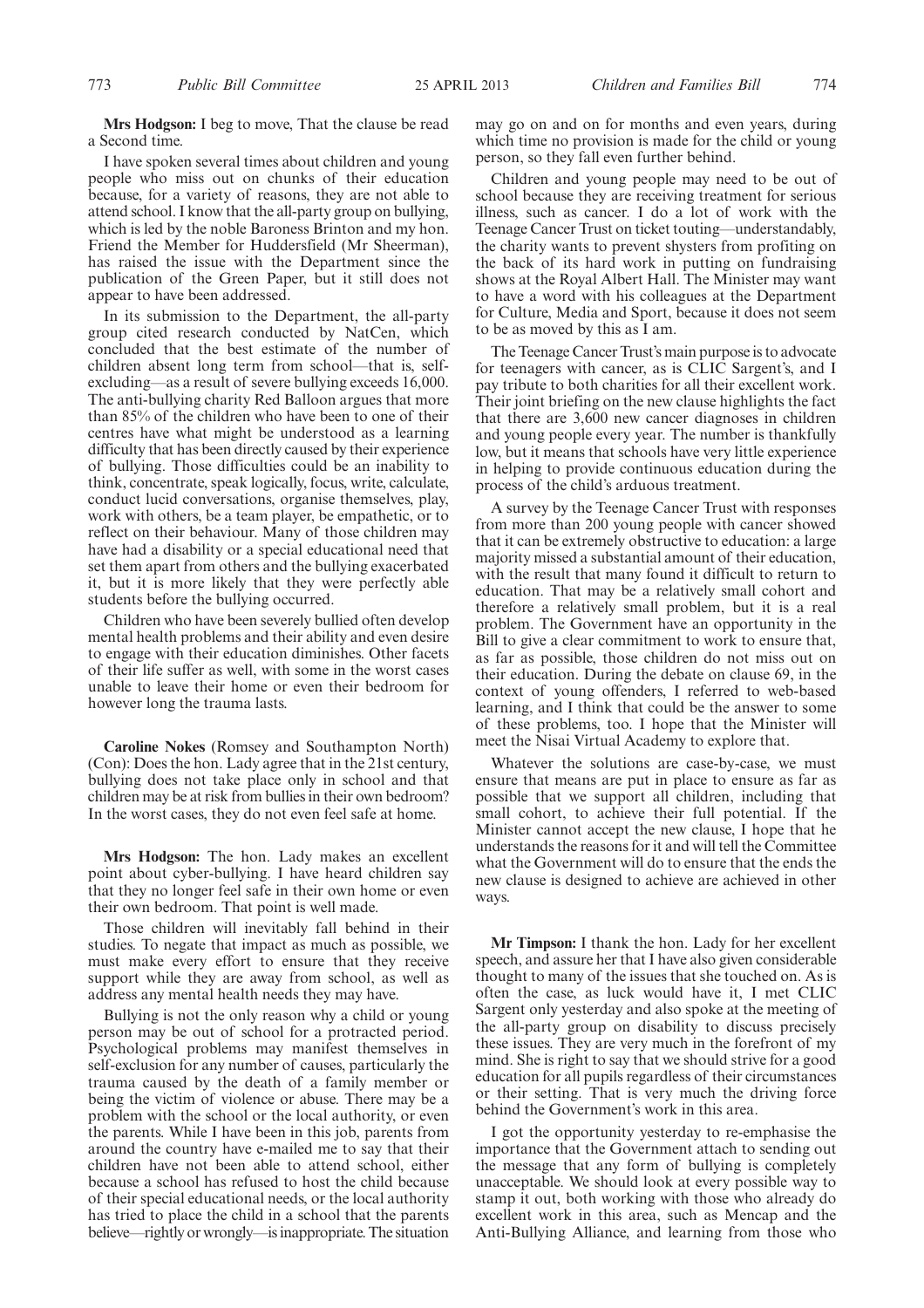**Mrs Hodgson:** I beg to move, That the clause be read a Second time.

I have spoken several times about children and young people who miss out on chunks of their education because, for a variety of reasons, they are not able to attend school. I know that the all-party group on bullying, which is led by the noble Baroness Brinton and my hon. Friend the Member for Huddersfield (Mr Sheerman), has raised the issue with the Department since the publication of the Green Paper, but it still does not appear to have been addressed.

In its submission to the Department, the all-party group cited research conducted by NatCen, which concluded that the best estimate of the number of children absent long term from school—that is, self-excluding—as a result of severe bullying exceeds 16,000. The anti-bullying charity Red Balloon argues that more than 85% of the children who have been to one of their centres have what might be understood as a learning difficulty that has been directly caused by their experience of bullying. Those difficulties could be an inability to think, concentrate, speak logically, focus, write, calculate, conduct lucid conversations, organise themselves, play, work with others, be a team player, be empathetic, or to reflect on their behaviour. Many of those children may have had a disability or a special educational need that set them apart from others and the bullying exacerbated it, but it is more likely that they were perfectly able students before the bullying occurred.

Children who have been severely bullied often develop mental health problems and their ability and even desire to engage with their education diminishes. Other facets of their life suffer as well, with some in the worst cases unable to leave their home or even their bedroom for however long the trauma lasts.

**Caroline Nokes** (Romsey and Southampton North) (Con): Does the hon. Lady agree that in the 21st century, bullying does not take place only in school and that children may be at risk from bullies in their own bedroom? In the worst cases, they do not even feel safe at home.

**Mrs Hodgson:** The hon. Lady makes an excellent point about cyber-bullying. I have heard children say that they no longer feel safe in their own home or even their own bedroom. That point is well made.

Those children will inevitably fall behind in their studies. To negate that impact as much as possible, we must make every effort to ensure that they receive support while they are away from school, as well as address any mental health needs they may have.

Bullying is not the only reason why a child or young person may be out of school for a protracted period. Psychological problems may manifest themselves in self-exclusion for any number of causes, particularly the trauma caused by the death of a family member or being the victim of violence or abuse. There may be a problem with the school or the local authority, or even the parents. While I have been in this job, parents from around the country have e-mailed me to say that their children have not been able to attend school, either because a school has refused to host the child because of their special educational needs, or the local authority has tried to place the child in a school that the parents believe—rightly or wrongly—is inappropriate. The situation may go on and on for months and even years, during which time no provision is made for the child or young person, so they fall even further behind.

Children and young people may need to be out of school because they are receiving treatment for serious illness, such as cancer. I do a lot of work with the Teenage Cancer Trust on ticket touting—understandably, the charity wants to prevent shysters from profiting on the back of its hard work in putting on fundraising shows at the Royal Albert Hall. The Minister may want to have a word with his colleagues at the Department for Culture, Media and Sport, because it does not seem to be as moved by this as I am.

The Teenage Cancer Trust's main purpose is to advocate for teenagers with cancer, as is CLIC Sargent's, and I pay tribute to both charities for all their excellent work. Their joint briefing on the new clause highlights the fact that there are 3,600 new cancer diagnoses in children and young people every year. The number is thankfully low, but it means that schools have very little experience in helping to provide continuous education during the process of the child's arduous treatment.

A survey by the Teenage Cancer Trust with responses from more than 200 young people with cancer showed that it can be extremely obstructive to education: a large majority missed a substantial amount of their education, with the result that many found it difficult to return to education. That may be a relatively small cohort and therefore a relatively small problem, but it is a real problem. The Government have an opportunity in the Bill to give a clear commitment to work to ensure that, as far as possible, those children do not miss out on their education. During the debate on clause 69, in the context of young offenders, I referred to web-based learning, and I think that could be the answer to some of these problems, too. I hope that the Minister will meet the Nisai Virtual Academy to explore that.

Whatever the solutions are case-by-case, we must ensure that means are put in place to ensure as far as possible that we support all children, including that small cohort, to achieve their full potential. If the Minister cannot accept the new clause, I hope that he understands the reasons for it and will tell the Committee what the Government will do to ensure that the ends the new clause is designed to achieve are achieved in other ways.

**Mr Timpson:** I thank the hon. Lady for her excellent speech, and assure her that I have also given considerable thought to many of the issues that she touched on. As is often the case, as luck would have it, I met CLIC Sargent only yesterday and also spoke at the meeting of the all-party group on disability to discuss precisely these issues. They are very much in the forefront of my mind. She is right to say that we should strive for a good education for all pupils regardless of their circumstances or their setting. That is very much the driving force behind the Government's work in this area.

I got the opportunity yesterday to re-emphasise the importance that the Government attach to sending out the message that any form of bullying is completely unacceptable. We should look at every possible way to stamp it out, both working with those who already do excellent work in this area, such as Mencap and the Anti-Bullying Alliance, and learning from those who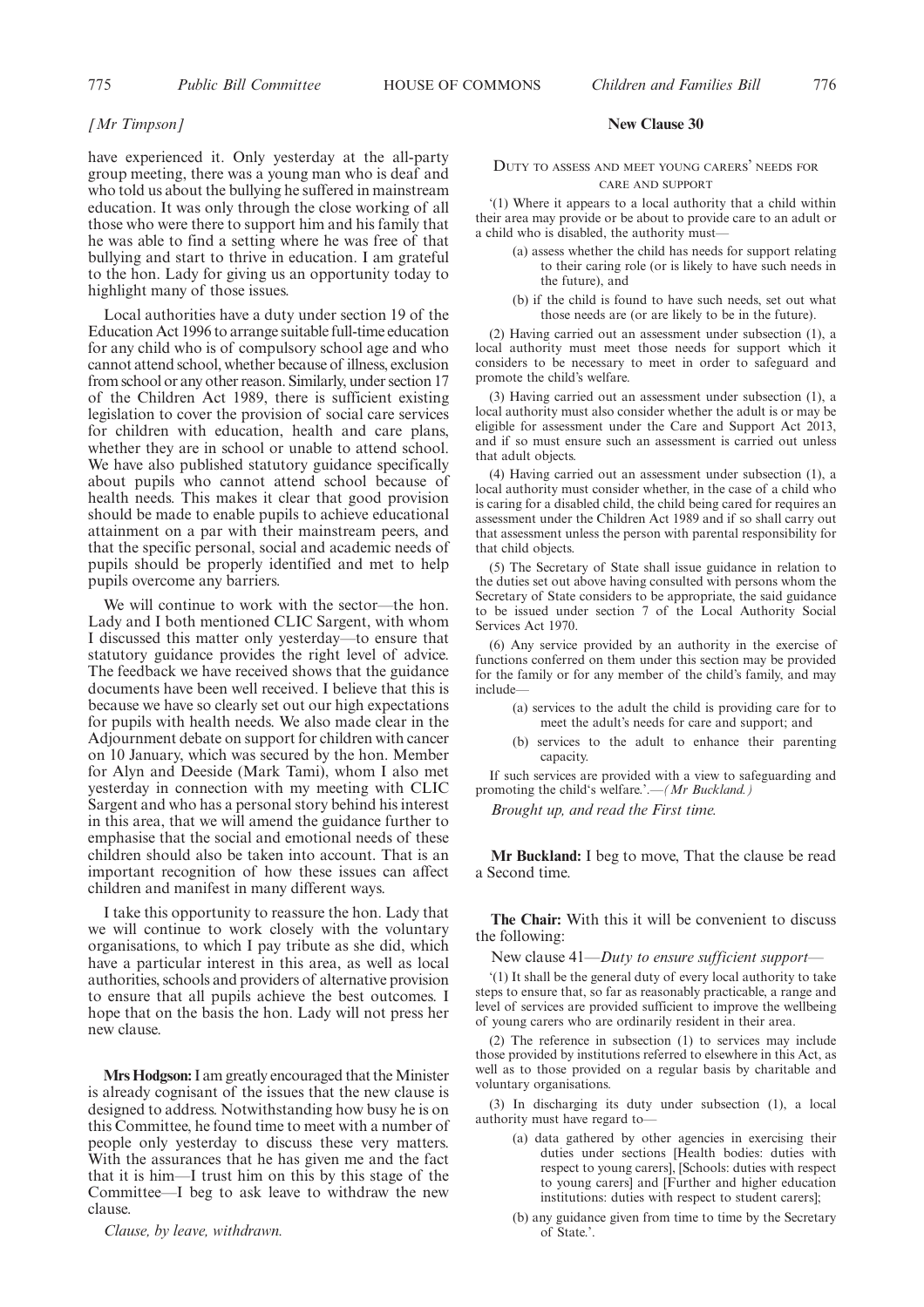*[Mr Timpson]*

have experienced it. Only yesterday at the all-party group meeting, there was a young man who is deaf and who told us about the bullying he suffered in mainstream education. It was only through the close working of all those who were there to support him and his family that he was able to find a setting where he was free of that bullying and start to thrive in education. I am grateful to the hon. Lady for giving us an opportunity today to highlight many of those issues.

Local authorities have a duty under section 19 of the Education Act 1996 to arrange suitable full-time education for any child who is of compulsory school age and who cannot attend school, whether because of illness, exclusion from school or any other reason. Similarly, under section 17 of the Children Act 1989, there is sufficient existing legislation to cover the provision of social care services for children with education, health and care plans, whether they are in school or unable to attend school. We have also published statutory guidance specifically about pupils who cannot attend school because of health needs. This makes it clear that good provision should be made to enable pupils to achieve educational attainment on a par with their mainstream peers, and that the specific personal, social and academic needs of pupils should be properly identified and met to help pupils overcome any barriers.

We will continue to work with the sector—the hon. Lady and I both mentioned CLIC Sargent, with whom I discussed this matter only yesterday—to ensure that statutory guidance provides the right level of advice. The feedback we have received shows that the guidance documents have been well received. I believe that this is because we have so clearly set out our high expectations for pupils with health needs. We also made clear in the Adjournment debate on support for children with cancer on 10 January, which was secured by the hon. Member for Alyn and Deeside (Mark Tami), whom I also met yesterday in connection with my meeting with CLIC Sargent and who has a personal story behind his interest in this area, that we will amend the guidance further to emphasise that the social and emotional needs of these children should also be taken into account. That is an important recognition of how these issues can affect children and manifest in many different ways.

I take this opportunity to reassure the hon. Lady that we will continue to work closely with the voluntary organisations, to which I pay tribute as she did, which have a particular interest in this area, as well as local authorities, schools and providers of alternative provision to ensure that all pupils achieve the best outcomes. I hope that on the basis the hon. Lady will not press her new clause.

**Mrs Hodgson:** I am greatly encouraged that the Minister is already cognisant of the issues that the new clause is designed to address. Notwithstanding how busy he is on this Committee, he found time to meet with a number of people only yesterday to discuss these very matters. With the assurances that he has given me and the fact that it is him—I trust him on this by this stage of the Committee—I beg to ask leave to withdraw the new clause.

*Clause, by leave, withdrawn.*

## New Clause 30

### Duty to assess and meet young carers' needs for care and support

'(1) Where it appears to a local authority that a child within their area may provide or be about to provide care to an adult or a child who is disabled, the authority must—

(a) assess whether the child has needs for support relating to their caring role (or is likely to have such needs in the future), and

(b) if the child is found to have such needs, set out what those needs are (or are likely to be in the future).

(2) Having carried out an assessment under subsection (1), a local authority must meet those needs for support which it considers to be necessary to meet in order to safeguard and promote the child's welfare.

(3) Having carried out an assessment under subsection (1), a local authority must also consider whether the adult is or may be eligible for assessment under the Care and Support Act 2013, and if so must ensure such an assessment is carried out unless that adult objects.

(4) Having carried out an assessment under subsection (1), a local authority must consider whether, in the case of a child who is caring for a disabled child, the child being cared for requires an assessment under the Children Act 1989 and if so shall carry out that assessment unless the person with parental responsibility for that child objects.

(5) The Secretary of State shall issue guidance in relation to the duties set out above having consulted with persons whom the Secretary of State considers to be appropriate, the said guidance to be issued under section 7 of the Local Authority Social Services Act 1970.

(6) Any service provided by an authority in the exercise of functions conferred on them under this section may be provided for the family or for any member of the child's family, and may include—

(a) services to the adult the child is providing care for to meet the adult's needs for care and support; and

(b) services to the adult to enhance their parenting capacity.

If such services are provided with a view to safeguarding and promoting the child's welfare.'.—*(Mr Buckland.)*

*Brought up, and read the First time.*

**Mr Buckland:** I beg to move, That the clause be read a Second time.

**The Chair:** With this it will be convenient to discuss the following:

New clause 41—*Duty to ensure sufficient support*—

'(1) It shall be the general duty of every local authority to take steps to ensure that, so far as reasonably practicable, a range and level of services are provided sufficient to improve the wellbeing of young carers who are ordinarily resident in their area.

(2) The reference in subsection (1) to services may include those provided by institutions referred to elsewhere in this Act, as well as to those provided on a regular basis by charitable and voluntary organisations.

(3) In discharging its duty under subsection (1), a local authority must have regard to—

(a) data gathered by other agencies in exercising their duties under sections [Health bodies: duties with respect to young carers], [Schools: duties with respect to young carers] and [Further and higher education institutions: duties with respect to student carers];

(b) any guidance given from time to time by the Secretary of State.'.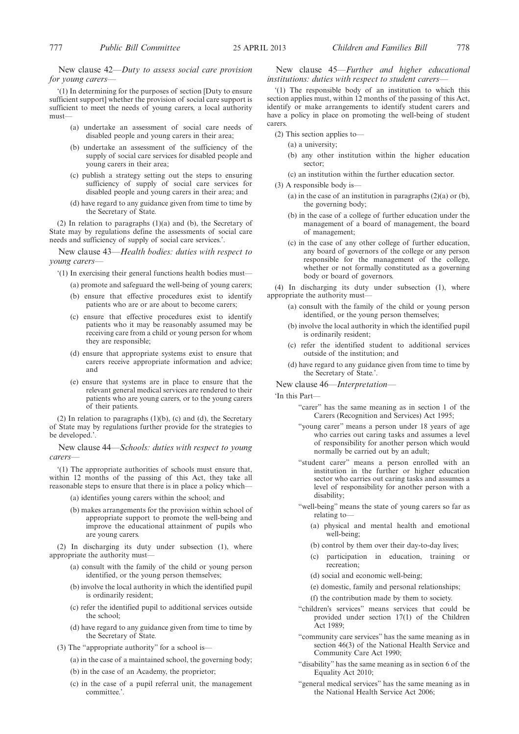New clause 42—*Duty to assess social care provision for young carers*—

'(1) In determining for the purposes of section [Duty to ensure sufficient support] whether the provision of social care support is sufficient to meet the needs of young carers, a local authority must—

(a) undertake an assessment of social care needs of disabled people and young carers in their area;

(b) undertake an assessment of the sufficiency of the supply of social care services for disabled people and young carers in their area;

(c) publish a strategy setting out the steps to ensuring sufficiency of supply of social care services for disabled people and young carers in their area; and

(d) have regard to any guidance given from time to time by the Secretary of State.

(2) In relation to paragraphs (1)(a) and (b), the Secretary of State may by regulations define the assessments of social care needs and sufficiency of supply of social care services.'.

New clause 43—*Health bodies: duties with respect to young carers*—

'(1) In exercising their general functions health bodies must—

(a) promote and safeguard the well-being of young carers;

(b) ensure that effective procedures exist to identify patients who are or are about to become carers;

(c) ensure that effective procedures exist to identify patients who it may be reasonably assumed may be receiving care from a child or young person for whom they are responsible;

(d) ensure that appropriate systems exist to ensure that carers receive appropriate information and advice; and

(e) ensure that systems are in place to ensure that the relevant general medical services are rendered to their patients who are young carers, or to the young carers of their patients.

(2) In relation to paragraphs (1)(b), (c) and (d), the Secretary of State may by regulations further provide for the strategies to be developed.'.

New clause 44—*Schools: duties with respect to young carers*—

'(1) The appropriate authorities of schools must ensure that, within 12 months of the passing of this Act, they take all reasonable steps to ensure that there is in place a policy which—

(a) identifies young carers within the school; and

(b) makes arrangements for the provision within school of appropriate support to promote the well-being and improve the educational attainment of pupils who are young carers.

(2) In discharging its duty under subsection (1), where appropriate the authority must—

(a) consult with the family of the child or young person identified, or the young person themselves;

(b) involve the local authority in which the identified pupil is ordinarily resident;

(c) refer the identified pupil to additional services outside the school;

(d) have regard to any guidance given from time to time by the Secretary of State.

(3) The "appropriate authority" for a school is—

(a) in the case of a maintained school, the governing body;

(b) in the case of an Academy, the proprietor;

(c) in the case of a pupil referral unit, the management committee.'.

New clause 45—*Further and higher educational institutions: duties with respect to student carers*—

'(1) The responsible body of an institution to which this section applies must, within 12 months of the passing of this Act, identify or make arrangements to identify student carers and have a policy in place on promoting the well-being of student carers.

(2) This section applies to—

(a) a university;

(b) any other institution within the higher education sector;

(c) an institution within the further education sector.

(3) A responsible body is—

(a) in the case of an institution in paragraphs (2)(a) or (b), the governing body;

(b) in the case of a college of further education under the management of a board of management, the board of management;

(c) in the case of any other college of further education, any board of governors of the college or any person responsible for the management of the college, whether or not formally constituted as a governing body or board of governors.

(4) In discharging its duty under subsection (1), where appropriate the authority must—

(a) consult with the family of the child or young person identified, or the young person themselves;

(b) involve the local authority in which the identified pupil is ordinarily resident;

(c) refer the identified student to additional services outside of the institution; and

(d) have regard to any guidance given from time to time by the Secretary of State.'.

New clause 46—*Interpretation*—

'In this Part—

"carer" has the same meaning as in section 1 of the Carers (Recognition and Services) Act 1995;

"young carer" means a person under 18 years of age who carries out caring tasks and assumes a level of responsibility for another person which would normally be carried out by an adult;

"student carer" means a person enrolled with an institution in the further or higher education sector who carries out caring tasks and assumes a level of responsibility for another person with a disability;

"well-being" means the state of young carers so far as relating to—

(a) physical and mental health and emotional well-being;

(b) control by them over their day-to-day lives;

(c) participation in education, training or recreation;

(d) social and economic well-being;

(e) domestic, family and personal relationships;

(f) the contribution made by them to society.

"children's services" means services that could be provided under section 17(1) of the Children Act 1989;

"community care services" has the same meaning as in section 46(3) of the National Health Service and Community Care Act 1990;

"disability" has the same meaning as in section 6 of the Equality Act 2010;

"general medical services" has the same meaning as in the National Health Service Act 2006;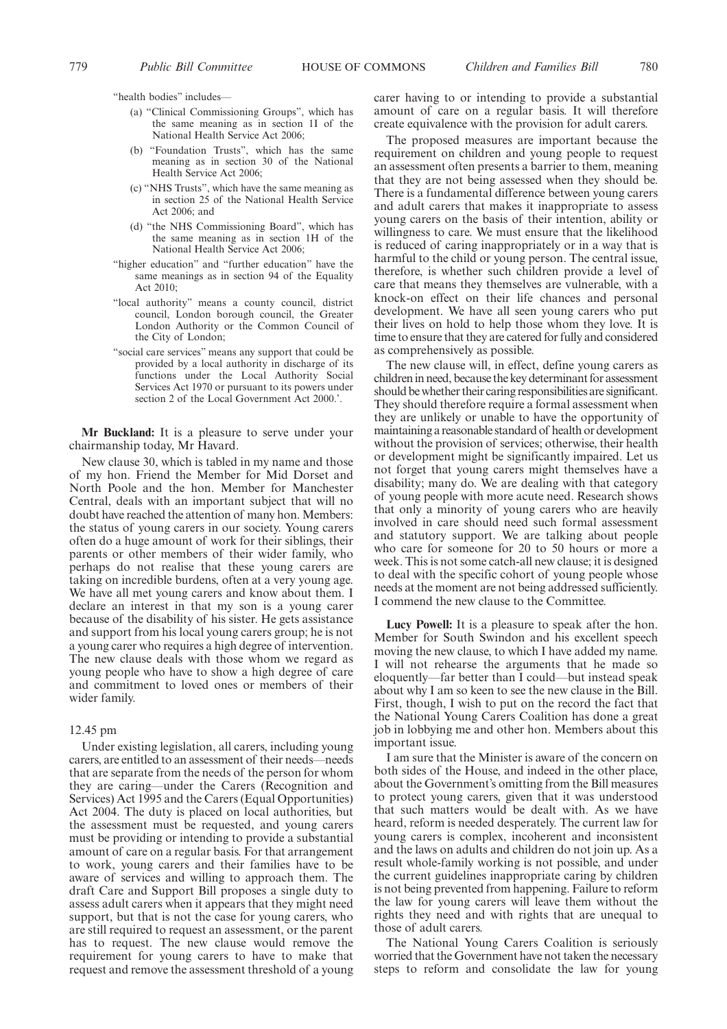"health bodies" includes—

- (a) "Clinical Commissioning Groups", which has the same meaning as in section 1I of the National Health Service Act 2006;
- (b) "Foundation Trusts", which has the same meaning as in section 30 of the National Health Service Act 2006;
- (c) "NHS Trusts", which have the same meaning as in section 25 of the National Health Service Act 2006; and
- (d) "the NHS Commissioning Board", which has the same meaning as in section 1H of the National Health Service Act 2006;

"higher education" and "further education" have the same meanings as in section 94 of the Equality Act 2010;

"local authority" means a county council, district council, London borough council, the Greater London Authority or the Common Council of the City of London;

"social care services" means any support that could be provided by a local authority in discharge of its functions under the Local Authority Social Services Act 1970 or pursuant to its powers under section 2 of the Local Government Act 2000.'.

**Mr Buckland:** It is a pleasure to serve under your chairmanship today, Mr Havard.

New clause 30, which is tabled in my name and those of my hon. Friend the Member for Mid Dorset and North Poole and the hon. Member for Manchester Central, deals with an important subject that will no doubt have reached the attention of many hon. Members: the status of young carers in our society. Young carers often do a huge amount of work for their siblings, their parents or other members of their wider family, who perhaps do not realise that these young carers are taking on incredible burdens, often at a very young age. We have all met young carers and know about them. I declare an interest in that my son is a young carer because of the disability of his sister. He gets assistance and support from his local young carers group; he is not a young carer who requires a high degree of intervention. The new clause deals with those whom we regard as young people who have to show a high degree of care and commitment to loved ones or members of their wider family.

12.45 pm

Under existing legislation, all carers, including young carers, are entitled to an assessment of their needs—needs that are separate from the needs of the person for whom they are caring—under the Carers (Recognition and Services) Act 1995 and the Carers (Equal Opportunities) Act 2004. The duty is placed on local authorities, but the assessment must be requested, and young carers must be providing or intending to provide a substantial amount of care on a regular basis. For that arrangement to work, young carers and their families have to be aware of services and willing to approach them. The draft Care and Support Bill proposes a single duty to assess adult carers when it appears that they might need support, but that is not the case for young carers, who are still required to request an assessment, or the parent has to request. The new clause would remove the requirement for young carers to have to make that request and remove the assessment threshold of a young carer having to or intending to provide a substantial amount of care on a regular basis. It will therefore create equivalence with the provision for adult carers.

The proposed measures are important because the requirement on children and young people to request an assessment often presents a barrier to them, meaning that they are not being assessed when they should be. There is a fundamental difference between young carers and adult carers that makes it inappropriate to assess young carers on the basis of their intention, ability or willingness to care. We must ensure that the likelihood is reduced of caring inappropriately or in a way that is harmful to the child or young person. The central issue, therefore, is whether such children provide a level of care that means they themselves are vulnerable, with a knock-on effect on their life chances and personal development. We have all seen young carers who put their lives on hold to help those whom they love. It is time to ensure that they are catered for fully and considered as comprehensively as possible.

The new clause will, in effect, define young carers as children in need, because the key determinant for assessment should be whether their caring responsibilities are significant. They should therefore require a formal assessment when they are unlikely or unable to have the opportunity of maintaining a reasonable standard of health or development without the provision of services; otherwise, their health or development might be significantly impaired. Let us not forget that young carers might themselves have a disability; many do. We are dealing with that category of young people with more acute need. Research shows that only a minority of young carers who are heavily involved in care should need such formal assessment and statutory support. We are talking about people who care for someone for 20 to 50 hours or more a week. This is not some catch-all new clause; it is designed to deal with the specific cohort of young people whose needs at the moment are not being addressed sufficiently. I commend the new clause to the Committee.

**Lucy Powell:** It is a pleasure to speak after the hon. Member for South Swindon and his excellent speech moving the new clause, to which I have added my name. I will not rehearse the arguments that he made so eloquently—far better than I could—but instead speak about why I am so keen to see the new clause in the Bill. First, though, I wish to put on the record the fact that the National Young Carers Coalition has done a great job in lobbying me and other hon. Members about this important issue.

I am sure that the Minister is aware of the concern on both sides of the House, and indeed in the other place, about the Government's omitting from the Bill measures to protect young carers, given that it was understood that such matters would be dealt with. As we have heard, reform is needed desperately. The current law for young carers is complex, incoherent and inconsistent and the laws on adults and children do not join up. As a result whole-family working is not possible, and under the current guidelines inappropriate caring by children is not being prevented from happening. Failure to reform the law for young carers will leave them without the rights they need and with rights that are unequal to those of adult carers.

The National Young Carers Coalition is seriously worried that the Government have not taken the necessary steps to reform and consolidate the law for young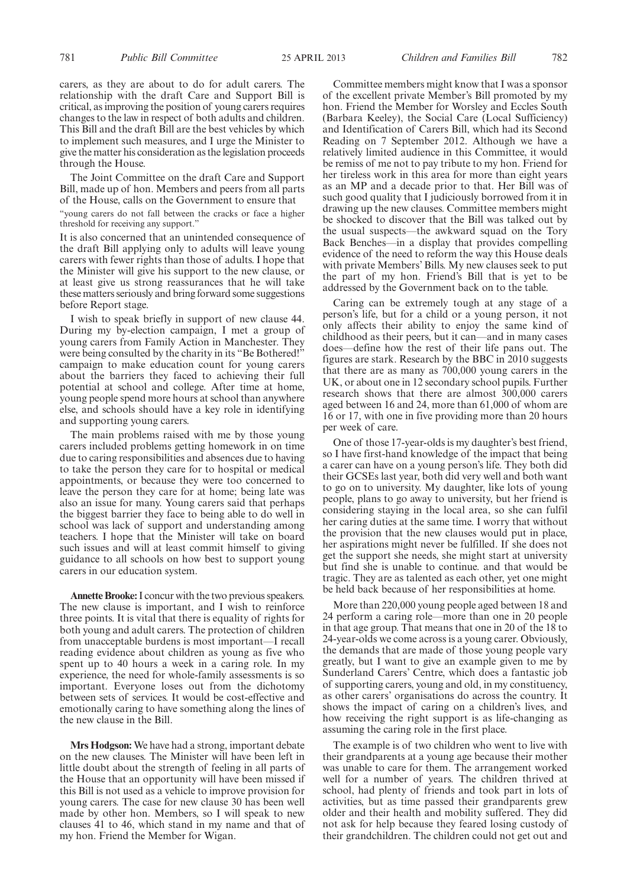carers, as they are about to do for adult carers. The relationship with the draft Care and Support Bill is critical, as improving the position of young carers requires changes to the law in respect of both adults and children. This Bill and the draft Bill are the best vehicles by which to implement such measures, and I urge the Minister to give the matter his consideration as the legislation proceeds through the House.

The Joint Committee on the draft Care and Support Bill, made up of hon. Members and peers from all parts of the House, calls on the Government to ensure that

"young carers do not fall between the cracks or face a higher threshold for receiving any support."

It is also concerned that an unintended consequence of the draft Bill applying only to adults will leave young carers with fewer rights than those of adults. I hope that the Minister will give his support to the new clause, or at least give us strong reassurances that he will take these matters seriously and bring forward some suggestions before Report stage.

I wish to speak briefly in support of new clause 44. During my by-election campaign, I met a group of young carers from Family Action in Manchester. They were being consulted by the charity in its "Be Bothered!" campaign to make education count for young carers about the barriers they faced to achieving their full potential at school and college. After time at home, young people spend more hours at school than anywhere else, and schools should have a key role in identifying and supporting young carers.

The main problems raised with me by those young carers included problems getting homework in on time due to caring responsibilities and absences due to having to take the person they care for to hospital or medical appointments, or because they were too concerned to leave the person they care for at home; being late was also an issue for many. Young carers said that perhaps the biggest barrier they face to being able to do well in school was lack of support and understanding among teachers. I hope that the Minister will take on board such issues and will at least commit himself to giving guidance to all schools on how best to support young carers in our education system.

**Annette Brooke:** I concur with the two previous speakers. The new clause is important, and I wish to reinforce three points. It is vital that there is equality of rights for both young and adult carers. The protection of children from unacceptable burdens is most important—I recall reading evidence about children as young as five who spent up to 40 hours a week in a caring role. In my experience, the need for whole-family assessments is so important. Everyone loses out from the dichotomy between sets of services. It would be cost-effective and emotionally caring to have something along the lines of the new clause in the Bill.

**Mrs Hodgson:** We have had a strong, important debate on the new clauses. The Minister will have been left in little doubt about the strength of feeling in all parts of the House that an opportunity will have been missed if this Bill is not used as a vehicle to improve provision for young carers. The case for new clause 30 has been well made by other hon. Members, so I will speak to new clauses 41 to 46, which stand in my name and that of my hon. Friend the Member for Wigan.

Committee members might know that I was a sponsor of the excellent private Member's Bill promoted by my hon. Friend the Member for Worsley and Eccles South (Barbara Keeley), the Social Care (Local Sufficiency) and Identification of Carers Bill, which had its Second Reading on 7 September 2012. Although we have a relatively limited audience in this Committee, it would be remiss of me not to pay tribute to my hon. Friend for her tireless work in this area for more than eight years as an MP and a decade prior to that. Her Bill was of such good quality that I judiciously borrowed from it in drawing up the new clauses. Committee members might be shocked to discover that the Bill was talked out by the usual suspects—the awkward squad on the Tory Back Benches—in a display that provides compelling evidence of the need to reform the way this House deals with private Members' Bills. My new clauses seek to put the part of my hon. Friend's Bill that is yet to be addressed by the Government back on to the table.

Caring can be extremely tough at any stage of a person's life, but for a child or a young person, it not only affects their ability to enjoy the same kind of childhood as their peers, but it can—and in many cases does—define how the rest of their life pans out. The figures are stark. Research by the BBC in 2010 suggests that there are as many as 700,000 young carers in the UK, or about one in 12 secondary school pupils. Further research shows that there are almost 300,000 carers aged between 16 and 24, more than 61,000 of whom are 16 or 17, with one in five providing more than 20 hours per week of care.

One of those 17-year-olds is my daughter's best friend, so I have first-hand knowledge of the impact that being a carer can have on a young person's life. They both did their GCSEs last year, both did very well and both want to go on to university. My daughter, like lots of young people, plans to go away to university, but her friend is considering staying in the local area, so she can fulfil her caring duties at the same time. I worry that without the provision that the new clauses would put in place, her aspirations might never be fulfilled. If she does not get the support she needs, she might start at university but find she is unable to continue. and that would be tragic. They are as talented as each other, yet one might be held back because of her responsibilities at home.

More than 220,000 young people aged between 18 and 24 perform a caring role—more than one in 20 people in that age group. That means that one in 20 of the 18 to 24-year-olds we come across is a young carer. Obviously, the demands that are made of those young people vary greatly, but I want to give an example given to me by Sunderland Carers' Centre, which does a fantastic job of supporting carers, young and old, in my constituency, as other carers' organisations do across the country. It shows the impact of caring on a children's lives, and how receiving the right support is as life-changing as assuming the caring role in the first place.

The example is of two children who went to live with their grandparents at a young age because their mother was unable to care for them. The arrangement worked well for a number of years. The children thrived at school, had plenty of friends and took part in lots of activities, but as time passed their grandparents grew older and their health and mobility suffered. They did not ask for help because they feared losing custody of their grandchildren. The children could not get out and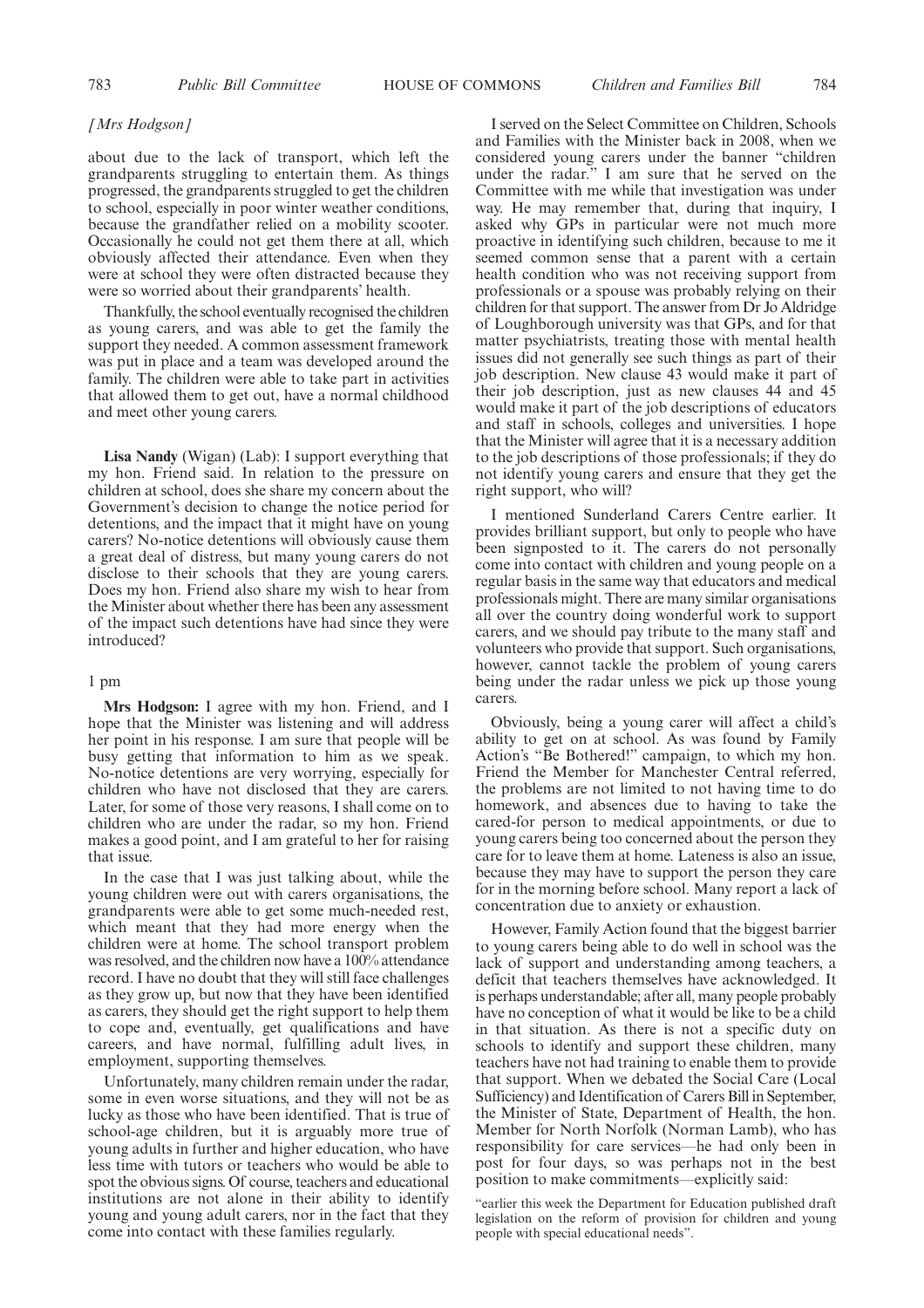*[Mrs Hodgson]*

about due to the lack of transport, which left the grandparents struggling to entertain them. As things progressed, the grandparents struggled to get the children to school, especially in poor winter weather conditions, because the grandfather relied on a mobility scooter. Occasionally he could not get them there at all, which obviously affected their attendance. Even when they were at school they were often distracted because they were so worried about their grandparents' health.

Thankfully, the school eventually recognised the children as young carers, and was able to get the family the support they needed. A common assessment framework was put in place and a team was developed around the family. The children were able to take part in activities that allowed them to get out, have a normal childhood and meet other young carers.

**Lisa Nandy** (Wigan) (Lab): I support everything that my hon. Friend said. In relation to the pressure on children at school, does she share my concern about the Government's decision to change the notice period for detentions, and the impact that it might have on young carers? No-notice detentions will obviously cause them a great deal of distress, but many young carers do not disclose to their schools that they are young carers. Does my hon. Friend also share my wish to hear from the Minister about whether there has been any assessment of the impact such detentions have had since they were introduced?

1 pm

**Mrs Hodgson:** I agree with my hon. Friend, and I hope that the Minister was listening and will address her point in his response. I am sure that people will be busy getting that information to him as we speak. No-notice detentions are very worrying, especially for children who have not disclosed that they are carers. Later, for some of those very reasons, I shall come on to children who are under the radar, so my hon. Friend makes a good point, and I am grateful to her for raising that issue.

In the case that I was just talking about, while the young children were out with carers organisations, the grandparents were able to get some much-needed rest, which meant that they had more energy when the children were at home. The school transport problem was resolved, and the children now have a 100% attendance record. I have no doubt that they will still face challenges as they grow up, but now that they have been identified as carers, they should get the right support to help them to cope and, eventually, get qualifications and have careers, and have normal, fulfilling adult lives, in employment, supporting themselves.

Unfortunately, many children remain under the radar, some in even worse situations, and they will not be as lucky as those who have been identified. That is true of school-age children, but it is arguably more true of young adults in further and higher education, who have less time with tutors or teachers who would be able to spot the obvious signs. Of course, teachers and educational institutions are not alone in their ability to identify young and young adult carers, nor in the fact that they come into contact with these families regularly.

I served on the Select Committee on Children, Schools and Families with the Minister back in 2008, when we considered young carers under the banner "children under the radar." I am sure that he served on the Committee with me while that investigation was under way. He may remember that, during that inquiry, I asked why GPs in particular were not much more proactive in identifying such children, because to me it seemed common sense that a parent with a certain health condition who was not receiving support from professionals or a spouse was probably relying on their children for that support. The answer from Dr Jo Aldridge of Loughborough university was that GPs, and for that matter psychiatrists, treating those with mental health issues did not generally see such things as part of their job description. New clause 43 would make it part of their job description, just as new clauses 44 and 45 would make it part of the job descriptions of educators and staff in schools, colleges and universities. I hope that the Minister will agree that it is a necessary addition to the job descriptions of those professionals; if they do not identify young carers and ensure that they get the right support, who will?

I mentioned Sunderland Carers Centre earlier. It provides brilliant support, but only to people who have been signposted to it. The carers do not personally come into contact with children and young people on a regular basis in the same way that educators and medical professionals might. There are many similar organisations all over the country doing wonderful work to support carers, and we should pay tribute to the many staff and volunteers who provide that support. Such organisations, however, cannot tackle the problem of young carers being under the radar unless we pick up those young carers.

Obviously, being a young carer will affect a child's ability to get on at school. As was found by Family Action's "Be Bothered!" campaign, to which my hon. Friend the Member for Manchester Central referred, the problems are not limited to not having time to do homework, and absences due to having to take the cared-for person to medical appointments, or due to young carers being too concerned about the person they care for to leave them at home. Lateness is also an issue, because they may have to support the person they care for in the morning before school. Many report a lack of concentration due to anxiety or exhaustion.

However, Family Action found that the biggest barrier to young carers being able to do well in school was the lack of support and understanding among teachers, a deficit that teachers themselves have acknowledged. It is perhaps understandable; after all, many people probably have no conception of what it would be like to be a child in that situation. As there is not a specific duty on schools to identify and support these children, many teachers have not had training to enable them to provide that support. When we debated the Social Care (Local Sufficiency) and Identification of Carers Bill in September, the Minister of State, Department of Health, the hon. Member for North Norfolk (Norman Lamb), who has responsibility for care services—he had only been in post for four days, so was perhaps not in the best position to make commitments—explicitly said:

"earlier this week the Department for Education published draft legislation on the reform of provision for children and young people with special educational needs".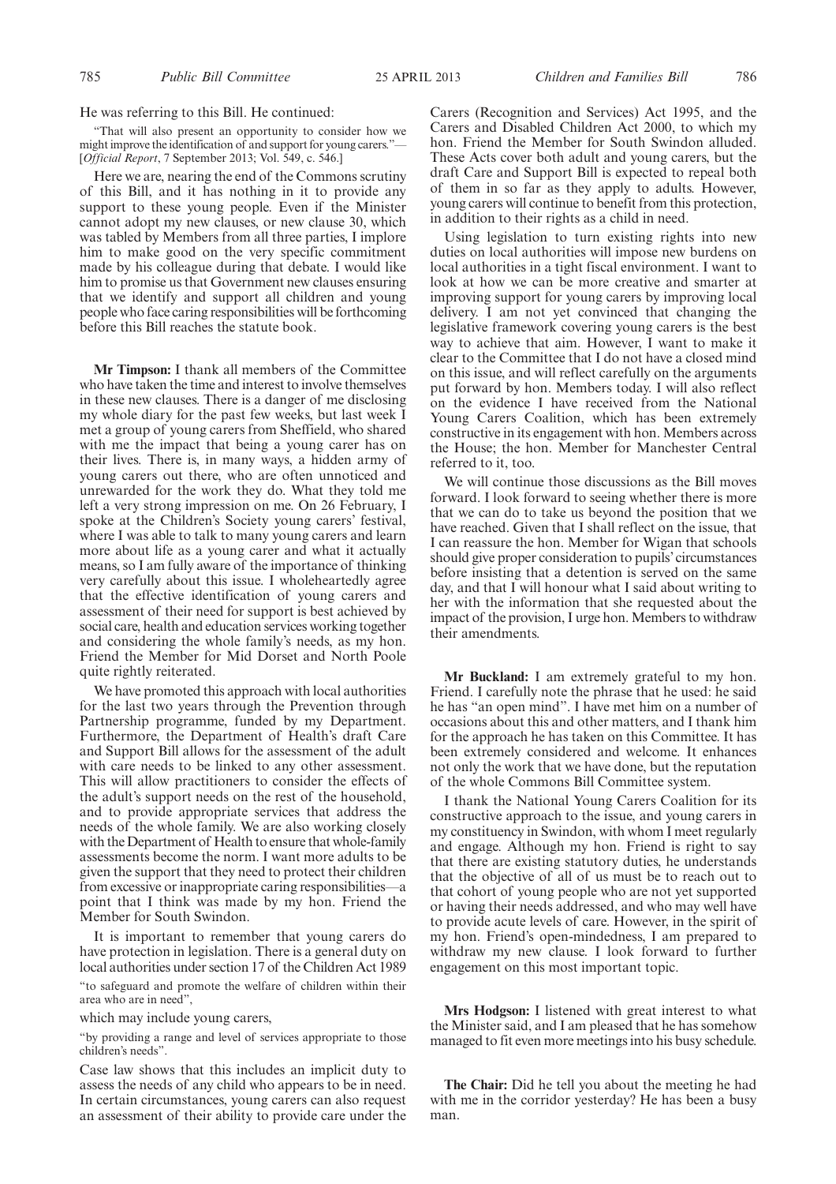He was referring to this Bill. He continued:

"That will also present an opportunity to consider how we might improve the identification of and support for young carers."—[*Official Report*, 7 September 2013; Vol. 549, c. 546.]

Here we are, nearing the end of the Commons scrutiny of this Bill, and it has nothing in it to provide any support to these young people. Even if the Minister cannot adopt my new clauses, or new clause 30, which was tabled by Members from all three parties, I implore him to make good on the very specific commitment made by his colleague during that debate. I would like him to promise us that Government new clauses ensuring that we identify and support all children and young people who face caring responsibilities will be forthcoming before this Bill reaches the statute book.

**Mr Timpson:** I thank all members of the Committee who have taken the time and interest to involve themselves in these new clauses. There is a danger of me disclosing my whole diary for the past few weeks, but last week I met a group of young carers from Sheffield, who shared with me the impact that being a young carer has on their lives. There is, in many ways, a hidden army of young carers out there, who are often unnoticed and unrewarded for the work they do. What they told me left a very strong impression on me. On 26 February, I spoke at the Children's Society young carers' festival, where I was able to talk to many young carers and learn more about life as a young carer and what it actually means, so I am fully aware of the importance of thinking very carefully about this issue. I wholeheartedly agree that the effective identification of young carers and assessment of their need for support is best achieved by social care, health and education services working together and considering the whole family's needs, as my hon. Friend the Member for Mid Dorset and North Poole quite rightly reiterated.

We have promoted this approach with local authorities for the last two years through the Prevention through Partnership programme, funded by my Department. Furthermore, the Department of Health's draft Care and Support Bill allows for the assessment of the adult with care needs to be linked to any other assessment. This will allow practitioners to consider the effects of the adult's support needs on the rest of the household, and to provide appropriate services that address the needs of the whole family. We are also working closely with the Department of Health to ensure that whole-family assessments become the norm. I want more adults to be given the support that they need to protect their children from excessive or inappropriate caring responsibilities—a point that I think was made by my hon. Friend the Member for South Swindon.

It is important to remember that young carers do have protection in legislation. There is a general duty on local authorities under section 17 of the Children Act 1989

"to safeguard and promote the welfare of children within their area who are in need",

which may include young carers,

"by providing a range and level of services appropriate to those children's needs".

Case law shows that this includes an implicit duty to assess the needs of any child who appears to be in need. In certain circumstances, young carers can also request an assessment of their ability to provide care under the Carers (Recognition and Services) Act 1995, and the Carers and Disabled Children Act 2000, to which my hon. Friend the Member for South Swindon alluded. These Acts cover both adult and young carers, but the draft Care and Support Bill is expected to repeal both of them in so far as they apply to adults. However, young carers will continue to benefit from this protection, in addition to their rights as a child in need.

Using legislation to turn existing rights into new duties on local authorities will impose new burdens on local authorities in a tight fiscal environment. I want to look at how we can be more creative and smarter at improving support for young carers by improving local delivery. I am not yet convinced that changing the legislative framework covering young carers is the best way to achieve that aim. However, I want to make it clear to the Committee that I do not have a closed mind on this issue, and will reflect carefully on the arguments put forward by hon. Members today. I will also reflect on the evidence I have received from the National Young Carers Coalition, which has been extremely constructive in its engagement with hon. Members across the House; the hon. Member for Manchester Central referred to it, too.

We will continue those discussions as the Bill moves forward. I look forward to seeing whether there is more that we can do to take us beyond the position that we have reached. Given that I shall reflect on the issue, that I can reassure the hon. Member for Wigan that schools should give proper consideration to pupils' circumstances before insisting that a detention is served on the same day, and that I will honour what I said about writing to her with the information that she requested about the impact of the provision, I urge hon. Members to withdraw their amendments.

**Mr Buckland:** I am extremely grateful to my hon. Friend. I carefully note the phrase that he used: he said he has "an open mind". I have met him on a number of occasions about this and other matters, and I thank him for the approach he has taken on this Committee. It has been extremely considered and welcome. It enhances not only the work that we have done, but the reputation of the whole Commons Bill Committee system.

I thank the National Young Carers Coalition for its constructive approach to the issue, and young carers in my constituency in Swindon, with whom I meet regularly and engage. Although my hon. Friend is right to say that there are existing statutory duties, he understands that the objective of all of us must be to reach out to that cohort of young people who are not yet supported or having their needs addressed, and who may well have to provide acute levels of care. However, in the spirit of my hon. Friend's open-mindedness, I am prepared to withdraw my new clause. I look forward to further engagement on this most important topic.

**Mrs Hodgson:** I listened with great interest to what the Minister said, and I am pleased that he has somehow managed to fit even more meetings into his busy schedule.

**The Chair:** Did he tell you about the meeting he had with me in the corridor yesterday? He has been a busy man.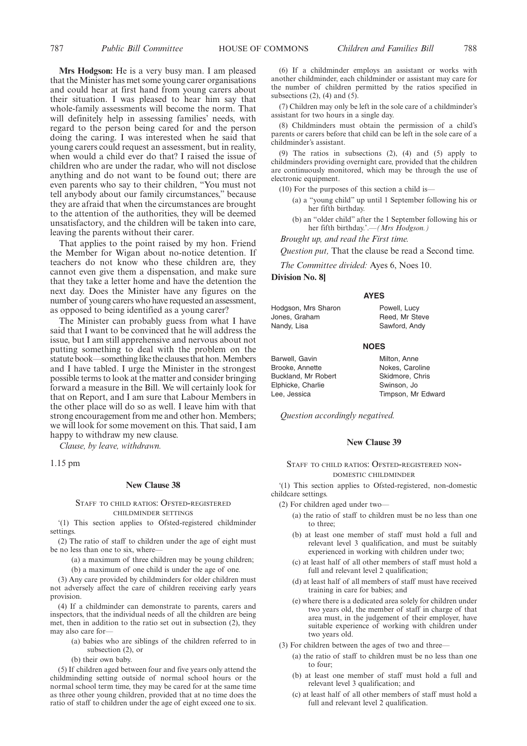**Mrs Hodgson:** He is a very busy man. I am pleased that the Minister has met some young carer organisations and could hear at first hand from young carers about their situation. I was pleased to hear him say that whole-family assessments will become the norm. That will definitely help in assessing families' needs, with regard to the person being cared for and the person doing the caring. I was interested when he said that young carers could request an assessment, but in reality, when would a child ever do that? I raised the issue of children who are under the radar, who will not disclose anything and do not want to be found out; there are even parents who say to their children, "You must not tell anybody about our family circumstances," because they are afraid that when the circumstances are brought to the attention of the authorities, they will be deemed unsatisfactory, and the children will be taken into care, leaving the parents without their carer.

That applies to the point raised by my hon. Friend the Member for Wigan about no-notice detention. If teachers do not know who these children are, they cannot even give them a dispensation, and make sure that they take a letter home and have the detention the next day. Does the Minister have any figures on the number of young carers who have requested an assessment, as opposed to being identified as a young carer?

The Minister can probably guess from what I have said that I want to be convinced that he will address the issue, but I am still apprehensive and nervous about not putting something to deal with the problem on the statute book—something like the clauses that hon. Members and I have tabled. I urge the Minister in the strongest possible terms to look at the matter and consider bringing forward a measure in the Bill. We will certainly look for that on Report, and I am sure that Labour Members in the other place will do so as well. I leave him with that strong encouragement from me and other hon. Members; we will look for some movement on this. That said, I am happy to withdraw my new clause.

*Clause, by leave, withdrawn.*

1.15 pm

### New Clause 38

STAFF TO CHILD RATIOS: OFSTED-REGISTERED CHILDMINDER SETTINGS

'(1) This section applies to Ofsted-registered childminder settings.

(2) The ratio of staff to children under the age of eight must be no less than one to six, where—

(a) a maximum of three children may be young children;

(b) a maximum of one child is under the age of one.

(3) Any care provided by childminders for older children must not adversely affect the care of children receiving early years provision.

(4) If a childminder can demonstrate to parents, carers and inspectors, that the individual needs of all the children are being met, then in addition to the ratio set out in subsection (2), they may also care for—

(a) babies who are siblings of the children referred to in subsection (2), or

(b) their own baby.

(5) If children aged between four and five years only attend the childminding setting outside of normal school hours or the normal school term time, they may be cared for at the same time as three other young children, provided that at no time does the ratio of staff to children under the age of eight exceed one to six.

(6) If a childminder employs an assistant or works with another childminder, each childminder or assistant may care for the number of children permitted by the ratios specified in subsections (2), (4) and (5).

(7) Children may only be left in the sole care of a childminder's assistant for two hours in a single day.

(8) Childminders must obtain the permission of a child's parents or carers before that child can be left in the sole care of a childminder's assistant.

(9) The ratios in subsections (2), (4) and (5) apply to childminders providing overnight care, provided that the children are continuously monitored, which may be through the use of electronic equipment.

(10) For the purposes of this section a child is—

(a) a "young child" up until 1 September following his or her fifth birthday.

(b) an "older child" after the 1 September following his or her fifth birthday.'.—*(Mrs Hodgson.)*

*Brought up, and read the First time.*

*Question put,* That the clause be read a Second time.

*The Committee divided:* Ayes 6, Noes 10.

**Division No. 8]**

**AYES**

Hodgson, Mrs Sharon
Jones, Graham
Nandy, Lisa
Powell, Lucy
Reed, Mr Steve
Sawford, Andy

**NOES**

Barwell, Gavin
Brooke, Annette
Buckland, Mr Robert
Elphicke, Charlie
Lee, Jessica
Milton, Anne
Nokes, Caroline
Skidmore, Chris
Swinson, Jo
Timpson, Mr Edward

*Question accordingly negatived.*

### New Clause 39

STAFF TO CHILD RATIOS: OFSTED-REGISTERED NON-DOMESTIC CHILDMINDER

'(1) This section applies to Ofsted-registered, non-domestic childcare settings.

(2) For children aged under two—

(a) the ratio of staff to children must be no less than one to three;

(b) at least one member of staff must hold a full and relevant level 3 qualification, and must be suitably experienced in working with children under two;

(c) at least half of all other members of staff must hold a full and relevant level 2 qualification;

(d) at least half of all members of staff must have received training in care for babies; and

(e) where there is a dedicated area solely for children under two years old, the member of staff in charge of that area must, in the judgement of their employer, have suitable experience of working with children under two years old.

(3) For children between the ages of two and three—

(a) the ratio of staff to children must be no less than one to four;

(b) at least one member of staff must hold a full and relevant level 3 qualification; and

(c) at least half of all other members of staff must hold a full and relevant level 2 qualification.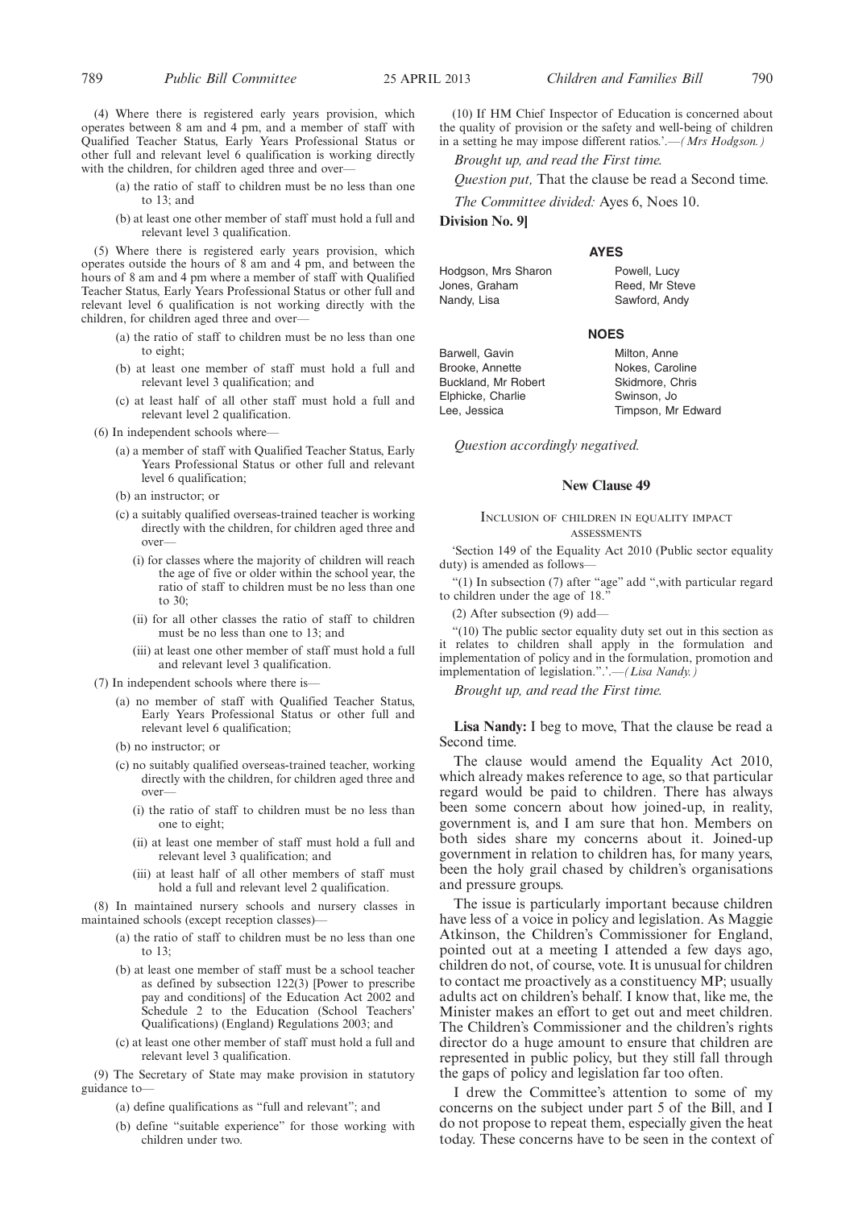(4) Where there is registered early years provision, which operates between 8 am and 4 pm, and a member of staff with Qualified Teacher Status, Early Years Professional Status or other full and relevant level 6 qualification is working directly with the children, for children aged three and over—

(a) the ratio of staff to children must be no less than one to 13; and

(b) at least one other member of staff must hold a full and relevant level 3 qualification.

(5) Where there is registered early years provision, which operates outside the hours of 8 am and 4 pm, and between the hours of 8 am and 4 pm where a member of staff with Qualified Teacher Status, Early Years Professional Status or other full and relevant level 6 qualification is not working directly with the children, for children aged three and over—

(a) the ratio of staff to children must be no less than one to eight;

(b) at least one member of staff must hold a full and relevant level 3 qualification; and

(c) at least half of all other staff must hold a full and relevant level 2 qualification.

(6) In independent schools where—

(a) a member of staff with Qualified Teacher Status, Early Years Professional Status or other full and relevant level 6 qualification;

(b) an instructor; or

(c) a suitably qualified overseas-trained teacher is working directly with the children, for children aged three and over—

(i) for classes where the majority of children will reach the age of five or older within the school year, the ratio of staff to children must be no less than one to 30;

(ii) for all other classes the ratio of staff to children must be no less than one to 13; and

(iii) at least one other member of staff must hold a full and relevant level 3 qualification.

(7) In independent schools where there is—

(a) no member of staff with Qualified Teacher Status, Early Years Professional Status or other full and relevant level 6 qualification;

(b) no instructor; or

(c) no suitably qualified overseas-trained teacher, working directly with the children, for children aged three and over—

(i) the ratio of staff to children must be no less than one to eight;

(ii) at least one member of staff must hold a full and relevant level 3 qualification; and

(iii) at least half of all other members of staff must hold a full and relevant level 2 qualification.

(8) In maintained nursery schools and nursery classes in maintained schools (except reception classes)—

(a) the ratio of staff to children must be no less than one to 13;

(b) at least one member of staff must be a school teacher as defined by subsection 122(3) [Power to prescribe pay and conditions] of the Education Act 2002 and Schedule 2 to the Education (School Teachers' Qualifications) (England) Regulations 2003; and

(c) at least one other member of staff must hold a full and relevant level 3 qualification.

(9) The Secretary of State may make provision in statutory guidance to—

(a) define qualifications as "full and relevant"; and

(b) define "suitable experience" for those working with children under two.

(10) If HM Chief Inspector of Education is concerned about the quality of provision or the safety and well-being of children in a setting he may impose different ratios.'.—*(Mrs Hodgson.)*

*Brought up, and read the First time.*

*Question put,* That the clause be read a Second time.

*The Committee divided:* Ayes 6, Noes 10.

**Division No. 9]**

**AYES**

Hodgson, Mrs Sharon
Jones, Graham
Nandy, Lisa
Powell, Lucy
Reed, Mr Steve
Sawford, Andy

**NOES**

Barwell, Gavin
Brooke, Annette
Buckland, Mr Robert
Elphicke, Charlie
Lee, Jessica
Milton, Anne
Nokes, Caroline
Skidmore, Chris
Swinson, Jo
Timpson, Mr Edward

*Question accordingly negatived.*

## New Clause 49

### Inclusion of children in equality impact assessments

'Section 149 of the Equality Act 2010 (Public sector equality duty) is amended as follows—

"(1) In subsection (7) after "age" add ",with particular regard to children under the age of 18."

(2) After subsection (9) add—

"(10) The public sector equality duty set out in this section as it relates to children shall apply in the formulation and implementation of policy and in the formulation, promotion and implementation of legislation.".'.—*(Lisa Nandy.)*

*Brought up, and read the First time.*

**Lisa Nandy:** I beg to move, That the clause be read a Second time.

The clause would amend the Equality Act 2010, which already makes reference to age, so that particular regard would be paid to children. There has always been some concern about how joined-up, in reality, government is, and I am sure that hon. Members on both sides share my concerns about it. Joined-up government in relation to children has, for many years, been the holy grail chased by children's organisations and pressure groups.

The issue is particularly important because children have less of a voice in policy and legislation. As Maggie Atkinson, the Children's Commissioner for England, pointed out at a meeting I attended a few days ago, children do not, of course, vote. It is unusual for children to contact me proactively as a constituency MP; usually adults act on children's behalf. I know that, like me, the Minister makes an effort to get out and meet children. The Children's Commissioner and the children's rights director do a huge amount to ensure that children are represented in public policy, but they still fall through the gaps of policy and legislation far too often.

I drew the Committee's attention to some of my concerns on the subject under part 5 of the Bill, and I do not propose to repeat them, especially given the heat today. These concerns have to be seen in the context of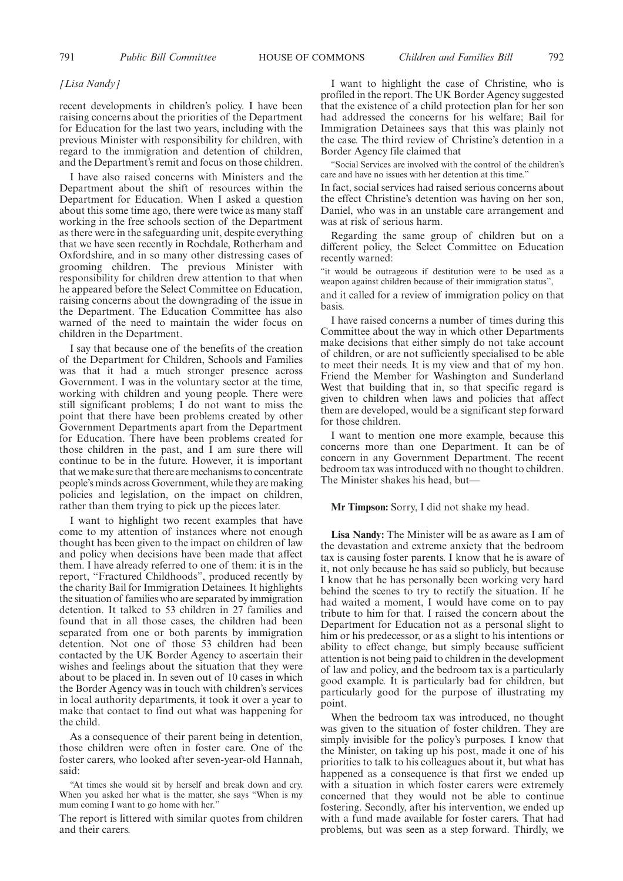*[Lisa Nandy]*

recent developments in children's policy. I have been raising concerns about the priorities of the Department for Education for the last two years, including with the previous Minister with responsibility for children, with regard to the immigration and detention of children, and the Department's remit and focus on those children.

I have also raised concerns with Ministers and the Department about the shift of resources within the Department for Education. When I asked a question about this some time ago, there were twice as many staff working in the free schools section of the Department as there were in the safeguarding unit, despite everything that we have seen recently in Rochdale, Rotherham and Oxfordshire, and in so many other distressing cases of grooming children. The previous Minister with responsibility for children drew attention to that when he appeared before the Select Committee on Education, raising concerns about the downgrading of the issue in the Department. The Education Committee has also warned of the need to maintain the wider focus on children in the Department.

I say that because one of the benefits of the creation of the Department for Children, Schools and Families was that it had a much stronger presence across Government. I was in the voluntary sector at the time, working with children and young people. There were still significant problems; I do not want to miss the point that there have been problems created by other Government Departments apart from the Department for Education. There have been problems created for those children in the past, and I am sure there will continue to be in the future. However, it is important that we make sure that there are mechanisms to concentrate people's minds across Government, while they are making policies and legislation, on the impact on children, rather than them trying to pick up the pieces later.

I want to highlight two recent examples that have come to my attention of instances where not enough thought has been given to the impact on children of law and policy when decisions have been made that affect them. I have already referred to one of them: it is in the report, "Fractured Childhoods", produced recently by the charity Bail for Immigration Detainees. It highlights the situation of families who are separated by immigration detention. It talked to 53 children in 27 families and found that in all those cases, the children had been separated from one or both parents by immigration detention. Not one of those 53 children had been contacted by the UK Border Agency to ascertain their wishes and feelings about the situation that they were about to be placed in. In seven out of 10 cases in which the Border Agency was in touch with children's services in local authority departments, it took it over a year to make that contact to find out what was happening for the child.

As a consequence of their parent being in detention, those children were often in foster care. One of the foster carers, who looked after seven-year-old Hannah, said:

"At times she would sit by herself and break down and cry. When you asked her what is the matter, she says "When is my mum coming I want to go home with her."

The report is littered with similar quotes from children and their carers.

I want to highlight the case of Christine, who is profiled in the report. The UK Border Agency suggested that the existence of a child protection plan for her son had addressed the concerns for his welfare; Bail for Immigration Detainees says that this was plainly not the case. The third review of Christine's detention in a Border Agency file claimed that

"Social Services are involved with the control of the children's care and have no issues with her detention at this time."

In fact, social services had raised serious concerns about the effect Christine's detention was having on her son, Daniel, who was in an unstable care arrangement and was at risk of serious harm.

Regarding the same group of children but on a different policy, the Select Committee on Education recently warned:

"it would be outrageous if destitution were to be used as a weapon against children because of their immigration status",

and it called for a review of immigration policy on that basis.

I have raised concerns a number of times during this Committee about the way in which other Departments make decisions that either simply do not take account of children, or are not sufficiently specialised to be able to meet their needs. It is my view and that of my hon. Friend the Member for Washington and Sunderland West that building that in, so that specific regard is given to children when laws and policies that affect them are developed, would be a significant step forward for those children.

I want to mention one more example, because this concerns more than one Department. It can be of concern in any Government Department. The recent bedroom tax was introduced with no thought to children. The Minister shakes his head, but—

**Mr Timpson:** Sorry, I did not shake my head.

**Lisa Nandy:** The Minister will be as aware as I am of the devastation and extreme anxiety that the bedroom tax is causing foster parents. I know that he is aware of it, not only because he has said so publicly, but because I know that he has personally been working very hard behind the scenes to try to rectify the situation. If he had waited a moment, I would have come on to pay tribute to him for that. I raised the concern about the Department for Education not as a personal slight to him or his predecessor, or as a slight to his intentions or ability to effect change, but simply because sufficient attention is not being paid to children in the development of law and policy, and the bedroom tax is a particularly good example. It is particularly bad for children, but particularly good for the purpose of illustrating my point.

When the bedroom tax was introduced, no thought was given to the situation of foster children. They are simply invisible for the policy's purposes. I know that the Minister, on taking up his post, made it one of his priorities to talk to his colleagues about it, but what has happened as a consequence is that first we ended up with a situation in which foster carers were extremely concerned that they would not be able to continue fostering. Secondly, after his intervention, we ended up with a fund made available for foster carers. That had problems, but was seen as a step forward. Thirdly, we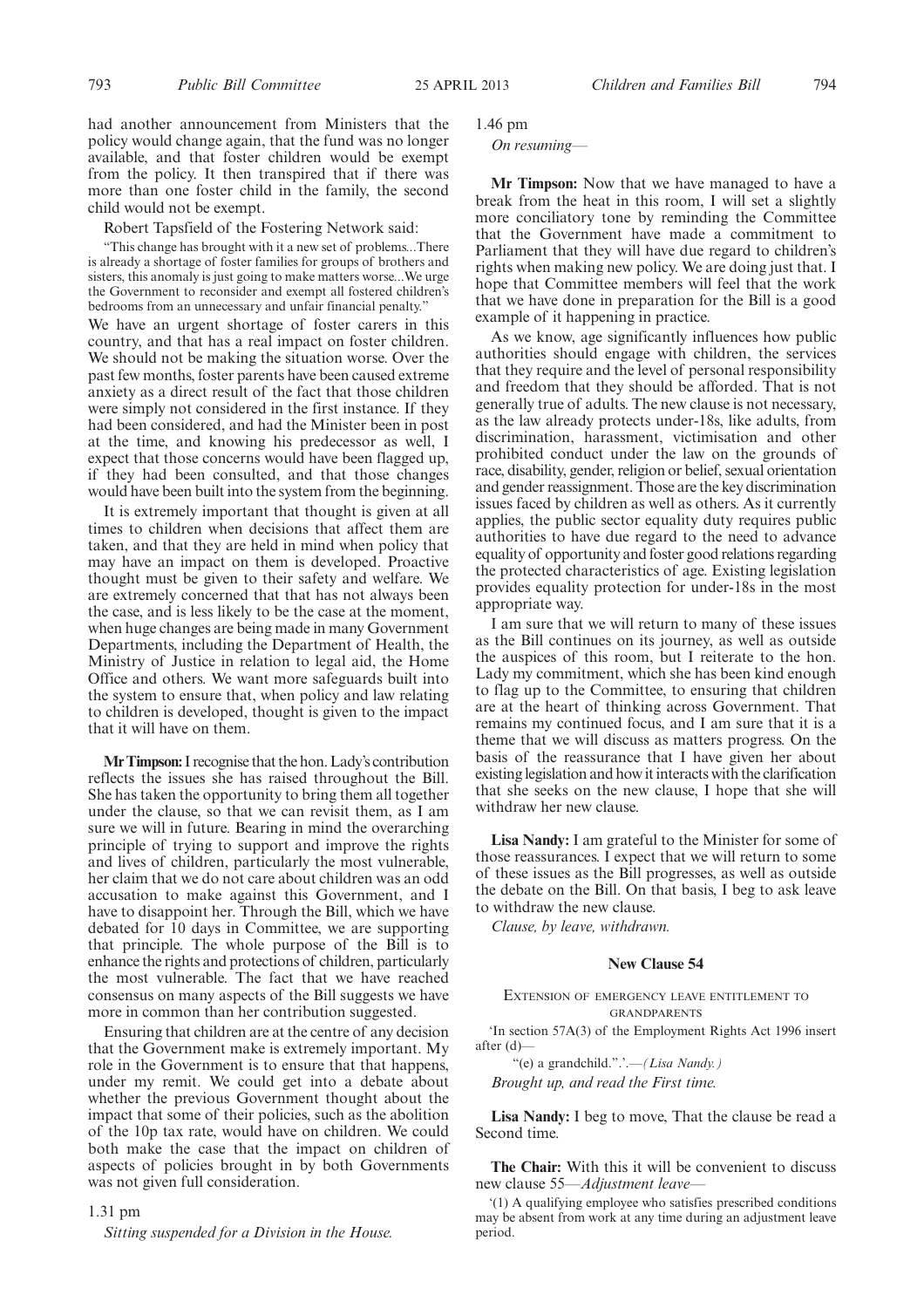had another announcement from Ministers that the policy would change again, that the fund was no longer available, and that foster children would be exempt from the policy. It then transpired that if there was more than one foster child in the family, the second child would not be exempt.

Robert Tapsfield of the Fostering Network said:

"This change has brought with it a new set of problems...There is already a shortage of foster families for groups of brothers and sisters, this anomaly is just going to make matters worse...We urge the Government to reconsider and exempt all fostered children's bedrooms from an unnecessary and unfair financial penalty."

We have an urgent shortage of foster carers in this country, and that has a real impact on foster children. We should not be making the situation worse. Over the past few months, foster parents have been caused extreme anxiety as a direct result of the fact that those children were simply not considered in the first instance. If they had been considered, and had the Minister been in post at the time, and knowing his predecessor as well, I expect that those concerns would have been flagged up, if they had been consulted, and that those changes would have been built into the system from the beginning.

It is extremely important that thought is given at all times to children when decisions that affect them are taken, and that they are held in mind when policy that may have an impact on them is developed. Proactive thought must be given to their safety and welfare. We are extremely concerned that that has not always been the case, and is less likely to be the case at the moment, when huge changes are being made in many Government Departments, including the Department of Health, the Ministry of Justice in relation to legal aid, the Home Office and others. We want more safeguards built into the system to ensure that, when policy and law relating to children is developed, thought is given to the impact that it will have on them.

**Mr Timpson:** I recognise that the hon. Lady's contribution reflects the issues she has raised throughout the Bill. She has taken the opportunity to bring them all together under the clause, so that we can revisit them, as I am sure we will in future. Bearing in mind the overarching principle of trying to support and improve the rights and lives of children, particularly the most vulnerable, her claim that we do not care about children was an odd accusation to make against this Government, and I have to disappoint her. Through the Bill, which we have debated for 10 days in Committee, we are supporting that principle. The whole purpose of the Bill is to enhance the rights and protections of children, particularly the most vulnerable. The fact that we have reached consensus on many aspects of the Bill suggests we have more in common than her contribution suggested.

Ensuring that children are at the centre of any decision that the Government make is extremely important. My role in the Government is to ensure that that happens, under my remit. We could get into a debate about whether the previous Government thought about the impact that some of their policies, such as the abolition of the 10p tax rate, would have on children. We could both make the case that the impact on children of aspects of policies brought in by both Governments was not given full consideration.

1.31 pm

*Sitting suspended for a Division in the House.*

1.46 pm

*On resuming—*

**Mr Timpson:** Now that we have managed to have a break from the heat in this room, I will set a slightly more conciliatory tone by reminding the Committee that the Government have made a commitment to Parliament that they will have due regard to children's rights when making new policy. We are doing just that. I hope that Committee members will feel that the work that we have done in preparation for the Bill is a good example of it happening in practice.

As we know, age significantly influences how public authorities should engage with children, the services that they require and the level of personal responsibility and freedom that they should be afforded. That is not generally true of adults. The new clause is not necessary, as the law already protects under-18s, like adults, from discrimination, harassment, victimisation and other prohibited conduct under the law on the grounds of race, disability, gender, religion or belief, sexual orientation and gender reassignment. Those are the key discrimination issues faced by children as well as others. As it currently applies, the public sector equality duty requires public authorities to have due regard to the need to advance equality of opportunity and foster good relations regarding the protected characteristics of age. Existing legislation provides equality protection for under-18s in the most appropriate way.

I am sure that we will return to many of these issues as the Bill continues on its journey, as well as outside the auspices of this room, but I reiterate to the hon. Lady my commitment, which she has been kind enough to flag up to the Committee, to ensuring that children are at the heart of thinking across Government. That remains my continued focus, and I am sure that it is a theme that we will discuss as matters progress. On the basis of the reassurance that I have given her about existing legislation and how it interacts with the clarification that she seeks on the new clause, I hope that she will withdraw her new clause.

**Lisa Nandy:** I am grateful to the Minister for some of those reassurances. I expect that we will return to some of these issues as the Bill progresses, as well as outside the debate on the Bill. On that basis, I beg to ask leave to withdraw the new clause.

*Clause, by leave, withdrawn.*

## New Clause 54

EXTENSION OF EMERGENCY LEAVE ENTITLEMENT TO GRANDPARENTS

'In section 57A(3) of the Employment Rights Act 1996 insert after (d)—

"(e) a grandchild.".'.—*(Lisa Nandy.)*

*Brought up, and read the First time.*

**Lisa Nandy:** I beg to move, That the clause be read a Second time.

**The Chair:** With this it will be convenient to discuss new clause 55—*Adjustment leave*—

'(1) A qualifying employee who satisfies prescribed conditions may be absent from work at any time during an adjustment leave period.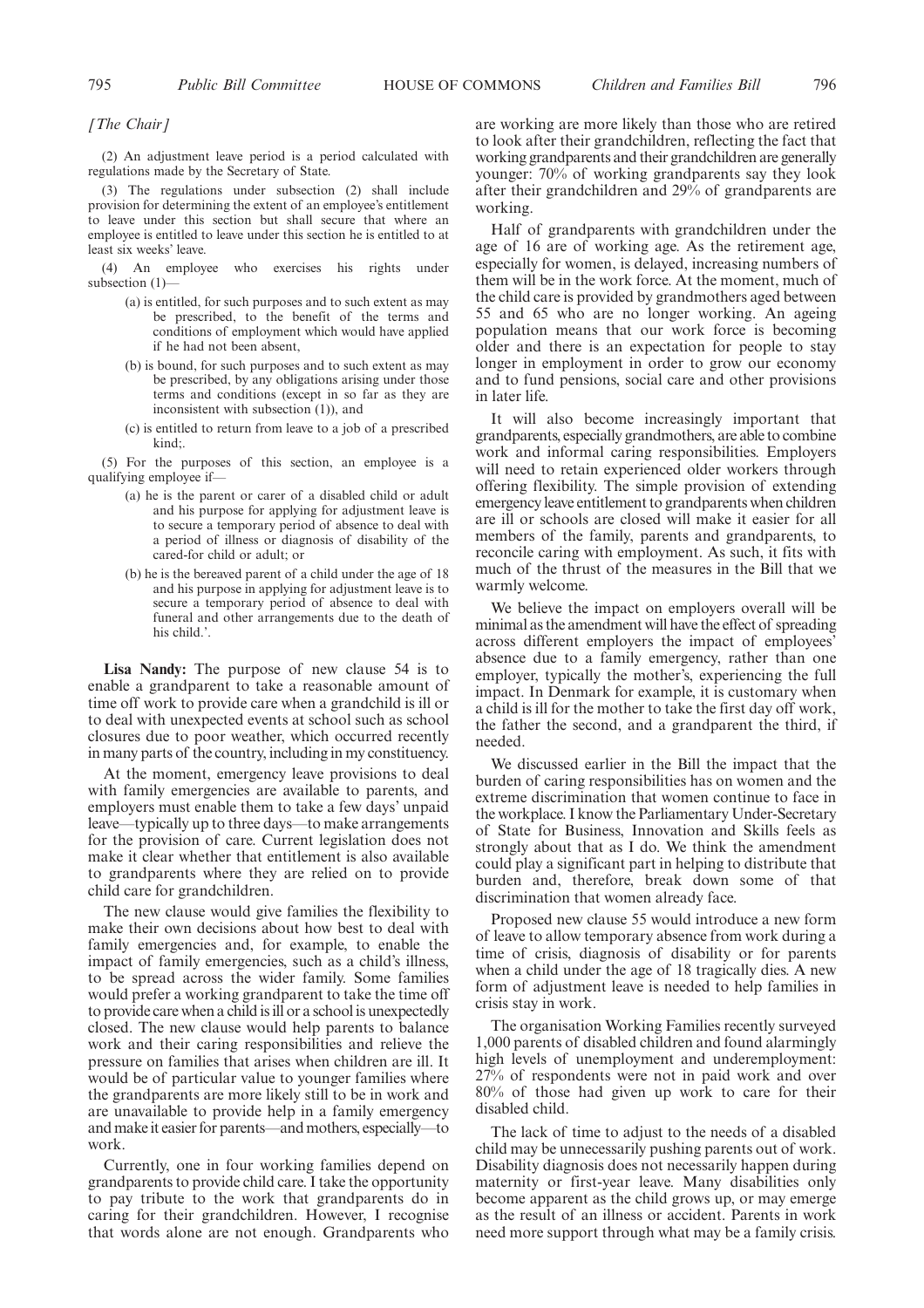*[The Chair]*

(2) An adjustment leave period is a period calculated with regulations made by the Secretary of State.

(3) The regulations under subsection (2) shall include provision for determining the extent of an employee's entitlement to leave under this section but shall secure that where an employee is entitled to leave under this section he is entitled to at least six weeks' leave.

(4) An employee who exercises his rights under subsection (1)—

- (a) is entitled, for such purposes and to such extent as may be prescribed, to the benefit of the terms and conditions of employment which would have applied if he had not been absent,
- (b) is bound, for such purposes and to such extent as may be prescribed, by any obligations arising under those terms and conditions (except in so far as they are inconsistent with subsection (1)), and
- (c) is entitled to return from leave to a job of a prescribed kind;.

(5) For the purposes of this section, an employee is a qualifying employee if—

- (a) he is the parent or carer of a disabled child or adult and his purpose for applying for adjustment leave is to secure a temporary period of absence to deal with a period of illness or diagnosis of disability of the cared-for child or adult; or
- (b) he is the bereaved parent of a child under the age of 18 and his purpose in applying for adjustment leave is to secure a temporary period of absence to deal with funeral and other arrangements due to the death of his child.'.

**Lisa Nandy:** The purpose of new clause 54 is to enable a grandparent to take a reasonable amount of time off work to provide care when a grandchild is ill or to deal with unexpected events at school such as school closures due to poor weather, which occurred recently in many parts of the country, including in my constituency.

At the moment, emergency leave provisions to deal with family emergencies are available to parents, and employers must enable them to take a few days' unpaid leave—typically up to three days—to make arrangements for the provision of care. Current legislation does not make it clear whether that entitlement is also available to grandparents where they are relied on to provide child care for grandchildren.

The new clause would give families the flexibility to make their own decisions about how best to deal with family emergencies and, for example, to enable the impact of family emergencies, such as a child's illness, to be spread across the wider family. Some families would prefer a working grandparent to take the time off to provide care when a child is ill or a school is unexpectedly closed. The new clause would help parents to balance work and their caring responsibilities and relieve the pressure on families that arises when children are ill. It would be of particular value to younger families where the grandparents are more likely still to be in work and are unavailable to provide help in a family emergency and make it easier for parents—and mothers, especially—to work.

Currently, one in four working families depend on grandparents to provide child care. I take the opportunity to pay tribute to the work that grandparents do in caring for their grandchildren. However, I recognise that words alone are not enough. Grandparents who are working are more likely than those who are retired to look after their grandchildren, reflecting the fact that working grandparents and their grandchildren are generally younger: 70% of working grandparents say they look after their grandchildren and 29% of grandparents are working.

Half of grandparents with grandchildren under the age of 16 are of working age. As the retirement age, especially for women, is delayed, increasing numbers of them will be in the work force. At the moment, much of the child care is provided by grandmothers aged between 55 and 65 who are no longer working. An ageing population means that our work force is becoming older and there is an expectation for people to stay longer in employment in order to grow our economy and to fund pensions, social care and other provisions in later life.

It will also become increasingly important that grandparents, especially grandmothers, are able to combine work and informal caring responsibilities. Employers will need to retain experienced older workers through offering flexibility. The simple provision of extending emergency leave entitlement to grandparents when children are ill or schools are closed will make it easier for all members of the family, parents and grandparents, to reconcile caring with employment. As such, it fits with much of the thrust of the measures in the Bill that we warmly welcome.

We believe the impact on employers overall will be minimal as the amendment will have the effect of spreading across different employers the impact of employees' absence due to a family emergency, rather than one employer, typically the mother's, experiencing the full impact. In Denmark for example, it is customary when a child is ill for the mother to take the first day off work, the father the second, and a grandparent the third, if needed.

We discussed earlier in the Bill the impact that the burden of caring responsibilities has on women and the extreme discrimination that women continue to face in the workplace. I know the Parliamentary Under-Secretary of State for Business, Innovation and Skills feels as strongly about that as I do. We think the amendment could play a significant part in helping to distribute that burden and, therefore, break down some of that discrimination that women already face.

Proposed new clause 55 would introduce a new form of leave to allow temporary absence from work during a time of crisis, diagnosis of disability or for parents when a child under the age of 18 tragically dies. A new form of adjustment leave is needed to help families in crisis stay in work.

The organisation Working Families recently surveyed 1,000 parents of disabled children and found alarmingly high levels of unemployment and underemployment: 27% of respondents were not in paid work and over 80% of those had given up work to care for their disabled child.

The lack of time to adjust to the needs of a disabled child may be unnecessarily pushing parents out of work. Disability diagnosis does not necessarily happen during maternity or first-year leave. Many disabilities only become apparent as the child grows up, or may emerge as the result of an illness or accident. Parents in work need more support through what may be a family crisis.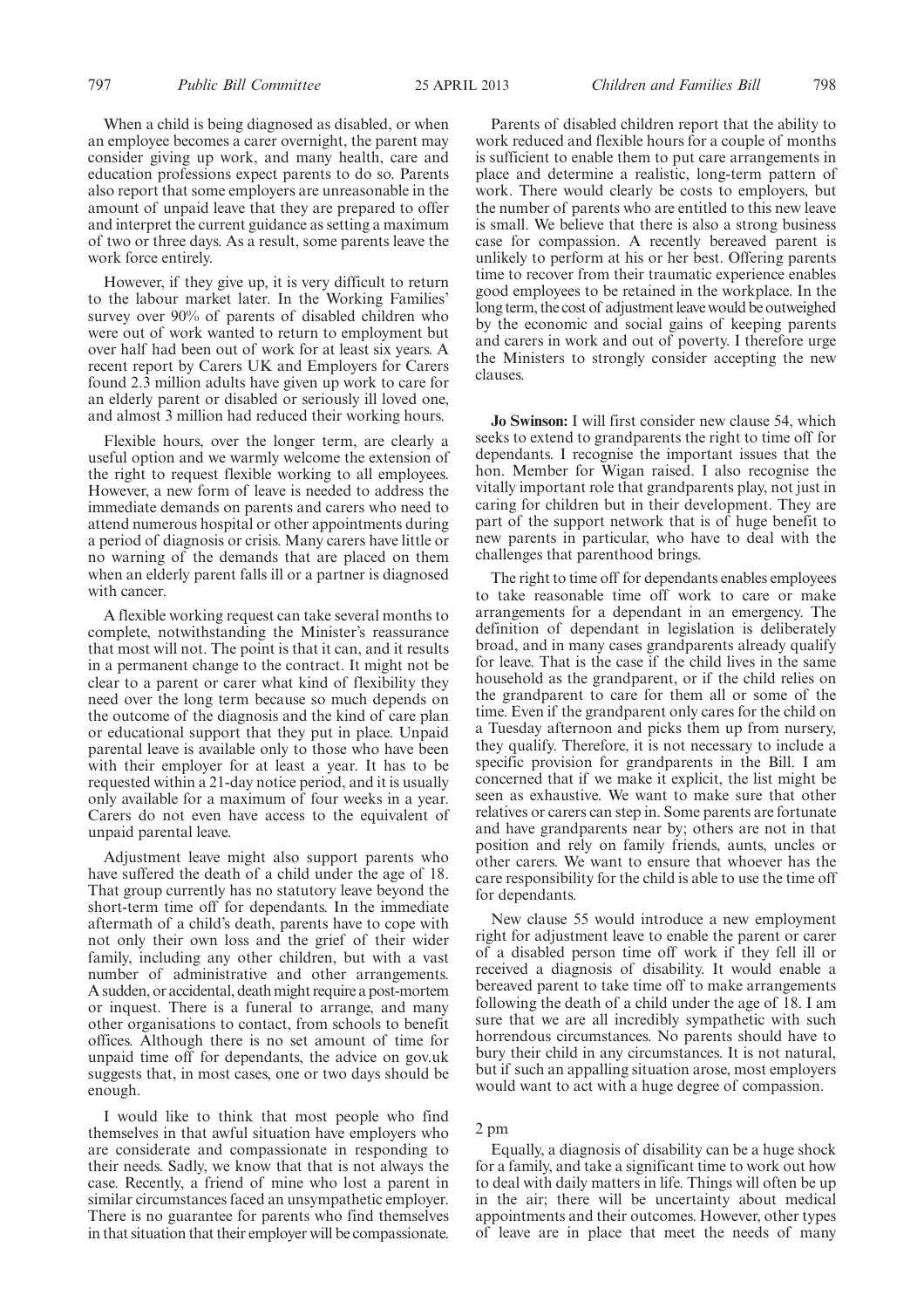When a child is being diagnosed as disabled, or when an employee becomes a carer overnight, the parent may consider giving up work, and many health, care and education professions expect parents to do so. Parents also report that some employers are unreasonable in the amount of unpaid leave that they are prepared to offer and interpret the current guidance as setting a maximum of two or three days. As a result, some parents leave the work force entirely.

However, if they give up, it is very difficult to return to the labour market later. In the Working Families' survey over 90% of parents of disabled children who were out of work wanted to return to employment but over half had been out of work for at least six years. A recent report by Carers UK and Employers for Carers found 2.3 million adults have given up work to care for an elderly parent or disabled or seriously ill loved one, and almost 3 million had reduced their working hours.

Flexible hours, over the longer term, are clearly a useful option and we warmly welcome the extension of the right to request flexible working to all employees. However, a new form of leave is needed to address the immediate demands on parents and carers who need to attend numerous hospital or other appointments during a period of diagnosis or crisis. Many carers have little or no warning of the demands that are placed on them when an elderly parent falls ill or a partner is diagnosed with cancer.

A flexible working request can take several months to complete, notwithstanding the Minister's reassurance that most will not. The point is that it can, and it results in a permanent change to the contract. It might not be clear to a parent or carer what kind of flexibility they need over the long term because so much depends on the outcome of the diagnosis and the kind of care plan or educational support that they put in place. Unpaid parental leave is available only to those who have been with their employer for at least a year. It has to be requested within a 21-day notice period, and it is usually only available for a maximum of four weeks in a year. Carers do not even have access to the equivalent of unpaid parental leave.

Adjustment leave might also support parents who have suffered the death of a child under the age of 18. That group currently has no statutory leave beyond the short-term time off for dependants. In the immediate aftermath of a child's death, parents have to cope with not only their own loss and the grief of their wider family, including any other children, but with a vast number of administrative and other arrangements. A sudden, or accidental, death might require a post-mortem or inquest. There is a funeral to arrange, and many other organisations to contact, from schools to benefit offices. Although there is no set amount of time for unpaid time off for dependants, the advice on gov.uk suggests that, in most cases, one or two days should be enough.

I would like to think that most people who find themselves in that awful situation have employers who are considerate and compassionate in responding to their needs. Sadly, we know that that is not always the case. Recently, a friend of mine who lost a parent in similar circumstances faced an unsympathetic employer. There is no guarantee for parents who find themselves in that situation that their employer will be compassionate.

Parents of disabled children report that the ability to work reduced and flexible hours for a couple of months is sufficient to enable them to put care arrangements in place and determine a realistic, long-term pattern of work. There would clearly be costs to employers, but the number of parents who are entitled to this new leave is small. We believe that there is also a strong business case for compassion. A recently bereaved parent is unlikely to perform at his or her best. Offering parents time to recover from their traumatic experience enables good employees to be retained in the workplace. In the long term, the cost of adjustment leave would be outweighed by the economic and social gains of keeping parents and carers in work and out of poverty. I therefore urge the Ministers to strongly consider accepting the new clauses.

**Jo Swinson:** I will first consider new clause 54, which seeks to extend to grandparents the right to time off for dependants. I recognise the important issues that the hon. Member for Wigan raised. I also recognise the vitally important role that grandparents play, not just in caring for children but in their development. They are part of the support network that is of huge benefit to new parents in particular, who have to deal with the challenges that parenthood brings.

The right to time off for dependants enables employees to take reasonable time off work to care or make arrangements for a dependant in an emergency. The definition of dependant in legislation is deliberately broad, and in many cases grandparents already qualify for leave. That is the case if the child lives in the same household as the grandparent, or if the child relies on the grandparent to care for them all or some of the time. Even if the grandparent only cares for the child on a Tuesday afternoon and picks them up from nursery, they qualify. Therefore, it is not necessary to include a specific provision for grandparents in the Bill. I am concerned that if we make it explicit, the list might be seen as exhaustive. We want to make sure that other relatives or carers can step in. Some parents are fortunate and have grandparents near by; others are not in that position and rely on family friends, aunts, uncles or other carers. We want to ensure that whoever has the care responsibility for the child is able to use the time off for dependants.

New clause 55 would introduce a new employment right for adjustment leave to enable the parent or carer of a disabled person time off work if they fell ill or received a diagnosis of disability. It would enable a bereaved parent to take time off to make arrangements following the death of a child under the age of 18. I am sure that we are all incredibly sympathetic with such horrendous circumstances. No parents should have to bury their child in any circumstances. It is not natural, but if such an appalling situation arose, most employers would want to act with a huge degree of compassion.

2 pm

Equally, a diagnosis of disability can be a huge shock for a family, and take a significant time to work out how to deal with daily matters in life. Things will often be up in the air; there will be uncertainty about medical appointments and their outcomes. However, other types of leave are in place that meet the needs of many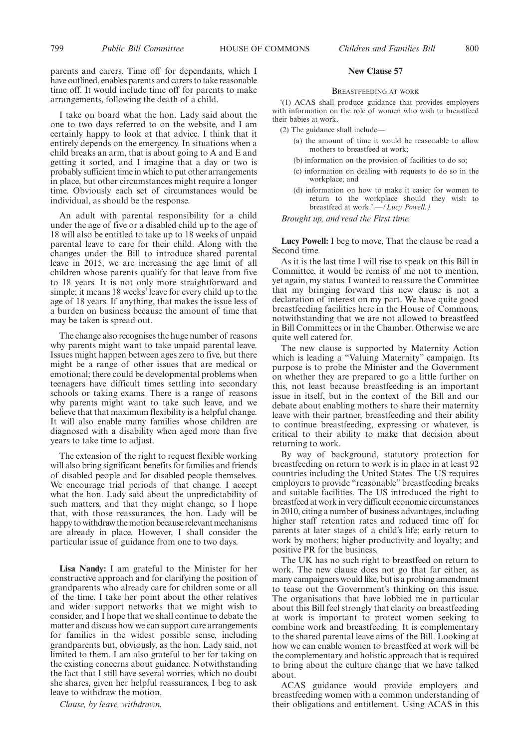parents and carers. Time off for dependants, which I have outlined, enables parents and carers to take reasonable time off. It would include time off for parents to make arrangements, following the death of a child.

I take on board what the hon. Lady said about the one to two days referred to on the website, and I am certainly happy to look at that advice. I think that it entirely depends on the emergency. In situations when a child breaks an arm, that is about going to A and E and getting it sorted, and I imagine that a day or two is probably sufficient time in which to put other arrangements in place, but other circumstances might require a longer time. Obviously each set of circumstances would be individual, as should be the response.

An adult with parental responsibility for a child under the age of five or a disabled child up to the age of 18 will also be entitled to take up to 18 weeks of unpaid parental leave to care for their child. Along with the changes under the Bill to introduce shared parental leave in 2015, we are increasing the age limit of all children whose parents qualify for that leave from five to 18 years. It is not only more straightforward and simple; it means 18 weeks' leave for every child up to the age of 18 years. If anything, that makes the issue less of a burden on business because the amount of time that may be taken is spread out.

The change also recognises the huge number of reasons why parents might want to take unpaid parental leave. Issues might happen between ages zero to five, but there might be a range of other issues that are medical or emotional; there could be developmental problems when teenagers have difficult times settling into secondary schools or taking exams. There is a range of reasons why parents might want to take such leave, and we believe that that maximum flexibility is a helpful change. It will also enable many families whose children are diagnosed with a disability when aged more than five years to take time to adjust.

The extension of the right to request flexible working will also bring significant benefits for families and friends of disabled people and for disabled people themselves. We encourage trial periods of that change. I accept what the hon. Lady said about the unpredictability of such matters, and that they might change, so I hope that, with those reassurances, the hon. Lady will be happy to withdraw the motion because relevant mechanisms are already in place. However, I shall consider the particular issue of guidance from one to two days.

**Lisa Nandy:** I am grateful to the Minister for her constructive approach and for clarifying the position of grandparents who already care for children some or all of the time. I take her point about the other relatives and wider support networks that we might wish to consider, and I hope that we shall continue to debate the matter and discuss how we can support care arrangements for families in the widest possible sense, including grandparents but, obviously, as the hon. Lady said, not limited to them. I am also grateful to her for taking on the existing concerns about guidance. Notwithstanding the fact that I still have several worries, which no doubt she shares, given her helpful reassurances, I beg to ask leave to withdraw the motion.

*Clause, by leave, withdrawn.*

## New Clause 57

### Breastfeeding at work

'(1) ACAS shall produce guidance that provides employers with information on the role of women who wish to breastfeed their babies at work.

(2) The guidance shall include—

(a) the amount of time it would be reasonable to allow mothers to breastfeed at work;

(b) information on the provision of facilities to do so;

(c) information on dealing with requests to do so in the workplace; and

(d) information on how to make it easier for women to return to the workplace should they wish to breastfeed at work.'.—*(Lucy Powell.)*

*Brought up, and read the First time.*

**Lucy Powell:** I beg to move, That the clause be read a Second time.

As it is the last time I will rise to speak on this Bill in Committee, it would be remiss of me not to mention, yet again, my status. I wanted to reassure the Committee that my bringing forward this new clause is not a declaration of interest on my part. We have quite good breastfeeding facilities here in the House of Commons, notwithstanding that we are not allowed to breastfeed in Bill Committees or in the Chamber. Otherwise we are quite well catered for.

The new clause is supported by Maternity Action which is leading a "Valuing Maternity" campaign. Its purpose is to probe the Minister and the Government on whether they are prepared to go a little further on this, not least because breastfeeding is an important issue in itself, but in the context of the Bill and our debate about enabling mothers to share their maternity leave with their partner, breastfeeding and their ability to continue breastfeeding, expressing or whatever, is critical to their ability to make that decision about returning to work.

By way of background, statutory protection for breastfeeding on return to work is in place in at least 92 countries including the United States. The US requires employers to provide "reasonable" breastfeeding breaks and suitable facilities. The US introduced the right to breastfeed at work in very difficult economic circumstances in 2010, citing a number of business advantages, including higher staff retention rates and reduced time off for parents at later stages of a child's life; early return to work by mothers; higher productivity and loyalty; and positive PR for the business.

The UK has no such right to breastfeed on return to work. The new clause does not go that far either, as many campaigners would like, but is a probing amendment to tease out the Government's thinking on this issue. The organisations that have lobbied me in particular about this Bill feel strongly that clarity on breastfeeding at work is important to protect women seeking to combine work and breastfeeding. It is complementary to the shared parental leave aims of the Bill. Looking at how we can enable women to breastfeed at work will be the complementary and holistic approach that is required to bring about the culture change that we have talked about.

ACAS guidance would provide employers and breastfeeding women with a common understanding of their obligations and entitlement. Using ACAS in this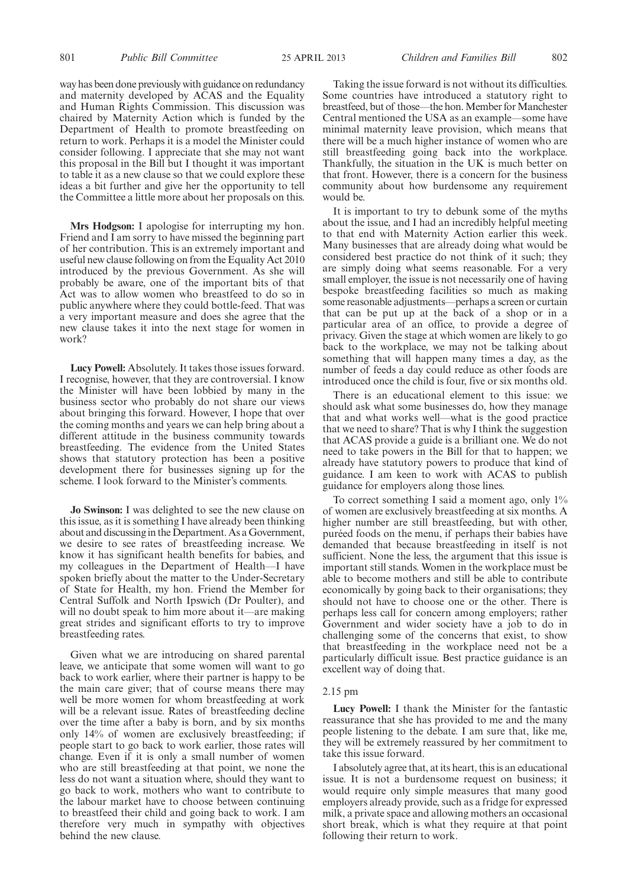way has been done previously with guidance on redundancy and maternity developed by ACAS and the Equality and Human Rights Commission. This discussion was chaired by Maternity Action which is funded by the Department of Health to promote breastfeeding on return to work. Perhaps it is a model the Minister could consider following. I appreciate that she may not want this proposal in the Bill but I thought it was important to table it as a new clause so that we could explore these ideas a bit further and give her the opportunity to tell the Committee a little more about her proposals on this.

**Mrs Hodgson:** I apologise for interrupting my hon. Friend and I am sorry to have missed the beginning part of her contribution. This is an extremely important and useful new clause following on from the Equality Act 2010 introduced by the previous Government. As she will probably be aware, one of the important bits of that Act was to allow women who breastfeed to do so in public anywhere where they could bottle-feed. That was a very important measure and does she agree that the new clause takes it into the next stage for women in work?

**Lucy Powell:** Absolutely. It takes those issues forward. I recognise, however, that they are controversial. I know the Minister will have been lobbied by many in the business sector who probably do not share our views about bringing this forward. However, I hope that over the coming months and years we can help bring about a different attitude in the business community towards breastfeeding. The evidence from the United States shows that statutory protection has been a positive development there for businesses signing up for the scheme. I look forward to the Minister's comments.

**Jo Swinson:** I was delighted to see the new clause on this issue, as it is something I have already been thinking about and discussing in the Department. As a Government, we desire to see rates of breastfeeding increase. We know it has significant health benefits for babies, and my colleagues in the Department of Health—I have spoken briefly about the matter to the Under-Secretary of State for Health, my hon. Friend the Member for Central Suffolk and North Ipswich (Dr Poulter), and will no doubt speak to him more about it—are making great strides and significant efforts to try to improve breastfeeding rates.

Given what we are introducing on shared parental leave, we anticipate that some women will want to go back to work earlier, where their partner is happy to be the main care giver; that of course means there may well be more women for whom breastfeeding at work will be a relevant issue. Rates of breastfeeding decline over the time after a baby is born, and by six months only 14% of women are exclusively breastfeeding; if people start to go back to work earlier, those rates will change. Even if it is only a small number of women who are still breastfeeding at that point, we none the less do not want a situation where, should they want to go back to work, mothers who want to contribute to the labour market have to choose between continuing to breastfeed their child and going back to work. I am therefore very much in sympathy with objectives behind the new clause.

Taking the issue forward is not without its difficulties. Some countries have introduced a statutory right to breastfeed, but of those—the hon. Member for Manchester Central mentioned the USA as an example—some have minimal maternity leave provision, which means that there will be a much higher instance of women who are still breastfeeding going back into the workplace. Thankfully, the situation in the UK is much better on that front. However, there is a concern for the business community about how burdensome any requirement would be.

It is important to try to debunk some of the myths about the issue, and I had an incredibly helpful meeting to that end with Maternity Action earlier this week. Many businesses that are already doing what would be considered best practice do not think of it such; they are simply doing what seems reasonable. For a very small employer, the issue is not necessarily one of having bespoke breastfeeding facilities so much as making some reasonable adjustments—perhaps a screen or curtain that can be put up at the back of a shop or in a particular area of an office, to provide a degree of privacy. Given the stage at which women are likely to go back to the workplace, we may not be talking about something that will happen many times a day, as the number of feeds a day could reduce as other foods are introduced once the child is four, five or six months old.

There is an educational element to this issue: we should ask what some businesses do, how they manage that and what works well—what is the good practice that we need to share? That is why I think the suggestion that ACAS provide a guide is a brilliant one. We do not need to take powers in the Bill for that to happen; we already have statutory powers to produce that kind of guidance. I am keen to work with ACAS to publish guidance for employers along those lines.

To correct something I said a moment ago, only 1% of women are exclusively breastfeeding at six months. A higher number are still breastfeeding, but with other, puréed foods on the menu, if perhaps their babies have demanded that because breastfeeding in itself is not sufficient. None the less, the argument that this issue is important still stands. Women in the workplace must be able to become mothers and still be able to contribute economically by going back to their organisations; they should not have to choose one or the other. There is perhaps less call for concern among employers; rather Government and wider society have a job to do in challenging some of the concerns that exist, to show that breastfeeding in the workplace need not be a particularly difficult issue. Best practice guidance is an excellent way of doing that.

2.15 pm

**Lucy Powell:** I thank the Minister for the fantastic reassurance that she has provided to me and the many people listening to the debate. I am sure that, like me, they will be extremely reassured by her commitment to take this issue forward.

I absolutely agree that, at its heart, this is an educational issue. It is not a burdensome request on business; it would require only simple measures that many good employers already provide, such as a fridge for expressed milk, a private space and allowing mothers an occasional short break, which is what they require at that point following their return to work.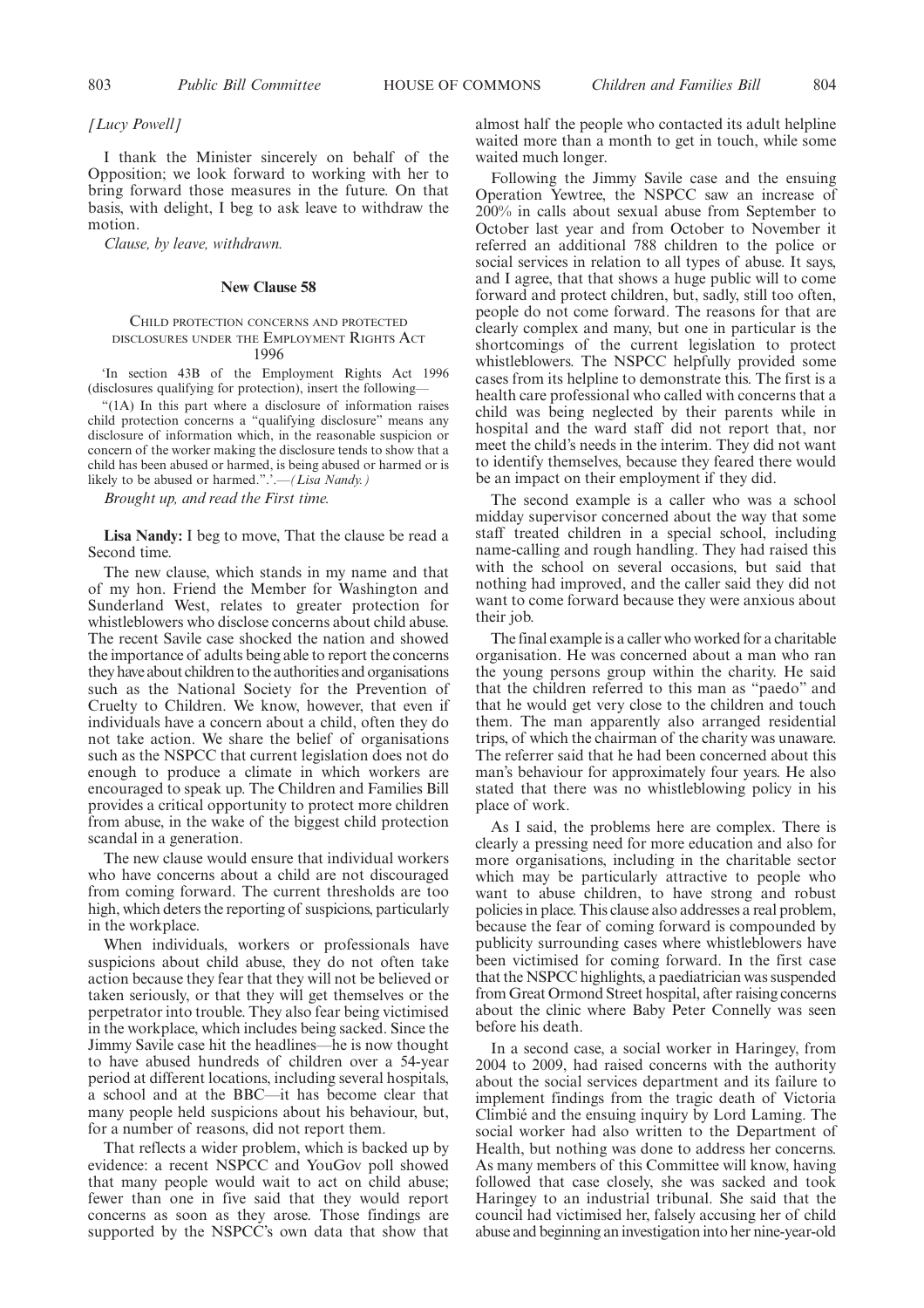*[Lucy Powell]*

I thank the Minister sincerely on behalf of the Opposition; we look forward to working with her to bring forward those measures in the future. On that basis, with delight, I beg to ask leave to withdraw the motion.

*Clause, by leave, withdrawn.*

## New Clause 58

### Child protection concerns and protected disclosures under the Employment Rights Act 1996

'In section 43B of the Employment Rights Act 1996 (disclosures qualifying for protection), insert the following—

"(1A) In this part where a disclosure of information raises child protection concerns a "qualifying disclosure" means any disclosure of information which, in the reasonable suspicion or concern of the worker making the disclosure tends to show that a child has been abused or harmed, is being abused or harmed or is likely to be abused or harmed.".'.—*(Lisa Nandy.)*

*Brought up, and read the First time.*

**Lisa Nandy:** I beg to move, That the clause be read a Second time.

The new clause, which stands in my name and that of my hon. Friend the Member for Washington and Sunderland West, relates to greater protection for whistleblowers who disclose concerns about child abuse. The recent Savile case shocked the nation and showed the importance of adults being able to report the concerns they have about children to the authorities and organisations such as the National Society for the Prevention of Cruelty to Children. We know, however, that even if individuals have a concern about a child, often they do not take action. We share the belief of organisations such as the NSPCC that current legislation does not do enough to produce a climate in which workers are encouraged to speak up. The Children and Families Bill provides a critical opportunity to protect more children from abuse, in the wake of the biggest child protection scandal in a generation.

The new clause would ensure that individual workers who have concerns about a child are not discouraged from coming forward. The current thresholds are too high, which deters the reporting of suspicions, particularly in the workplace.

When individuals, workers or professionals have suspicions about child abuse, they do not often take action because they fear that they will not be believed or taken seriously, or that they will get themselves or the perpetrator into trouble. They also fear being victimised in the workplace, which includes being sacked. Since the Jimmy Savile case hit the headlines—he is now thought to have abused hundreds of children over a 54-year period at different locations, including several hospitals, a school and at the BBC—it has become clear that many people held suspicions about his behaviour, but, for a number of reasons, did not report them.

That reflects a wider problem, which is backed up by evidence: a recent NSPCC and YouGov poll showed that many people would wait to act on child abuse; fewer than one in five said that they would report concerns as soon as they arose. Those findings are supported by the NSPCC's own data that show that almost half the people who contacted its adult helpline waited more than a month to get in touch, while some waited much longer.

Following the Jimmy Savile case and the ensuing Operation Yewtree, the NSPCC saw an increase of 200% in calls about sexual abuse from September to October last year and from October to November it referred an additional 788 children to the police or social services in relation to all types of abuse. It says, and I agree, that that shows a huge public will to come forward and protect children, but, sadly, still too often, people do not come forward. The reasons for that are clearly complex and many, but one in particular is the shortcomings of the current legislation to protect whistleblowers. The NSPCC helpfully provided some cases from its helpline to demonstrate this. The first is a health care professional who called with concerns that a child was being neglected by their parents while in hospital and the ward staff did not report that, nor meet the child's needs in the interim. They did not want to identify themselves, because they feared there would be an impact on their employment if they did.

The second example is a caller who was a school midday supervisor concerned about the way that some staff treated children in a special school, including name-calling and rough handling. They had raised this with the school on several occasions, but said that nothing had improved, and the caller said they did not want to come forward because they were anxious about their job.

The final example is a caller who worked for a charitable organisation. He was concerned about a man who ran the young persons group within the charity. He said that the children referred to this man as "paedo" and that he would get very close to the children and touch them. The man apparently also arranged residential trips, of which the chairman of the charity was unaware. The referrer said that he had been concerned about this man's behaviour for approximately four years. He also stated that there was no whistleblowing policy in his place of work.

As I said, the problems here are complex. There is clearly a pressing need for more education and also for more organisations, including in the charitable sector which may be particularly attractive to people who want to abuse children, to have strong and robust policies in place. This clause also addresses a real problem, because the fear of coming forward is compounded by publicity surrounding cases where whistleblowers have been victimised for coming forward. In the first case that the NSPCC highlights, a paediatrician was suspended from Great Ormond Street hospital, after raising concerns about the clinic where Baby Peter Connelly was seen before his death.

In a second case, a social worker in Haringey, from 2004 to 2009, had raised concerns with the authority about the social services department and its failure to implement findings from the tragic death of Victoria Climbié and the ensuing inquiry by Lord Laming. The social worker had also written to the Department of Health, but nothing was done to address her concerns. As many members of this Committee will know, having followed that case closely, she was sacked and took Haringey to an industrial tribunal. She said that the council had victimised her, falsely accusing her of child abuse and beginning an investigation into her nine-year-old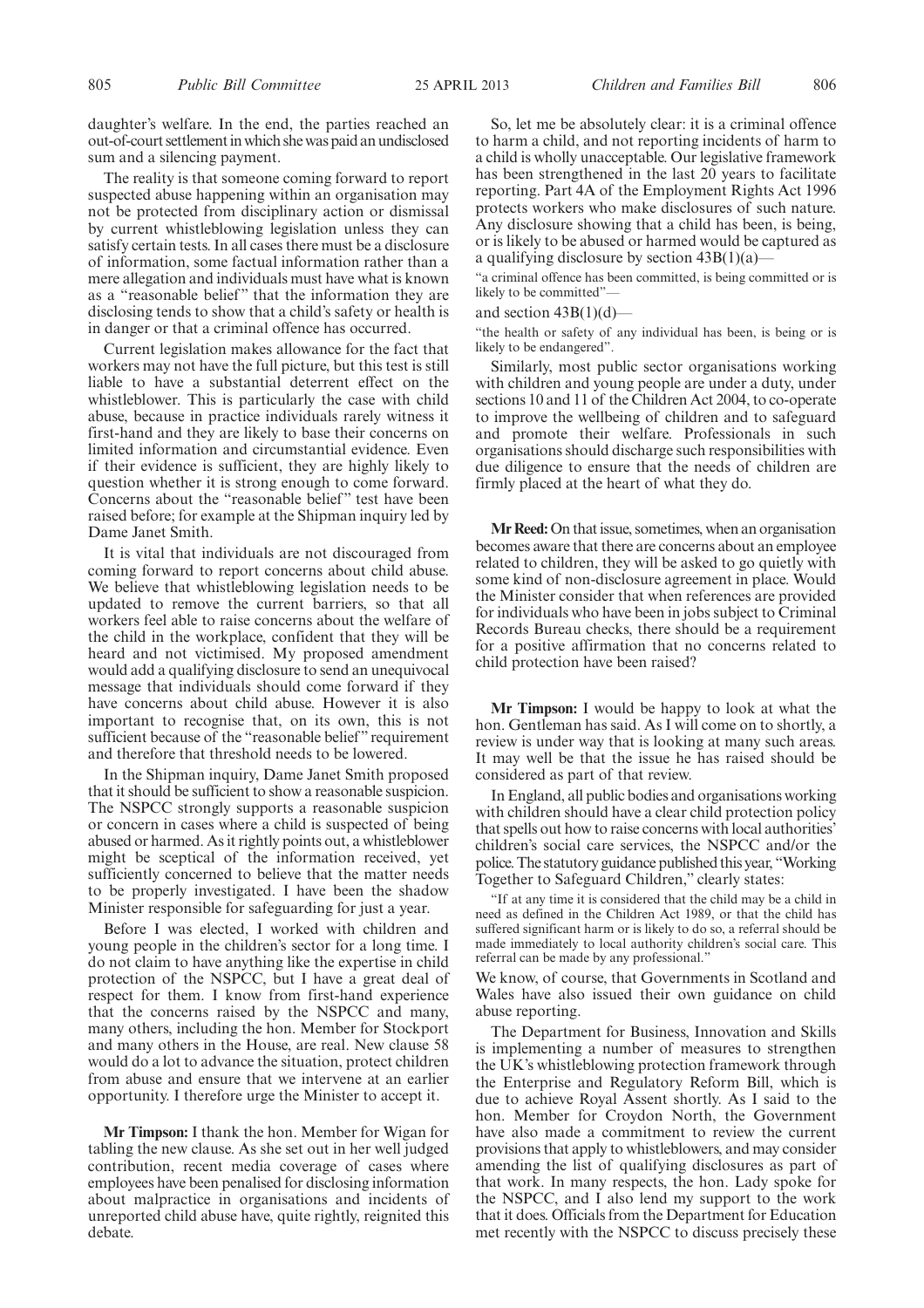daughter's welfare. In the end, the parties reached an out-of-court settlement in which she was paid an undisclosed sum and a silencing payment.

The reality is that someone coming forward to report suspected abuse happening within an organisation may not be protected from disciplinary action or dismissal by current whistleblowing legislation unless they can satisfy certain tests. In all cases there must be a disclosure of information, some factual information rather than a mere allegation and individuals must have what is known as a "reasonable belief" that the information they are disclosing tends to show that a child's safety or health is in danger or that a criminal offence has occurred.

Current legislation makes allowance for the fact that workers may not have the full picture, but this test is still liable to have a substantial deterrent effect on the whistleblower. This is particularly the case with child abuse, because in practice individuals rarely witness it first-hand and they are likely to base their concerns on limited information and circumstantial evidence. Even if their evidence is sufficient, they are highly likely to question whether it is strong enough to come forward. Concerns about the "reasonable belief" test have been raised before; for example at the Shipman inquiry led by Dame Janet Smith.

It is vital that individuals are not discouraged from coming forward to report concerns about child abuse. We believe that whistleblowing legislation needs to be updated to remove the current barriers, so that all workers feel able to raise concerns about the welfare of the child in the workplace, confident that they will be heard and not victimised. My proposed amendment would add a qualifying disclosure to send an unequivocal message that individuals should come forward if they have concerns about child abuse. However it is also important to recognise that, on its own, this is not sufficient because of the "reasonable belief" requirement and therefore that threshold needs to be lowered.

In the Shipman inquiry, Dame Janet Smith proposed that it should be sufficient to show a reasonable suspicion. The NSPCC strongly supports a reasonable suspicion or concern in cases where a child is suspected of being abused or harmed. As it rightly points out, a whistleblower might be sceptical of the information received, yet sufficiently concerned to believe that the matter needs to be properly investigated. I have been the shadow Minister responsible for safeguarding for just a year.

Before I was elected, I worked with children and young people in the children's sector for a long time. I do not claim to have anything like the expertise in child protection of the NSPCC, but I have a great deal of respect for them. I know from first-hand experience that the concerns raised by the NSPCC and many, many others, including the hon. Member for Stockport and many others in the House, are real. New clause 58 would do a lot to advance the situation, protect children from abuse and ensure that we intervene at an earlier opportunity. I therefore urge the Minister to accept it.

**Mr Timpson:** I thank the hon. Member for Wigan for tabling the new clause. As she set out in her well judged contribution, recent media coverage of cases where employees have been penalised for disclosing information about malpractice in organisations and incidents of unreported child abuse have, quite rightly, reignited this debate.

So, let me be absolutely clear: it is a criminal offence to harm a child, and not reporting incidents of harm to a child is wholly unacceptable. Our legislative framework has been strengthened in the last 20 years to facilitate reporting. Part 4A of the Employment Rights Act 1996 protects workers who make disclosures of such nature. Any disclosure showing that a child has been, is being, or is likely to be abused or harmed would be captured as a qualifying disclosure by section 43B(1)(a)—

"a criminal offence has been committed, is being committed or is likely to be committed"—

and section 43B(1)(d)—

"the health or safety of any individual has been, is being or is likely to be endangered".

Similarly, most public sector organisations working with children and young people are under a duty, under sections 10 and 11 of the Children Act 2004, to co-operate to improve the wellbeing of children and to safeguard and promote their welfare. Professionals in such organisations should discharge such responsibilities with due diligence to ensure that the needs of children are firmly placed at the heart of what they do.

**Mr Reed:** On that issue, sometimes, when an organisation becomes aware that there are concerns about an employee related to children, they will be asked to go quietly with some kind of non-disclosure agreement in place. Would the Minister consider that when references are provided for individuals who have been in jobs subject to Criminal Records Bureau checks, there should be a requirement for a positive affirmation that no concerns related to child protection have been raised?

**Mr Timpson:** I would be happy to look at what the hon. Gentleman has said. As I will come on to shortly, a review is under way that is looking at many such areas. It may well be that the issue he has raised should be considered as part of that review.

In England, all public bodies and organisations working with children should have a clear child protection policy that spells out how to raise concerns with local authorities' children's social care services, the NSPCC and/or the police. The statutory guidance published this year, "Working Together to Safeguard Children," clearly states:

"If at any time it is considered that the child may be a child in need as defined in the Children Act 1989, or that the child has suffered significant harm or is likely to do so, a referral should be made immediately to local authority children's social care. This referral can be made by any professional."

We know, of course, that Governments in Scotland and Wales have also issued their own guidance on child abuse reporting.

The Department for Business, Innovation and Skills is implementing a number of measures to strengthen the UK's whistleblowing protection framework through the Enterprise and Regulatory Reform Bill, which is due to achieve Royal Assent shortly. As I said to the hon. Member for Croydon North, the Government have also made a commitment to review the current provisions that apply to whistleblowers, and may consider amending the list of qualifying disclosures as part of that work. In many respects, the hon. Lady spoke for the NSPCC, and I also lend my support to the work that it does. Officials from the Department for Education met recently with the NSPCC to discuss precisely these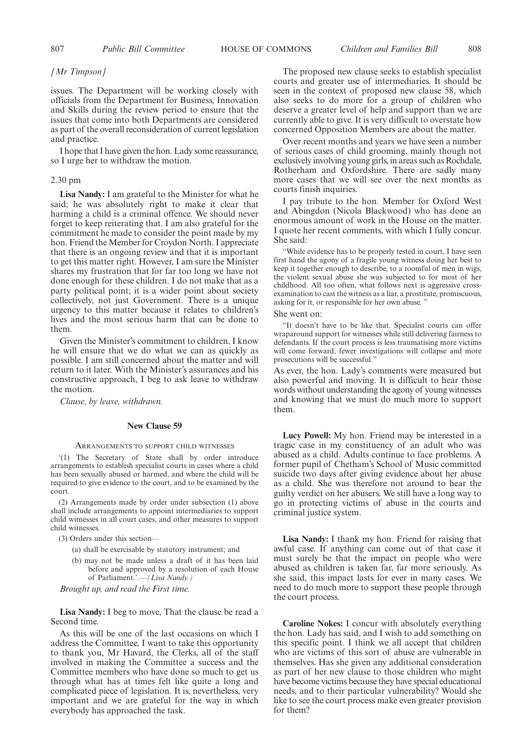*[Mr Timpson]*

issues. The Department will be working closely with officials from the Department for Business, Innovation and Skills during the review period to ensure that the issues that come into both Departments are considered as part of the overall reconsideration of current legislation and practice.

I hope that I have given the hon. Lady some reassurance, so I urge her to withdraw the motion.

2.30 pm

**Lisa Nandy:** I am grateful to the Minister for what he said; he was absolutely right to make it clear that harming a child is a criminal offence. We should never forget to keep reiterating that. I am also grateful for the commitment he made to consider the point made by my hon. Friend the Member for Croydon North. I appreciate that there is an ongoing review and that it is important to get this matter right. However, I am sure the Minister shares my frustration that for far too long we have not done enough for these children. I do not make that as a party political point; it is a wider point about society collectively, not just Government. There is a unique urgency to this matter because it relates to children's lives and the most serious harm that can be done to them.

Given the Minister's commitment to children, I know he will ensure that we do what we can as quickly as possible. I am still concerned about the matter and will return to it later. With the Minister's assurances and his constructive approach, I beg to ask leave to withdraw the motion.

*Clause, by leave, withdrawn.*

## New Clause 59

ARRANGEMENTS TO SUPPORT CHILD WITNESSES

'(1) The Secretary of State shall by order introduce arrangements to establish specialist courts in cases where a child has been sexually abused or harmed, and where the child will be required to give evidence to the court, and to be examined by the court.

(2) Arrangements made by order under subsection (1) above shall include arrangements to appoint intermediaries to support child witnesses in all court cases, and other measures to support child witnesses.

(3) Orders under this section—

(a) shall be exercisable by statutory instrument; and

(b) may not be made unless a draft of it has been laid before and approved by a resolution of each House of Parliament.'.—*(Lisa Nandy.)*

*Brought up, and read the First time.*

**Lisa Nandy:** I beg to move, That the clause be read a Second time.

As this will be one of the last occasions on which I address the Committee, I want to take this opportunity to thank you, Mr Havard, the Clerks, all of the staff involved in making the Committee a success and the Committee members who have done so much to get us through what has at times felt like quite a long and complicated piece of legislation. It is, nevertheless, very important and we are grateful for the way in which everybody has approached the task.

The proposed new clause seeks to establish specialist courts and greater use of intermediaries. It should be seen in the context of proposed new clause 58, which also seeks to do more for a group of children who deserve a greater level of help and support than we are currently able to give. It is very difficult to overstate how concerned Opposition Members are about the matter.

Over recent months and years we have seen a number of serious cases of child grooming, mainly though not exclusively involving young girls, in areas such as Rochdale, Rotherham and Oxfordshire. There are sadly many more cases that we will see over the next months as courts finish inquiries.

I pay tribute to the hon. Member for Oxford West and Abingdon (Nicola Blackwood) who has done an enormous amount of work in the House on the matter. I quote her recent comments, with which I fully concur. She said:

"While evidence has to be properly tested in court, I have seen first hand the agony of a fragile young witness doing her best to keep it together enough to describe, to a roomful of men in wigs, the violent sexual abuse she was subjected to for most of her childhood. All too often, what follows next is aggressive cross-examination to cast the witness as a liar, a prostitute, promiscuous, asking for it, or responsible for her own abuse. "

She went on:

"It doesn't have to be like that. Specialist courts can offer wraparound support for witnesses while still delivering fairness to defendants. If the court process is less traumatising more victims will come forward, fewer investigations will collapse and more prosecutions will be successful."

As ever, the hon. Lady's comments were measured but also powerful and moving. It is difficult to hear those words without understanding the agony of young witnesses and knowing that we must do much more to support them.

**Lucy Powell:** My hon. Friend may be interested in a tragic case in my constituency of an adult who was abused as a child. Adults continue to face problems. A former pupil of Chetham's School of Music committed suicide two days after giving evidence about her abuse as a child. She was therefore not around to hear the guilty verdict on her abusers. We still have a long way to go in protecting victims of abuse in the courts and criminal justice system.

**Lisa Nandy:** I thank my hon. Friend for raising that awful case. If anything can come out of that case it must surely be that the impact on people who were abused as children is taken far, far more seriously. As she said, this impact lasts for ever in many cases. We need to do much more to support these people through the court process.

**Caroline Nokes:** I concur with absolutely everything the hon. Lady has said, and I wish to add something on this specific point. I think we all accept that children who are victims of this sort of abuse are vulnerable in themselves. Has she given any additional consideration as part of her new clause to those children who might have become victims because they have special educational needs, and to their particular vulnerability? Would she like to see the court process make even greater provision for them?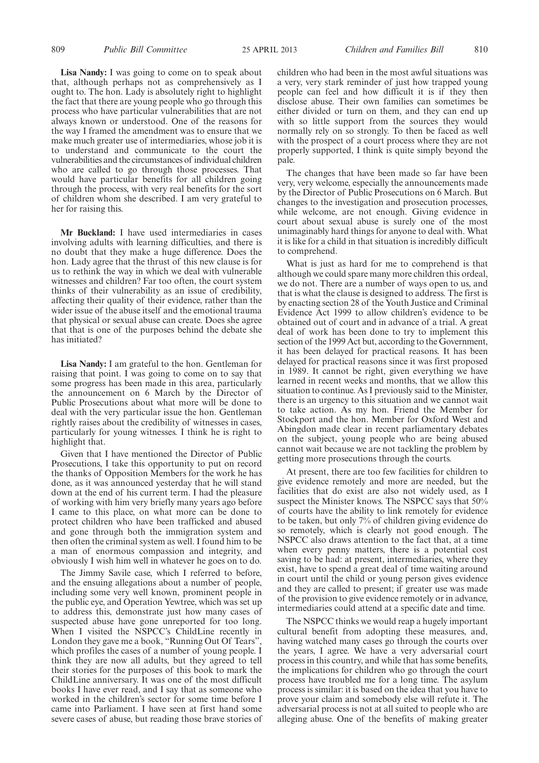**Lisa Nandy:** I was going to come on to speak about that, although perhaps not as comprehensively as I ought to. The hon. Lady is absolutely right to highlight the fact that there are young people who go through this process who have particular vulnerabilities that are not always known or understood. One of the reasons for the way I framed the amendment was to ensure that we make much greater use of intermediaries, whose job it is to understand and communicate to the court the vulnerabilities and the circumstances of individual children who are called to go through those processes. That would have particular benefits for all children going through the process, with very real benefits for the sort of children whom she described. I am very grateful to her for raising this.

**Mr Buckland:** I have used intermediaries in cases involving adults with learning difficulties, and there is no doubt that they make a huge difference. Does the hon. Lady agree that the thrust of this new clause is for us to rethink the way in which we deal with vulnerable witnesses and children? Far too often, the court system thinks of their vulnerability as an issue of credibility, affecting their quality of their evidence, rather than the wider issue of the abuse itself and the emotional trauma that physical or sexual abuse can create. Does she agree that that is one of the purposes behind the debate she has initiated?

**Lisa Nandy:** I am grateful to the hon. Gentleman for raising that point. I was going to come on to say that some progress has been made in this area, particularly the announcement on 6 March by the Director of Public Prosecutions about what more will be done to deal with the very particular issue the hon. Gentleman rightly raises about the credibility of witnesses in cases, particularly for young witnesses. I think he is right to highlight that.

Given that I have mentioned the Director of Public Prosecutions, I take this opportunity to put on record the thanks of Opposition Members for the work he has done, as it was announced yesterday that he will stand down at the end of his current term. I had the pleasure of working with him very briefly many years ago before I came to this place, on what more can be done to protect children who have been trafficked and abused and gone through both the immigration system and then often the criminal system as well. I found him to be a man of enormous compassion and integrity, and obviously I wish him well in whatever he goes on to do.

The Jimmy Savile case, which I referred to before, and the ensuing allegations about a number of people, including some very well known, prominent people in the public eye, and Operation Yewtree, which was set up to address this, demonstrate just how many cases of suspected abuse have gone unreported for too long. When I visited the NSPCC's ChildLine recently in London they gave me a book, "Running Out Of Tears", which profiles the cases of a number of young people. I think they are now all adults, but they agreed to tell their stories for the purposes of this book to mark the ChildLine anniversary. It was one of the most difficult books I have ever read, and I say that as someone who worked in the children's sector for some time before I came into Parliament. I have seen at first hand some severe cases of abuse, but reading those brave stories of children who had been in the most awful situations was a very, very stark reminder of just how trapped young people can feel and how difficult it is if they then disclose abuse. Their own families can sometimes be either divided or turn on them, and they can end up with so little support from the sources they would normally rely on so strongly. To then be faced as well with the prospect of a court process where they are not properly supported, I think is quite simply beyond the pale.

The changes that have been made so far have been very, very welcome, especially the announcements made by the Director of Public Prosecutions on 6 March. But changes to the investigation and prosecution processes, while welcome, are not enough. Giving evidence in court about sexual abuse is surely one of the most unimaginably hard things for anyone to deal with. What it is like for a child in that situation is incredibly difficult to comprehend.

What is just as hard for me to comprehend is that although we could spare many more children this ordeal, we do not. There are a number of ways open to us, and that is what the clause is designed to address. The first is by enacting section 28 of the Youth Justice and Criminal Evidence Act 1999 to allow children's evidence to be obtained out of court and in advance of a trial. A great deal of work has been done to try to implement this section of the 1999 Act but, according to the Government, it has been delayed for practical reasons. It has been delayed for practical reasons since it was first proposed in 1989. It cannot be right, given everything we have learned in recent weeks and months, that we allow this situation to continue. As I previously said to the Minister, there is an urgency to this situation and we cannot wait to take action. As my hon. Friend the Member for Stockport and the hon. Member for Oxford West and Abingdon made clear in recent parliamentary debates on the subject, young people who are being abused cannot wait because we are not tackling the problem by getting more prosecutions through the courts.

At present, there are too few facilities for children to give evidence remotely and more are needed, but the facilities that do exist are also not widely used, as I suspect the Minister knows. The NSPCC says that 50% of courts have the ability to link remotely for evidence to be taken, but only 7% of children giving evidence do so remotely, which is clearly not good enough. The NSPCC also draws attention to the fact that, at a time when every penny matters, there is a potential cost saving to be had: at present, intermediaries, where they exist, have to spend a great deal of time waiting around in court until the child or young person gives evidence and they are called to present; if greater use was made of the provision to give evidence remotely or in advance, intermediaries could attend at a specific date and time.

The NSPCC thinks we would reap a hugely important cultural benefit from adopting these measures, and, having watched many cases go through the courts over the years, I agree. We have a very adversarial court process in this country, and while that has some benefits, the implications for children who go through the court process have troubled me for a long time. The asylum process is similar: it is based on the idea that you have to prove your claim and somebody else will refute it. The adversarial process is not at all suited to people who are alleging abuse. One of the benefits of making greater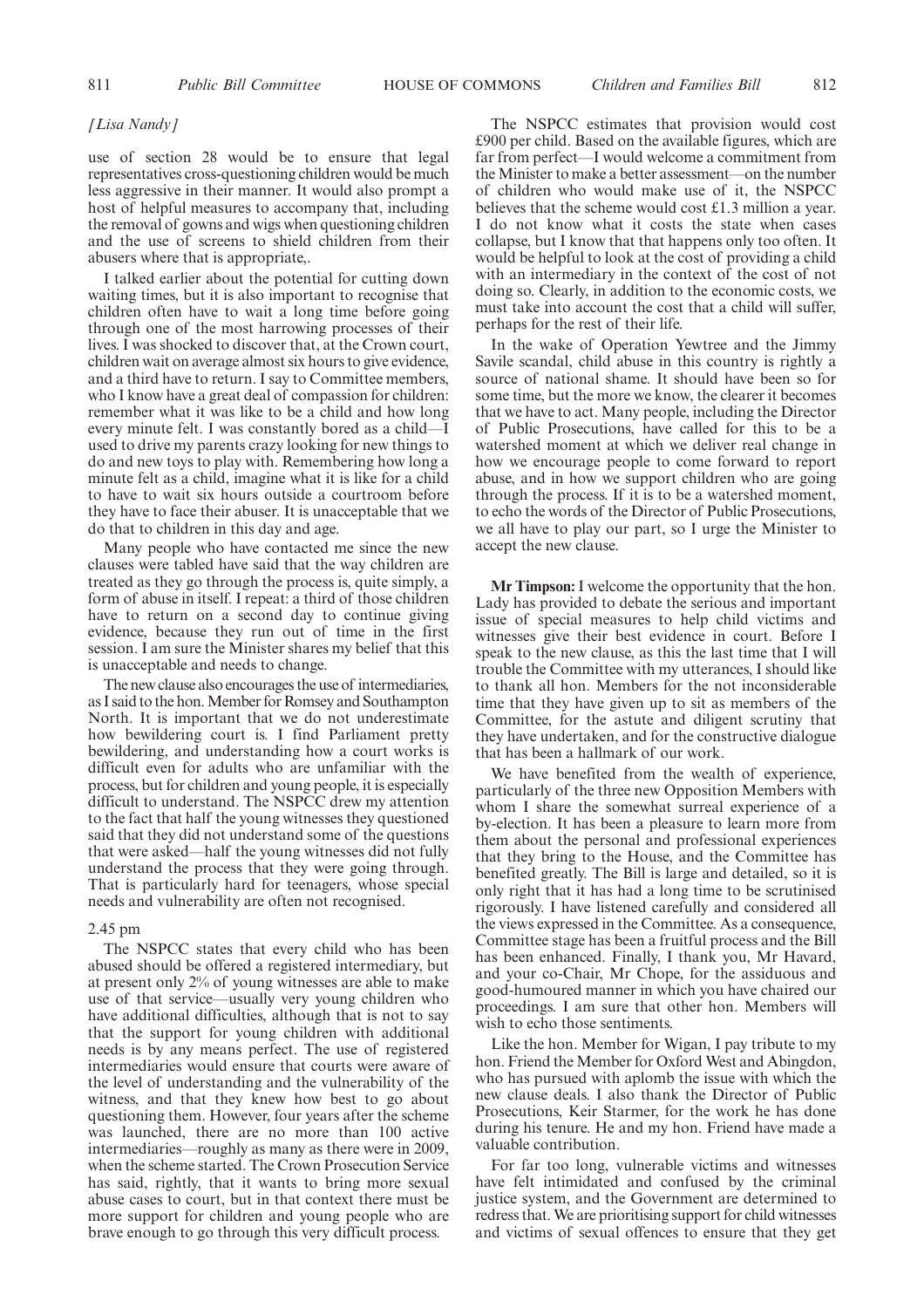*[Lisa Nandy]*

use of section 28 would be to ensure that legal representatives cross-questioning children would be much less aggressive in their manner. It would also prompt a host of helpful measures to accompany that, including the removal of gowns and wigs when questioning children and the use of screens to shield children from their abusers where that is appropriate,.

I talked earlier about the potential for cutting down waiting times, but it is also important to recognise that children often have to wait a long time before going through one of the most harrowing processes of their lives. I was shocked to discover that, at the Crown court, children wait on average almost six hours to give evidence, and a third have to return. I say to Committee members, who I know have a great deal of compassion for children: remember what it was like to be a child and how long every minute felt. I was constantly bored as a child—I used to drive my parents crazy looking for new things to do and new toys to play with. Remembering how long a minute felt as a child, imagine what it is like for a child to have to wait six hours outside a courtroom before they have to face their abuser. It is unacceptable that we do that to children in this day and age.

Many people who have contacted me since the new clauses were tabled have said that the way children are treated as they go through the process is, quite simply, a form of abuse in itself. I repeat: a third of those children have to return on a second day to continue giving evidence, because they run out of time in the first session. I am sure the Minister shares my belief that this is unacceptable and needs to change.

The new clause also encourages the use of intermediaries, as I said to the hon. Member for Romsey and Southampton North. It is important that we do not underestimate how bewildering court is. I find Parliament pretty bewildering, and understanding how a court works is difficult even for adults who are unfamiliar with the process, but for children and young people, it is especially difficult to understand. The NSPCC drew my attention to the fact that half the young witnesses they questioned said that they did not understand some of the questions that were asked—half the young witnesses did not fully understand the process that they were going through. That is particularly hard for teenagers, whose special needs and vulnerability are often not recognised.

2.45 pm

The NSPCC states that every child who has been abused should be offered a registered intermediary, but at present only 2% of young witnesses are able to make use of that service—usually very young children who have additional difficulties, although that is not to say that the support for young children with additional needs is by any means perfect. The use of registered intermediaries would ensure that courts were aware of the level of understanding and the vulnerability of the witness, and that they knew how best to go about questioning them. However, four years after the scheme was launched, there are no more than 100 active intermediaries—roughly as many as there were in 2009, when the scheme started. The Crown Prosecution Service has said, rightly, that it wants to bring more sexual abuse cases to court, but in that context there must be more support for children and young people who are brave enough to go through this very difficult process.

The NSPCC estimates that provision would cost £900 per child. Based on the available figures, which are far from perfect—I would welcome a commitment from the Minister to make a better assessment—on the number of children who would make use of it, the NSPCC believes that the scheme would cost £1.3 million a year. I do not know what it costs the state when cases collapse, but I know that that happens only too often. It would be helpful to look at the cost of providing a child with an intermediary in the context of the cost of not doing so. Clearly, in addition to the economic costs, we must take into account the cost that a child will suffer, perhaps for the rest of their life.

In the wake of Operation Yewtree and the Jimmy Savile scandal, child abuse in this country is rightly a source of national shame. It should have been so for some time, but the more we know, the clearer it becomes that we have to act. Many people, including the Director of Public Prosecutions, have called for this to be a watershed moment at which we deliver real change in how we encourage people to come forward to report abuse, and in how we support children who are going through the process. If it is to be a watershed moment, to echo the words of the Director of Public Prosecutions, we all have to play our part, so I urge the Minister to accept the new clause.

**Mr Timpson:** I welcome the opportunity that the hon. Lady has provided to debate the serious and important issue of special measures to help child victims and witnesses give their best evidence in court. Before I speak to the new clause, as this the last time that I will trouble the Committee with my utterances, I should like to thank all hon. Members for the not inconsiderable time that they have given up to sit as members of the Committee, for the astute and diligent scrutiny that they have undertaken, and for the constructive dialogue that has been a hallmark of our work.

We have benefited from the wealth of experience, particularly of the three new Opposition Members with whom I share the somewhat surreal experience of a by-election. It has been a pleasure to learn more from them about the personal and professional experiences that they bring to the House, and the Committee has benefited greatly. The Bill is large and detailed, so it is only right that it has had a long time to be scrutinised rigorously. I have listened carefully and considered all the views expressed in the Committee. As a consequence, Committee stage has been a fruitful process and the Bill has been enhanced. Finally, I thank you, Mr Havard, and your co-Chair, Mr Chope, for the assiduous and good-humoured manner in which you have chaired our proceedings. I am sure that other hon. Members will wish to echo those sentiments.

Like the hon. Member for Wigan, I pay tribute to my hon. Friend the Member for Oxford West and Abingdon, who has pursued with aplomb the issue with which the new clause deals. I also thank the Director of Public Prosecutions, Keir Starmer, for the work he has done during his tenure. He and my hon. Friend have made a valuable contribution.

For far too long, vulnerable victims and witnesses have felt intimidated and confused by the criminal justice system, and the Government are determined to redress that. We are prioritising support for child witnesses and victims of sexual offences to ensure that they get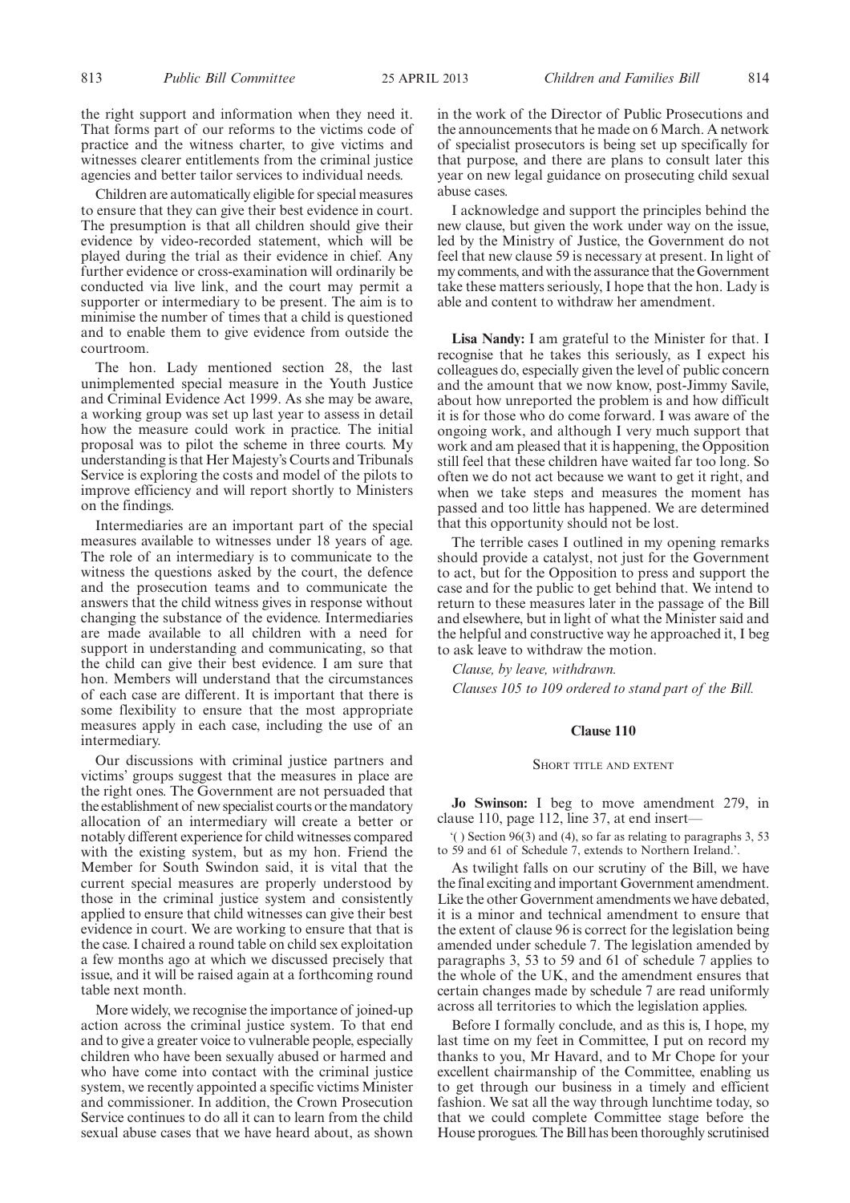the right support and information when they need it. That forms part of our reforms to the victims code of practice and the witness charter, to give victims and witnesses clearer entitlements from the criminal justice agencies and better tailor services to individual needs.

Children are automatically eligible for special measures to ensure that they can give their best evidence in court. The presumption is that all children should give their evidence by video-recorded statement, which will be played during the trial as their evidence in chief. Any further evidence or cross-examination will ordinarily be conducted via live link, and the court may permit a supporter or intermediary to be present. The aim is to minimise the number of times that a child is questioned and to enable them to give evidence from outside the courtroom.

The hon. Lady mentioned section 28, the last unimplemented special measure in the Youth Justice and Criminal Evidence Act 1999. As she may be aware, a working group was set up last year to assess in detail how the measure could work in practice. The initial proposal was to pilot the scheme in three courts. My understanding is that Her Majesty's Courts and Tribunals Service is exploring the costs and model of the pilots to improve efficiency and will report shortly to Ministers on the findings.

Intermediaries are an important part of the special measures available to witnesses under 18 years of age. The role of an intermediary is to communicate to the witness the questions asked by the court, the defence and the prosecution teams and to communicate the answers that the child witness gives in response without changing the substance of the evidence. Intermediaries are made available to all children with a need for support in understanding and communicating, so that the child can give their best evidence. I am sure that hon. Members will understand that the circumstances of each case are different. It is important that there is some flexibility to ensure that the most appropriate measures apply in each case, including the use of an intermediary.

Our discussions with criminal justice partners and victims' groups suggest that the measures in place are the right ones. The Government are not persuaded that the establishment of new specialist courts or the mandatory allocation of an intermediary will create a better or notably different experience for child witnesses compared with the existing system, but as my hon. Friend the Member for South Swindon said, it is vital that the current special measures are properly understood by those in the criminal justice system and consistently applied to ensure that child witnesses can give their best evidence in court. We are working to ensure that that is the case. I chaired a round table on child sex exploitation a few months ago at which we discussed precisely that issue, and it will be raised again at a forthcoming round table next month.

More widely, we recognise the importance of joined-up action across the criminal justice system. To that end and to give a greater voice to vulnerable people, especially children who have been sexually abused or harmed and who have come into contact with the criminal justice system, we recently appointed a specific victims Minister and commissioner. In addition, the Crown Prosecution Service continues to do all it can to learn from the child sexual abuse cases that we have heard about, as shown in the work of the Director of Public Prosecutions and the announcements that he made on 6 March. A network of specialist prosecutors is being set up specifically for that purpose, and there are plans to consult later this year on new legal guidance on prosecuting child sexual abuse cases.

I acknowledge and support the principles behind the new clause, but given the work under way on the issue, led by the Ministry of Justice, the Government do not feel that new clause 59 is necessary at present. In light of my comments, and with the assurance that the Government take these matters seriously, I hope that the hon. Lady is able and content to withdraw her amendment.

**Lisa Nandy:** I am grateful to the Minister for that. I recognise that he takes this seriously, as I expect his colleagues do, especially given the level of public concern and the amount that we now know, post-Jimmy Savile, about how unreported the problem is and how difficult it is for those who do come forward. I was aware of the ongoing work, and although I very much support that work and am pleased that it is happening, the Opposition still feel that these children have waited far too long. So often we do not act because we want to get it right, and when we take steps and measures the moment has passed and too little has happened. We are determined that this opportunity should not be lost.

The terrible cases I outlined in my opening remarks should provide a catalyst, not just for the Government to act, but for the Opposition to press and support the case and for the public to get behind that. We intend to return to these measures later in the passage of the Bill and elsewhere, but in light of what the Minister said and the helpful and constructive way he approached it, I beg to ask leave to withdraw the motion.

*Clause, by leave, withdrawn.*

*Clauses 105 to 109 ordered to stand part of the Bill.*

### Clause 110

SHORT TITLE AND EXTENT

**Jo Swinson:** I beg to move amendment 279, in clause 110, page 112, line 37, at end insert—

'( ) Section 96(3) and (4), so far as relating to paragraphs 3, 53 to 59 and 61 of Schedule 7, extends to Northern Ireland.'.

As twilight falls on our scrutiny of the Bill, we have the final exciting and important Government amendment. Like the other Government amendments we have debated, it is a minor and technical amendment to ensure that the extent of clause 96 is correct for the legislation being amended under schedule 7. The legislation amended by paragraphs 3, 53 to 59 and 61 of schedule 7 applies to the whole of the UK, and the amendment ensures that certain changes made by schedule 7 are read uniformly across all territories to which the legislation applies.

Before I formally conclude, and as this is, I hope, my last time on my feet in Committee, I put on record my thanks to you, Mr Havard, and to Mr Chope for your excellent chairmanship of the Committee, enabling us to get through our business in a timely and efficient fashion. We sat all the way through lunchtime today, so that we could complete Committee stage before the House prorogues. The Bill has been thoroughly scrutinised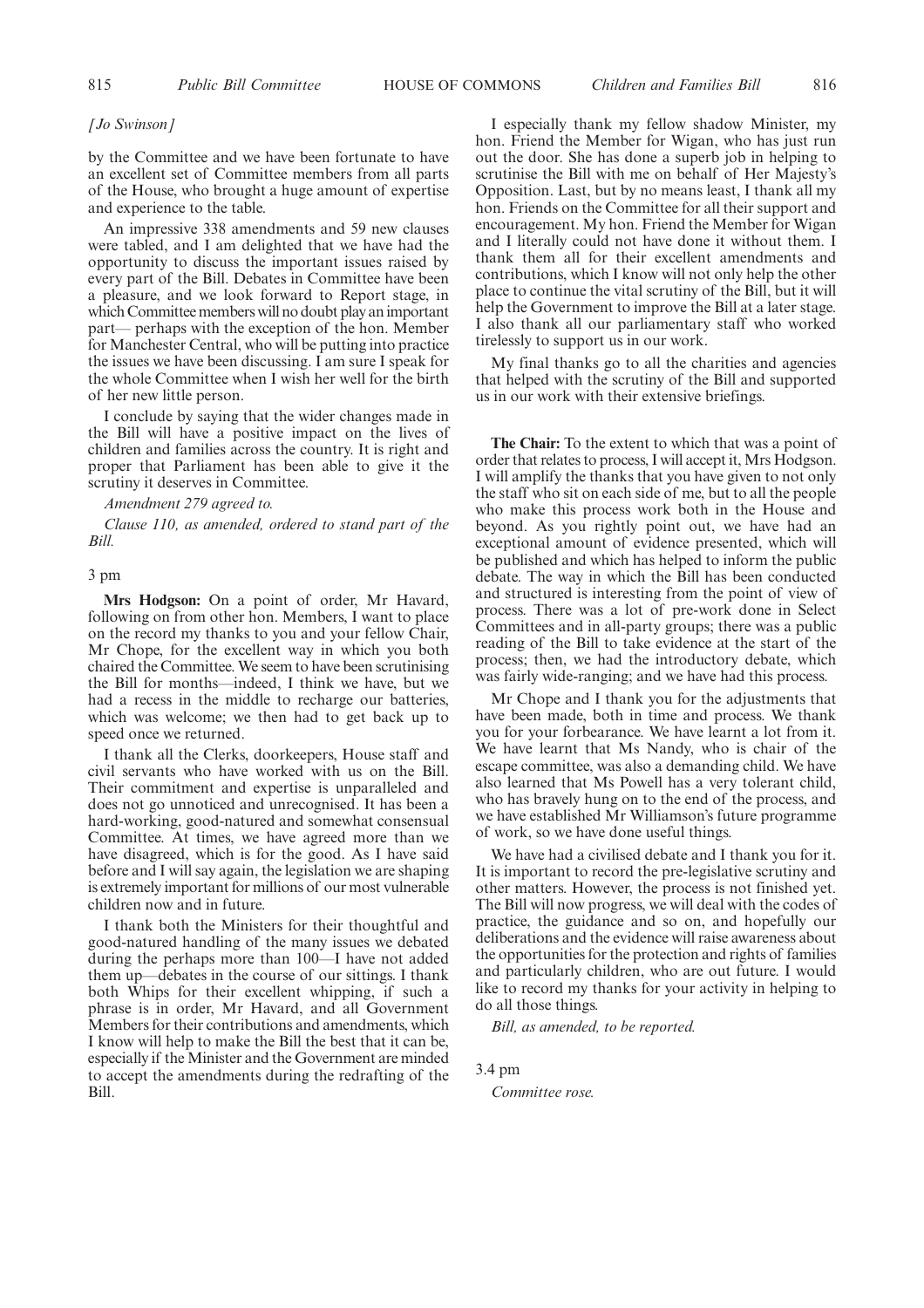*[Jo Swinson]*

by the Committee and we have been fortunate to have an excellent set of Committee members from all parts of the House, who brought a huge amount of expertise and experience to the table.

An impressive 338 amendments and 59 new clauses were tabled, and I am delighted that we have had the opportunity to discuss the important issues raised by every part of the Bill. Debates in Committee have been a pleasure, and we look forward to Report stage, in which Committee members will no doubt play an important part— perhaps with the exception of the hon. Member for Manchester Central, who will be putting into practice the issues we have been discussing. I am sure I speak for the whole Committee when I wish her well for the birth of her new little person.

I conclude by saying that the wider changes made in the Bill will have a positive impact on the lives of children and families across the country. It is right and proper that Parliament has been able to give it the scrutiny it deserves in Committee.

*Amendment 279 agreed to.*

*Clause 110, as amended, ordered to stand part of the Bill.*

3 pm

**Mrs Hodgson:** On a point of order, Mr Havard, following on from other hon. Members, I want to place on the record my thanks to you and your fellow Chair, Mr Chope, for the excellent way in which you both chaired the Committee. We seem to have been scrutinising the Bill for months—indeed, I think we have, but we had a recess in the middle to recharge our batteries, which was welcome; we then had to get back up to speed once we returned.

I thank all the Clerks, doorkeepers, House staff and civil servants who have worked with us on the Bill. Their commitment and expertise is unparalleled and does not go unnoticed and unrecognised. It has been a hard-working, good-natured and somewhat consensual Committee. At times, we have agreed more than we have disagreed, which is for the good. As I have said before and I will say again, the legislation we are shaping is extremely important for millions of our most vulnerable children now and in future.

I thank both the Ministers for their thoughtful and good-natured handling of the many issues we debated during the perhaps more than 100—I have not added them up—debates in the course of our sittings. I thank both Whips for their excellent whipping, if such a phrase is in order, Mr Havard, and all Government Members for their contributions and amendments, which I know will help to make the Bill the best that it can be, especially if the Minister and the Government are minded to accept the amendments during the redrafting of the Bill.

I especially thank my fellow shadow Minister, my hon. Friend the Member for Wigan, who has just run out the door. She has done a superb job in helping to scrutinise the Bill with me on behalf of Her Majesty's Opposition. Last, but by no means least, I thank all my hon. Friends on the Committee for all their support and encouragement. My hon. Friend the Member for Wigan and I literally could not have done it without them. I thank them all for their excellent amendments and contributions, which I know will not only help the other place to continue the vital scrutiny of the Bill, but it will help the Government to improve the Bill at a later stage. I also thank all our parliamentary staff who worked tirelessly to support us in our work.

My final thanks go to all the charities and agencies that helped with the scrutiny of the Bill and supported us in our work with their extensive briefings.

**The Chair:** To the extent to which that was a point of order that relates to process, I will accept it, Mrs Hodgson. I will amplify the thanks that you have given to not only the staff who sit on each side of me, but to all the people who make this process work both in the House and beyond. As you rightly point out, we have had an exceptional amount of evidence presented, which will be published and which has helped to inform the public debate. The way in which the Bill has been conducted and structured is interesting from the point of view of process. There was a lot of pre-work done in Select Committees and in all-party groups; there was a public reading of the Bill to take evidence at the start of the process; then, we had the introductory debate, which was fairly wide-ranging; and we have had this process.

Mr Chope and I thank you for the adjustments that have been made, both in time and process. We thank you for your forbearance. We have learnt a lot from it. We have learnt that Ms Nandy, who is chair of the escape committee, was also a demanding child. We have also learned that Ms Powell has a very tolerant child, who has bravely hung on to the end of the process, and we have established Mr Williamson's future programme of work, so we have done useful things.

We have had a civilised debate and I thank you for it. It is important to record the pre-legislative scrutiny and other matters. However, the process is not finished yet. The Bill will now progress, we will deal with the codes of practice, the guidance and so on, and hopefully our deliberations and the evidence will raise awareness about the opportunities for the protection and rights of families and particularly children, who are out future. I would like to record my thanks for your activity in helping to do all those things.

*Bill, as amended, to be reported.*

3.4 pm

*Committee rose.*